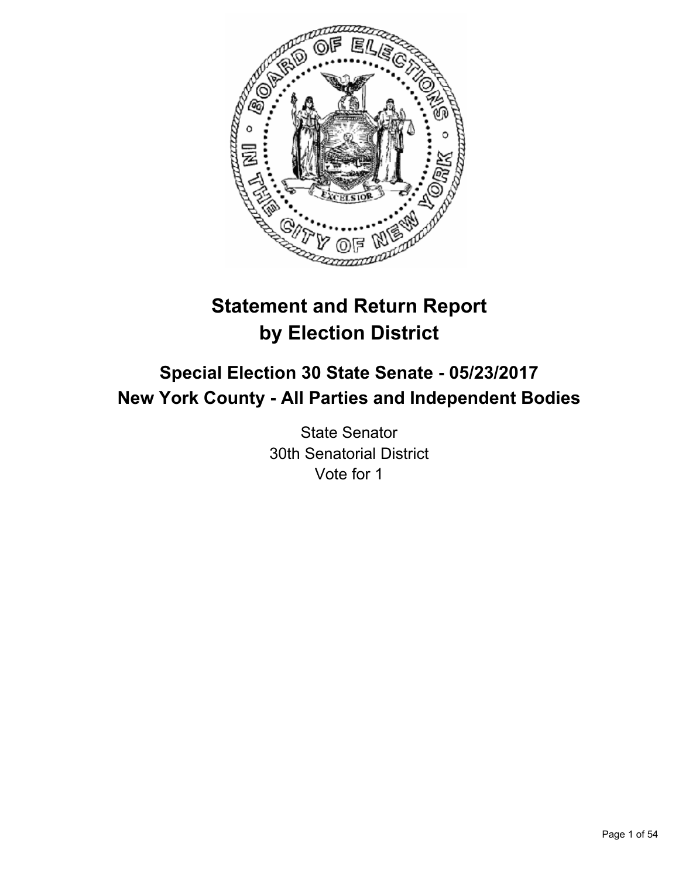# Statement and Return Report by Election District

## Special Election 30 State Senate - 05/23/2017
## New York County - All Parties and Independent Bodies

State Senator
30th Senatorial District
Vote for 1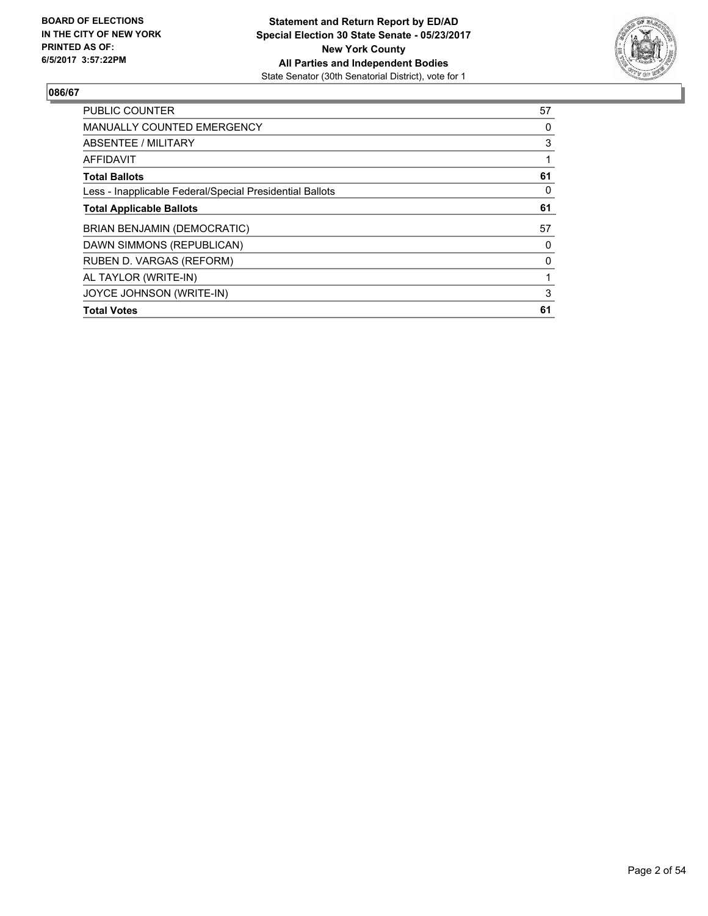**BOARD OF ELECTIONS IN THE CITY OF NEW YORK PRINTED AS OF: 6/5/2017 3:57:22PM**

**Statement and Return Report by ED/AD Special Election 30 State Senate - 05/23/2017 New York County All Parties and Independent Bodies**
State Senator (30th Senatorial District), vote for 1

**086/67**

| | |
|---|---|
| PUBLIC COUNTER | 57 |
| MANUALLY COUNTED EMERGENCY | 0 |
| ABSENTEE / MILITARY | 3 |
| AFFIDAVIT | 1 |
| **Total Ballots** | **61** |
| Less - Inapplicable Federal/Special Presidential Ballots | 0 |
| **Total Applicable Ballots** | **61** |
| BRIAN BENJAMIN (DEMOCRATIC) | 57 |
| DAWN SIMMONS (REPUBLICAN) | 0 |
| RUBEN D. VARGAS (REFORM) | 0 |
| AL TAYLOR (WRITE-IN) | 1 |
| JOYCE JOHNSON (WRITE-IN) | 3 |
| **Total Votes** | **61** |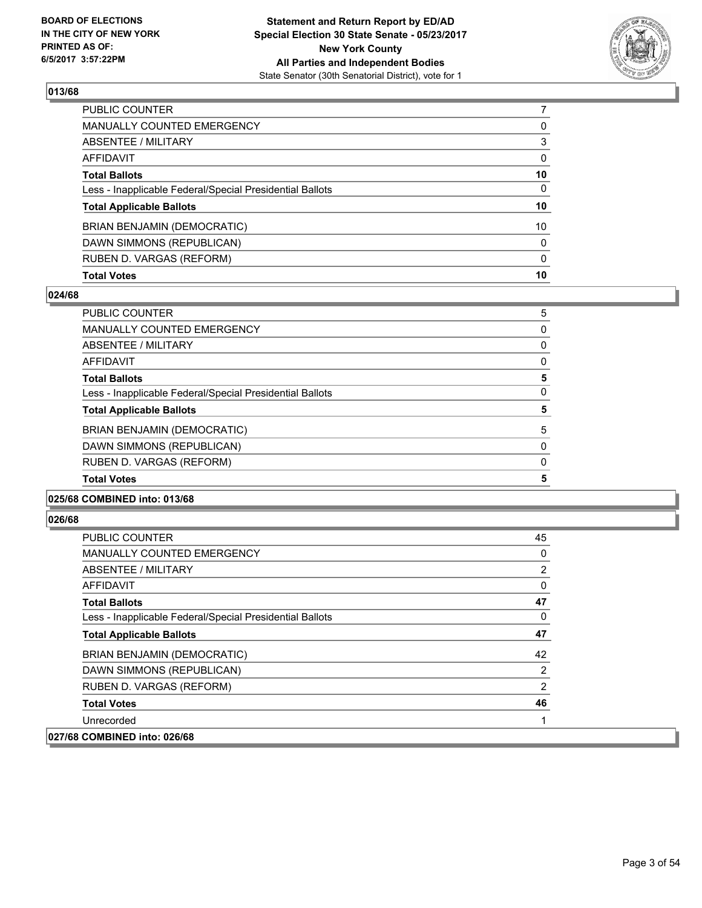### 013/68

| | |
|---|---|
| PUBLIC COUNTER | 7 |
| MANUALLY COUNTED EMERGENCY | 0 |
| ABSENTEE / MILITARY | 3 |
| AFFIDAVIT | 0 |
| **Total Ballots** | **10** |
| Less - Inapplicable Federal/Special Presidential Ballots | 0 |
| **Total Applicable Ballots** | **10** |
| BRIAN BENJAMIN (DEMOCRATIC) | 10 |
| DAWN SIMMONS (REPUBLICAN) | 0 |
| RUBEN D. VARGAS (REFORM) | 0 |
| **Total Votes** | **10** |

### 024/68

| | |
|---|---|
| PUBLIC COUNTER | 5 |
| MANUALLY COUNTED EMERGENCY | 0 |
| ABSENTEE / MILITARY | 0 |
| AFFIDAVIT | 0 |
| **Total Ballots** | **5** |
| Less - Inapplicable Federal/Special Presidential Ballots | 0 |
| **Total Applicable Ballots** | **5** |
| BRIAN BENJAMIN (DEMOCRATIC) | 5 |
| DAWN SIMMONS (REPUBLICAN) | 0 |
| RUBEN D. VARGAS (REFORM) | 0 |
| **Total Votes** | **5** |

### 025/68 COMBINED into: 013/68

### 026/68

| | |
|---|---|
| PUBLIC COUNTER | 45 |
| MANUALLY COUNTED EMERGENCY | 0 |
| ABSENTEE / MILITARY | 2 |
| AFFIDAVIT | 0 |
| **Total Ballots** | **47** |
| Less - Inapplicable Federal/Special Presidential Ballots | 0 |
| **Total Applicable Ballots** | **47** |
| BRIAN BENJAMIN (DEMOCRATIC) | 42 |
| DAWN SIMMONS (REPUBLICAN) | 2 |
| RUBEN D. VARGAS (REFORM) | 2 |
| **Total Votes** | **46** |
| Unrecorded | 1 |

### 027/68 COMBINED into: 026/68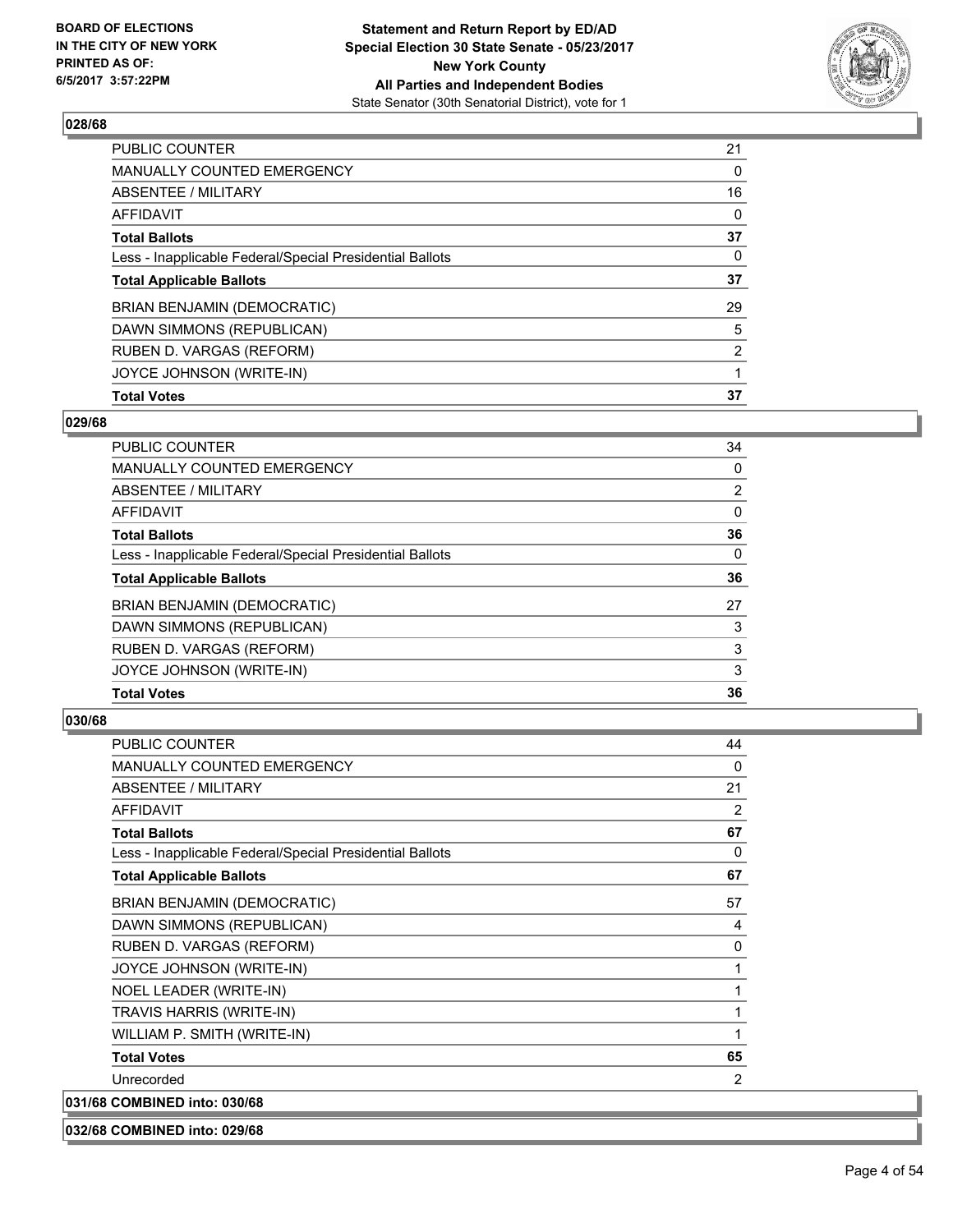### 028/68

| | |
|---|---|
| PUBLIC COUNTER | 21 |
| MANUALLY COUNTED EMERGENCY | 0 |
| ABSENTEE / MILITARY | 16 |
| AFFIDAVIT | 0 |
| **Total Ballots** | **37** |
| Less - Inapplicable Federal/Special Presidential Ballots | 0 |
| **Total Applicable Ballots** | **37** |
| BRIAN BENJAMIN (DEMOCRATIC) | 29 |
| DAWN SIMMONS (REPUBLICAN) | 5 |
| RUBEN D. VARGAS (REFORM) | 2 |
| JOYCE JOHNSON (WRITE-IN) | 1 |
| **Total Votes** | **37** |

### 029/68

| | |
|---|---|
| PUBLIC COUNTER | 34 |
| MANUALLY COUNTED EMERGENCY | 0 |
| ABSENTEE / MILITARY | 2 |
| AFFIDAVIT | 0 |
| **Total Ballots** | **36** |
| Less - Inapplicable Federal/Special Presidential Ballots | 0 |
| **Total Applicable Ballots** | **36** |
| BRIAN BENJAMIN (DEMOCRATIC) | 27 |
| DAWN SIMMONS (REPUBLICAN) | 3 |
| RUBEN D. VARGAS (REFORM) | 3 |
| JOYCE JOHNSON (WRITE-IN) | 3 |
| **Total Votes** | **36** |

### 030/68

| | |
|---|---|
| PUBLIC COUNTER | 44 |
| MANUALLY COUNTED EMERGENCY | 0 |
| ABSENTEE / MILITARY | 21 |
| AFFIDAVIT | 2 |
| **Total Ballots** | **67** |
| Less - Inapplicable Federal/Special Presidential Ballots | 0 |
| **Total Applicable Ballots** | **67** |
| BRIAN BENJAMIN (DEMOCRATIC) | 57 |
| DAWN SIMMONS (REPUBLICAN) | 4 |
| RUBEN D. VARGAS (REFORM) | 0 |
| JOYCE JOHNSON (WRITE-IN) | 1 |
| NOEL LEADER (WRITE-IN) | 1 |
| TRAVIS HARRIS (WRITE-IN) | 1 |
| WILLIAM P. SMITH (WRITE-IN) | 1 |
| **Total Votes** | **65** |
| Unrecorded | 2 |

### 031/68 COMBINED into: 030/68

### 032/68 COMBINED into: 029/68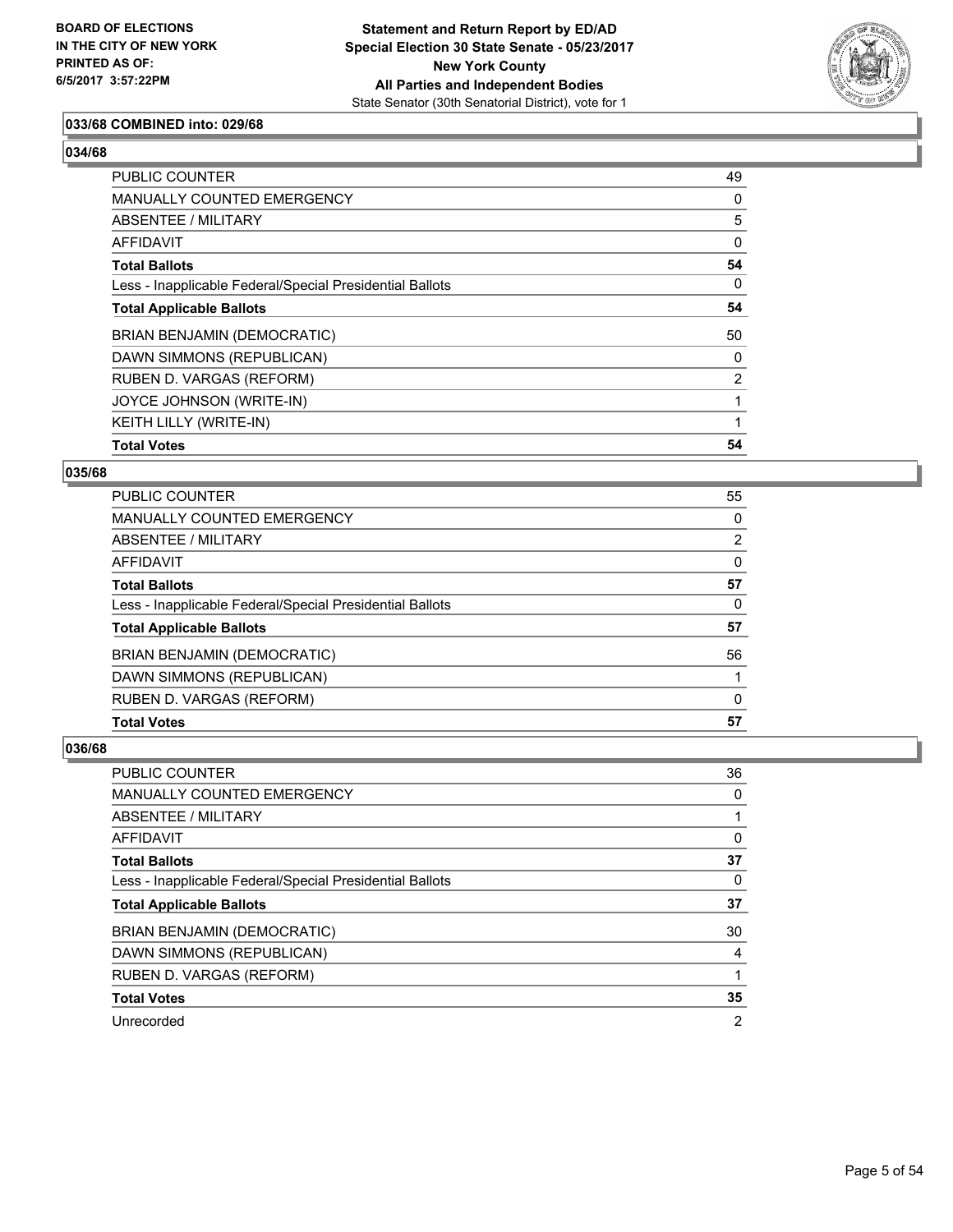### 033/68 COMBINED into: 029/68

### 034/68

| | |
|---|---|
| PUBLIC COUNTER | 49 |
| MANUALLY COUNTED EMERGENCY | 0 |
| ABSENTEE / MILITARY | 5 |
| AFFIDAVIT | 0 |
| **Total Ballots** | **54** |
| Less - Inapplicable Federal/Special Presidential Ballots | 0 |
| **Total Applicable Ballots** | **54** |
| BRIAN BENJAMIN (DEMOCRATIC) | 50 |
| DAWN SIMMONS (REPUBLICAN) | 0 |
| RUBEN D. VARGAS (REFORM) | 2 |
| JOYCE JOHNSON (WRITE-IN) | 1 |
| KEITH LILLY (WRITE-IN) | 1 |
| **Total Votes** | **54** |

### 035/68

| | |
|---|---|
| PUBLIC COUNTER | 55 |
| MANUALLY COUNTED EMERGENCY | 0 |
| ABSENTEE / MILITARY | 2 |
| AFFIDAVIT | 0 |
| **Total Ballots** | **57** |
| Less - Inapplicable Federal/Special Presidential Ballots | 0 |
| **Total Applicable Ballots** | **57** |
| BRIAN BENJAMIN (DEMOCRATIC) | 56 |
| DAWN SIMMONS (REPUBLICAN) | 1 |
| RUBEN D. VARGAS (REFORM) | 0 |
| **Total Votes** | **57** |

### 036/68

| | |
|---|---|
| PUBLIC COUNTER | 36 |
| MANUALLY COUNTED EMERGENCY | 0 |
| ABSENTEE / MILITARY | 1 |
| AFFIDAVIT | 0 |
| **Total Ballots** | **37** |
| Less - Inapplicable Federal/Special Presidential Ballots | 0 |
| **Total Applicable Ballots** | **37** |
| BRIAN BENJAMIN (DEMOCRATIC) | 30 |
| DAWN SIMMONS (REPUBLICAN) | 4 |
| RUBEN D. VARGAS (REFORM) | 1 |
| **Total Votes** | **35** |
| Unrecorded | 2 |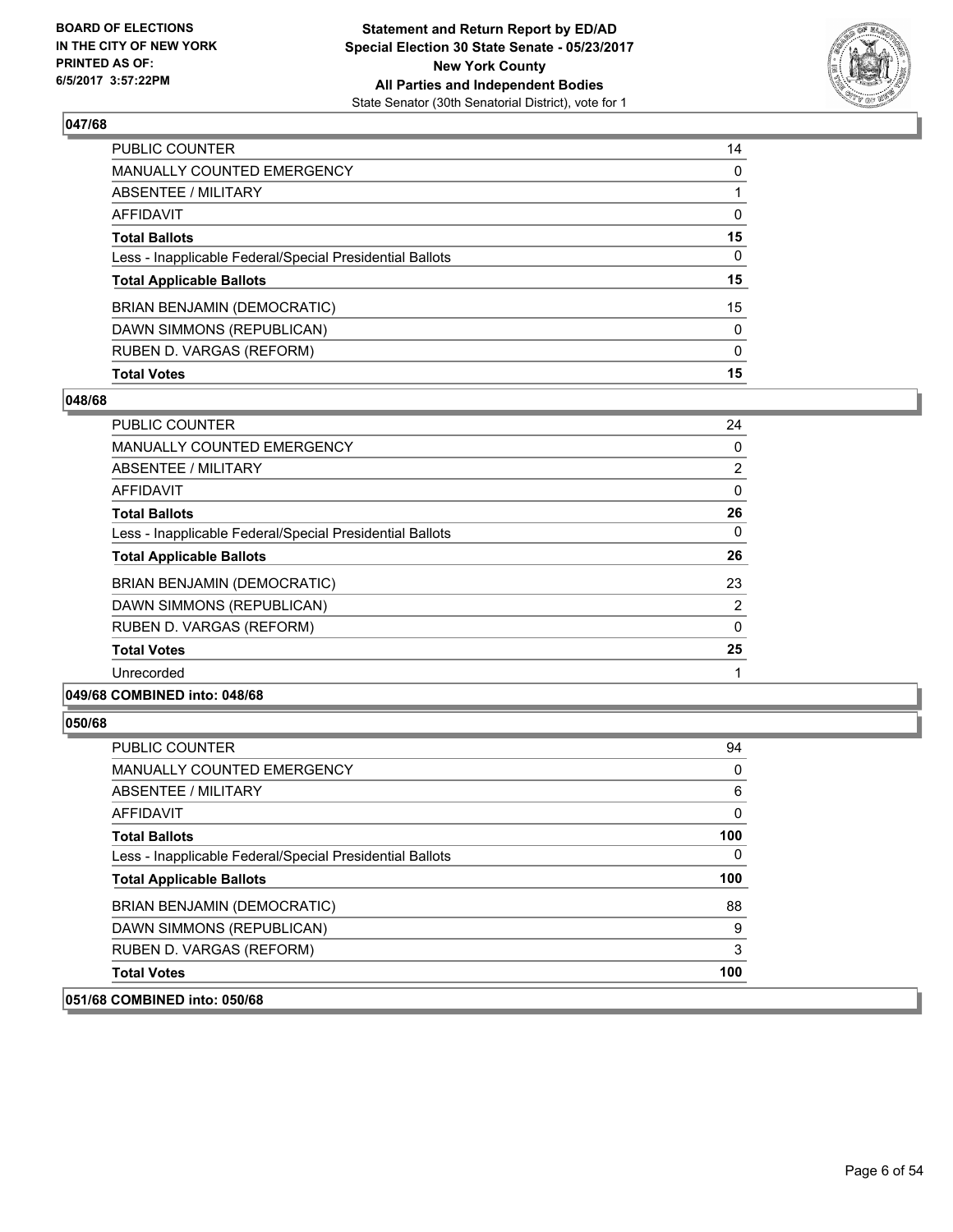**BOARD OF ELECTIONS IN THE CITY OF NEW YORK PRINTED AS OF: 6/5/2017 3:57:22PM**

**Statement and Return Report by ED/AD Special Election 30 State Senate - 05/23/2017 New York County All Parties and Independent Bodies**
State Senator (30th Senatorial District), vote for 1

### 047/68

| | |
|---|---|
| PUBLIC COUNTER | 14 |
| MANUALLY COUNTED EMERGENCY | 0 |
| ABSENTEE / MILITARY | 1 |
| AFFIDAVIT | 0 |
| **Total Ballots** | **15** |
| Less - Inapplicable Federal/Special Presidential Ballots | 0 |
| **Total Applicable Ballots** | **15** |
| BRIAN BENJAMIN (DEMOCRATIC) | 15 |
| DAWN SIMMONS (REPUBLICAN) | 0 |
| RUBEN D. VARGAS (REFORM) | 0 |
| **Total Votes** | **15** |

### 048/68

| | |
|---|---|
| PUBLIC COUNTER | 24 |
| MANUALLY COUNTED EMERGENCY | 0 |
| ABSENTEE / MILITARY | 2 |
| AFFIDAVIT | 0 |
| **Total Ballots** | **26** |
| Less - Inapplicable Federal/Special Presidential Ballots | 0 |
| **Total Applicable Ballots** | **26** |
| BRIAN BENJAMIN (DEMOCRATIC) | 23 |
| DAWN SIMMONS (REPUBLICAN) | 2 |
| RUBEN D. VARGAS (REFORM) | 0 |
| **Total Votes** | **25** |
| Unrecorded | 1 |

### 049/68 COMBINED into: 048/68

### 050/68

| | |
|---|---|
| PUBLIC COUNTER | 94 |
| MANUALLY COUNTED EMERGENCY | 0 |
| ABSENTEE / MILITARY | 6 |
| AFFIDAVIT | 0 |
| **Total Ballots** | **100** |
| Less - Inapplicable Federal/Special Presidential Ballots | 0 |
| **Total Applicable Ballots** | **100** |
| BRIAN BENJAMIN (DEMOCRATIC) | 88 |
| DAWN SIMMONS (REPUBLICAN) | 9 |
| RUBEN D. VARGAS (REFORM) | 3 |
| **Total Votes** | **100** |

### 051/68 COMBINED into: 050/68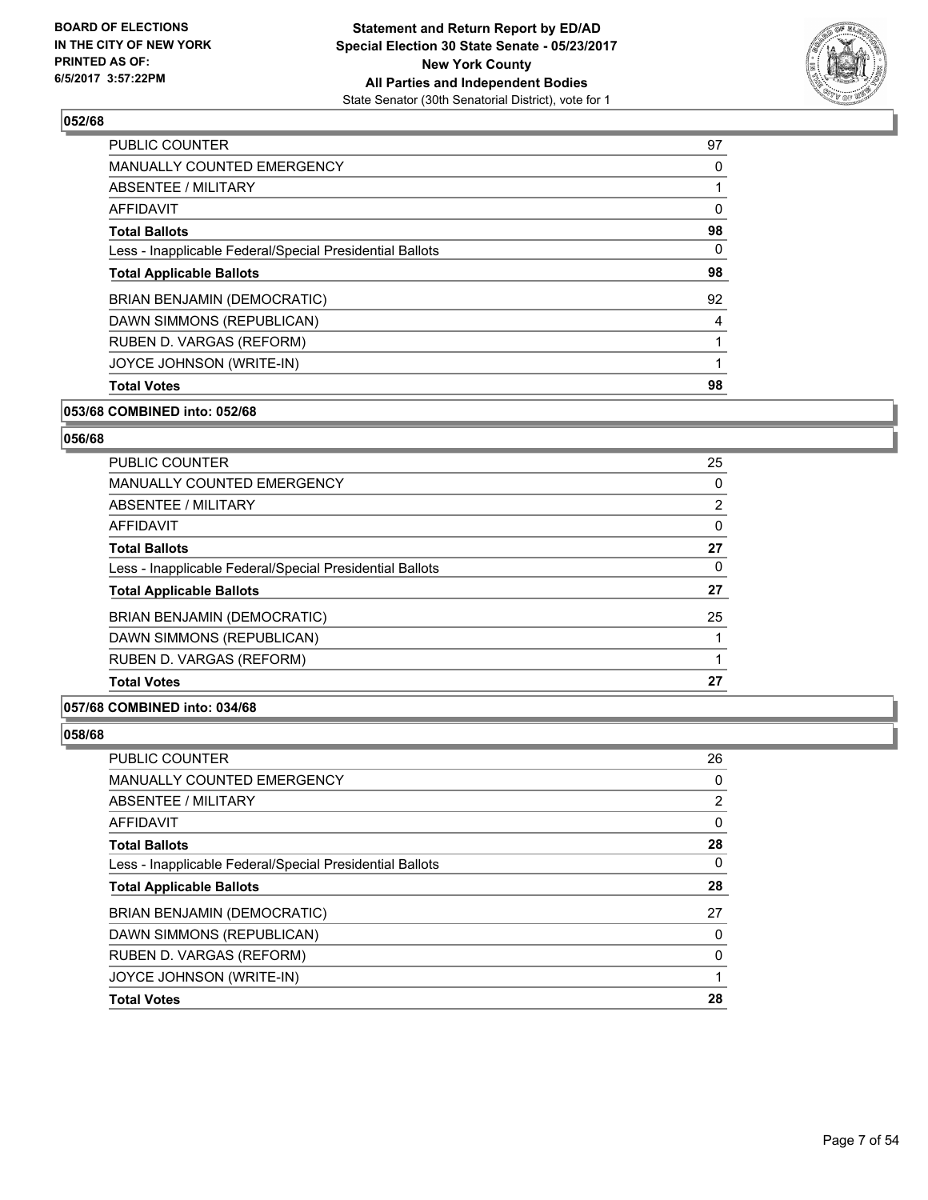## 052/68

| | |
|---|---|
| PUBLIC COUNTER | 97 |
| MANUALLY COUNTED EMERGENCY | 0 |
| ABSENTEE / MILITARY | 1 |
| AFFIDAVIT | 0 |
| **Total Ballots** | **98** |
| Less - Inapplicable Federal/Special Presidential Ballots | 0 |
| **Total Applicable Ballots** | **98** |
| BRIAN BENJAMIN (DEMOCRATIC) | 92 |
| DAWN SIMMONS (REPUBLICAN) | 4 |
| RUBEN D. VARGAS (REFORM) | 1 |
| JOYCE JOHNSON (WRITE-IN) | 1 |
| **Total Votes** | **98** |

## 053/68 COMBINED into: 052/68

## 056/68

| | |
|---|---|
| PUBLIC COUNTER | 25 |
| MANUALLY COUNTED EMERGENCY | 0 |
| ABSENTEE / MILITARY | 2 |
| AFFIDAVIT | 0 |
| **Total Ballots** | **27** |
| Less - Inapplicable Federal/Special Presidential Ballots | 0 |
| **Total Applicable Ballots** | **27** |
| BRIAN BENJAMIN (DEMOCRATIC) | 25 |
| DAWN SIMMONS (REPUBLICAN) | 1 |
| RUBEN D. VARGAS (REFORM) | 1 |
| **Total Votes** | **27** |

## 057/68 COMBINED into: 034/68

## 058/68

| | |
|---|---|
| PUBLIC COUNTER | 26 |
| MANUALLY COUNTED EMERGENCY | 0 |
| ABSENTEE / MILITARY | 2 |
| AFFIDAVIT | 0 |
| **Total Ballots** | **28** |
| Less - Inapplicable Federal/Special Presidential Ballots | 0 |
| **Total Applicable Ballots** | **28** |
| BRIAN BENJAMIN (DEMOCRATIC) | 27 |
| DAWN SIMMONS (REPUBLICAN) | 0 |
| RUBEN D. VARGAS (REFORM) | 0 |
| JOYCE JOHNSON (WRITE-IN) | 1 |
| **Total Votes** | **28** |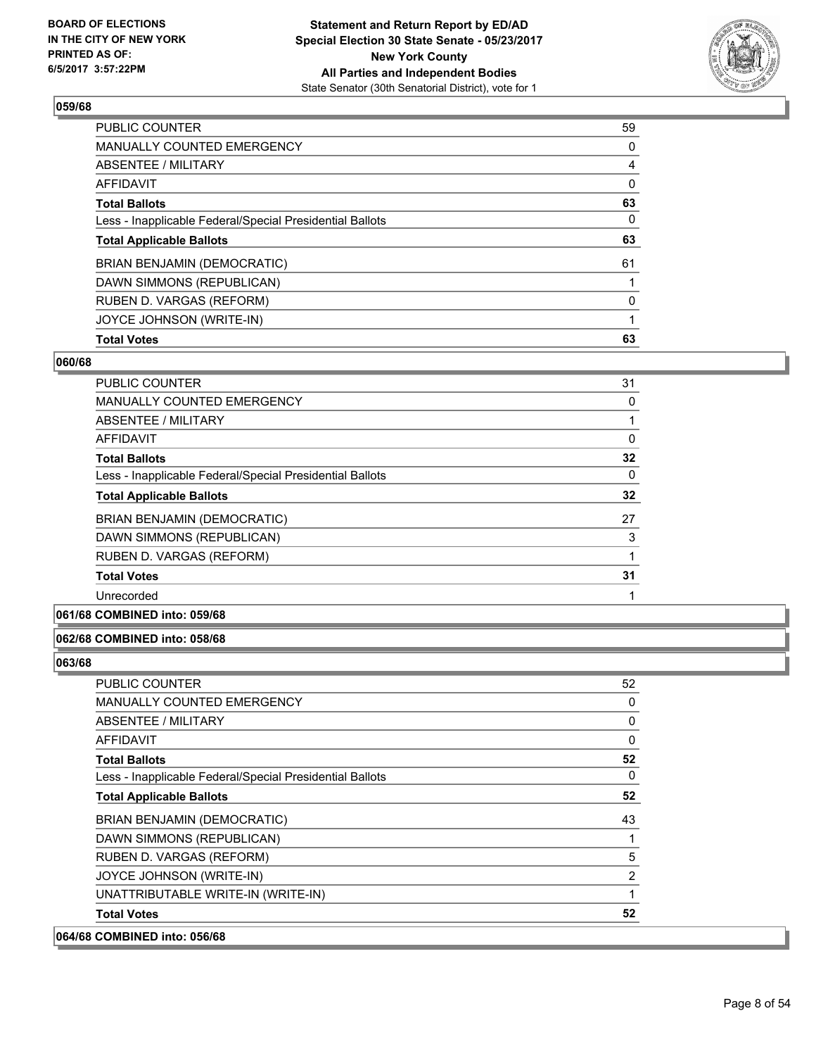### 059/68

| | |
|---|---|
| PUBLIC COUNTER | 59 |
| MANUALLY COUNTED EMERGENCY | 0 |
| ABSENTEE / MILITARY | 4 |
| AFFIDAVIT | 0 |
| **Total Ballots** | **63** |
| Less - Inapplicable Federal/Special Presidential Ballots | 0 |
| **Total Applicable Ballots** | **63** |
| BRIAN BENJAMIN (DEMOCRATIC) | 61 |
| DAWN SIMMONS (REPUBLICAN) | 1 |
| RUBEN D. VARGAS (REFORM) | 0 |
| JOYCE JOHNSON (WRITE-IN) | 1 |
| **Total Votes** | **63** |

### 060/68

| | |
|---|---|
| PUBLIC COUNTER | 31 |
| MANUALLY COUNTED EMERGENCY | 0 |
| ABSENTEE / MILITARY | 1 |
| AFFIDAVIT | 0 |
| **Total Ballots** | **32** |
| Less - Inapplicable Federal/Special Presidential Ballots | 0 |
| **Total Applicable Ballots** | **32** |
| BRIAN BENJAMIN (DEMOCRATIC) | 27 |
| DAWN SIMMONS (REPUBLICAN) | 3 |
| RUBEN D. VARGAS (REFORM) | 1 |
| **Total Votes** | **31** |
| Unrecorded | 1 |

### 061/68 COMBINED into: 059/68

### 062/68 COMBINED into: 058/68

### 063/68

| | |
|---|---|
| PUBLIC COUNTER | 52 |
| MANUALLY COUNTED EMERGENCY | 0 |
| ABSENTEE / MILITARY | 0 |
| AFFIDAVIT | 0 |
| **Total Ballots** | **52** |
| Less - Inapplicable Federal/Special Presidential Ballots | 0 |
| **Total Applicable Ballots** | **52** |
| BRIAN BENJAMIN (DEMOCRATIC) | 43 |
| DAWN SIMMONS (REPUBLICAN) | 1 |
| RUBEN D. VARGAS (REFORM) | 5 |
| JOYCE JOHNSON (WRITE-IN) | 2 |
| UNATTRIBUTABLE WRITE-IN (WRITE-IN) | 1 |
| **Total Votes** | **52** |

### 064/68 COMBINED into: 056/68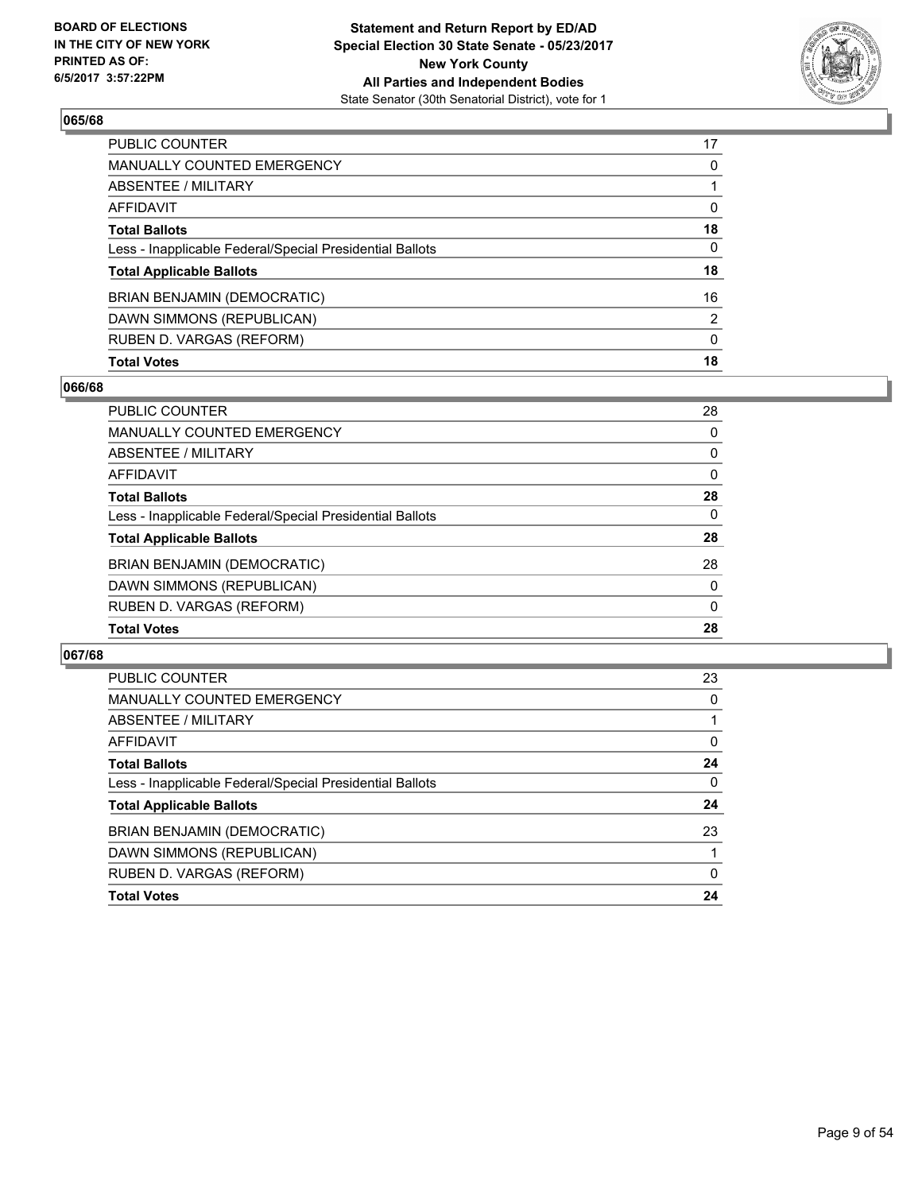**BOARD OF ELECTIONS IN THE CITY OF NEW YORK PRINTED AS OF: 6/5/2017 3:57:22PM**

**Statement and Return Report by ED/AD Special Election 30 State Senate - 05/23/2017 New York County All Parties and Independent Bodies**
State Senator (30th Senatorial District), vote for 1

## 065/68

| | |
|---|---|
| PUBLIC COUNTER | 17 |
| MANUALLY COUNTED EMERGENCY | 0 |
| ABSENTEE / MILITARY | 1 |
| AFFIDAVIT | 0 |
| **Total Ballots** | **18** |
| Less - Inapplicable Federal/Special Presidential Ballots | 0 |
| **Total Applicable Ballots** | **18** |
| BRIAN BENJAMIN (DEMOCRATIC) | 16 |
| DAWN SIMMONS (REPUBLICAN) | 2 |
| RUBEN D. VARGAS (REFORM) | 0 |
| **Total Votes** | **18** |

## 066/68

| | |
|---|---|
| PUBLIC COUNTER | 28 |
| MANUALLY COUNTED EMERGENCY | 0 |
| ABSENTEE / MILITARY | 0 |
| AFFIDAVIT | 0 |
| **Total Ballots** | **28** |
| Less - Inapplicable Federal/Special Presidential Ballots | 0 |
| **Total Applicable Ballots** | **28** |
| BRIAN BENJAMIN (DEMOCRATIC) | 28 |
| DAWN SIMMONS (REPUBLICAN) | 0 |
| RUBEN D. VARGAS (REFORM) | 0 |
| **Total Votes** | **28** |

## 067/68

| | |
|---|---|
| PUBLIC COUNTER | 23 |
| MANUALLY COUNTED EMERGENCY | 0 |
| ABSENTEE / MILITARY | 1 |
| AFFIDAVIT | 0 |
| **Total Ballots** | **24** |
| Less - Inapplicable Federal/Special Presidential Ballots | 0 |
| **Total Applicable Ballots** | **24** |
| BRIAN BENJAMIN (DEMOCRATIC) | 23 |
| DAWN SIMMONS (REPUBLICAN) | 1 |
| RUBEN D. VARGAS (REFORM) | 0 |
| **Total Votes** | **24** |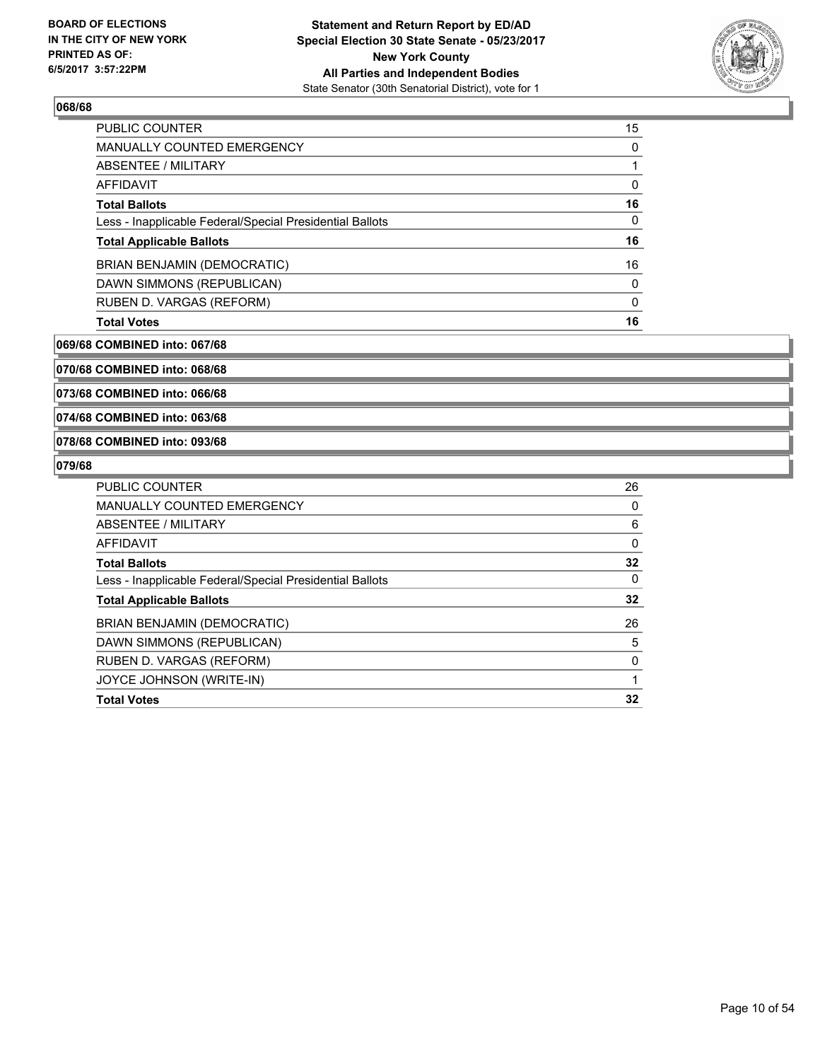**Statement and Return Report by ED/AD**
**Special Election 30 State Senate - 05/23/2017**
**New York County**
**All Parties and Independent Bodies**
State Senator (30th Senatorial District), vote for 1

BOARD OF ELECTIONS
IN THE CITY OF NEW YORK
PRINTED AS OF:
6/5/2017 3:57:22PM

### 068/68

| | |
|---|---|
| PUBLIC COUNTER | 15 |
| MANUALLY COUNTED EMERGENCY | 0 |
| ABSENTEE / MILITARY | 1 |
| AFFIDAVIT | 0 |
| **Total Ballots** | **16** |
| Less - Inapplicable Federal/Special Presidential Ballots | 0 |
| **Total Applicable Ballots** | **16** |
| BRIAN BENJAMIN (DEMOCRATIC) | 16 |
| DAWN SIMMONS (REPUBLICAN) | 0 |
| RUBEN D. VARGAS (REFORM) | 0 |
| **Total Votes** | **16** |

### 069/68 COMBINED into: 067/68

### 070/68 COMBINED into: 068/68

### 073/68 COMBINED into: 066/68

### 074/68 COMBINED into: 063/68

### 078/68 COMBINED into: 093/68

### 079/68

| | |
|---|---|
| PUBLIC COUNTER | 26 |
| MANUALLY COUNTED EMERGENCY | 0 |
| ABSENTEE / MILITARY | 6 |
| AFFIDAVIT | 0 |
| **Total Ballots** | **32** |
| Less - Inapplicable Federal/Special Presidential Ballots | 0 |
| **Total Applicable Ballots** | **32** |
| BRIAN BENJAMIN (DEMOCRATIC) | 26 |
| DAWN SIMMONS (REPUBLICAN) | 5 |
| RUBEN D. VARGAS (REFORM) | 0 |
| JOYCE JOHNSON (WRITE-IN) | 1 |
| **Total Votes** | **32** |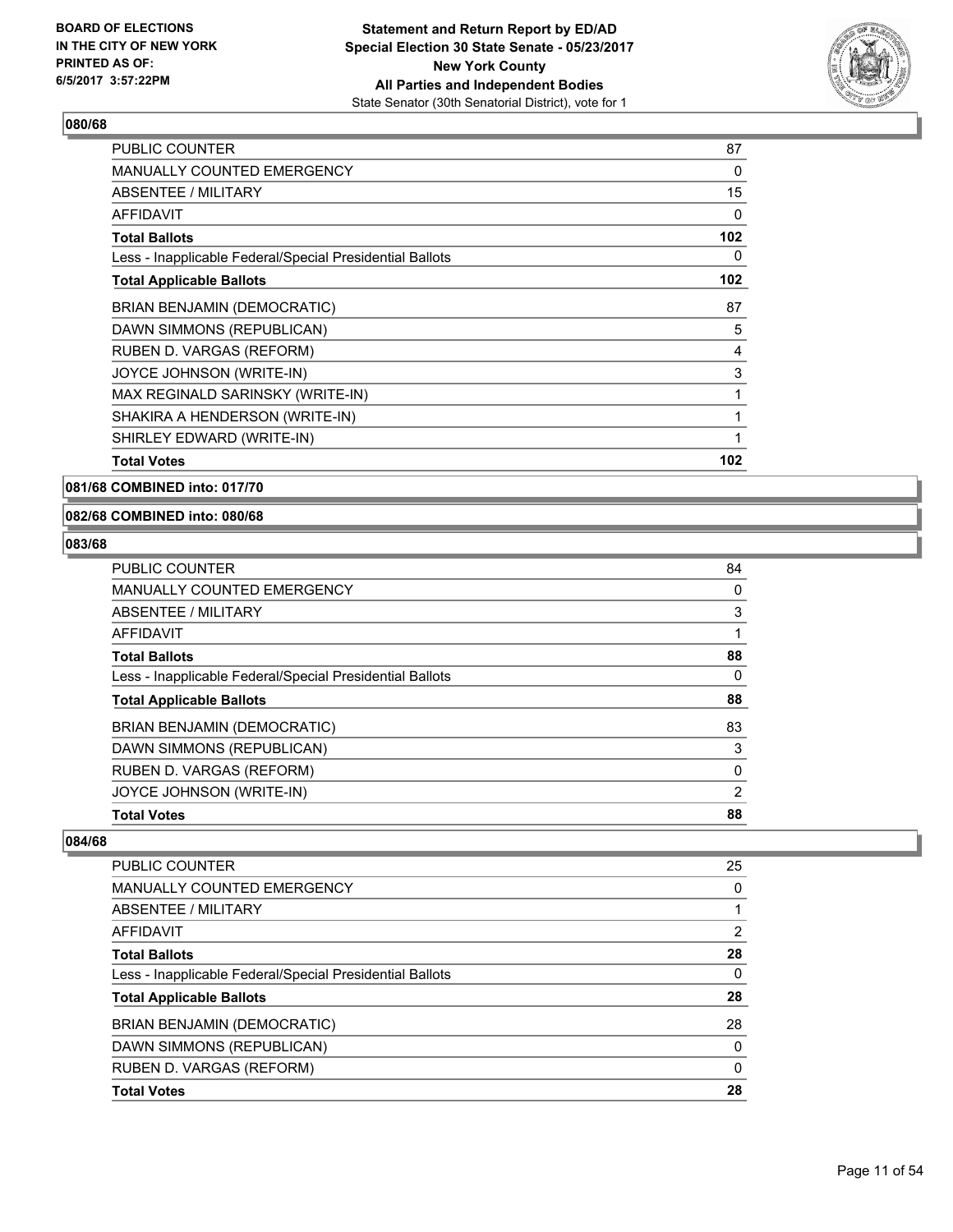## 080/68

| | |
|---|---|
| PUBLIC COUNTER | 87 |
| MANUALLY COUNTED EMERGENCY | 0 |
| ABSENTEE / MILITARY | 15 |
| AFFIDAVIT | 0 |
| **Total Ballots** | **102** |
| Less - Inapplicable Federal/Special Presidential Ballots | 0 |
| **Total Applicable Ballots** | **102** |
| BRIAN BENJAMIN (DEMOCRATIC) | 87 |
| DAWN SIMMONS (REPUBLICAN) | 5 |
| RUBEN D. VARGAS (REFORM) | 4 |
| JOYCE JOHNSON (WRITE-IN) | 3 |
| MAX REGINALD SARINSKY (WRITE-IN) | 1 |
| SHAKIRA A HENDERSON (WRITE-IN) | 1 |
| SHIRLEY EDWARD (WRITE-IN) | 1 |
| **Total Votes** | **102** |

## 081/68 COMBINED into: 017/70

## 082/68 COMBINED into: 080/68

## 083/68

| | |
|---|---|
| PUBLIC COUNTER | 84 |
| MANUALLY COUNTED EMERGENCY | 0 |
| ABSENTEE / MILITARY | 3 |
| AFFIDAVIT | 1 |
| **Total Ballots** | **88** |
| Less - Inapplicable Federal/Special Presidential Ballots | 0 |
| **Total Applicable Ballots** | **88** |
| BRIAN BENJAMIN (DEMOCRATIC) | 83 |
| DAWN SIMMONS (REPUBLICAN) | 3 |
| RUBEN D. VARGAS (REFORM) | 0 |
| JOYCE JOHNSON (WRITE-IN) | 2 |
| **Total Votes** | **88** |

## 084/68

| | |
|---|---|
| PUBLIC COUNTER | 25 |
| MANUALLY COUNTED EMERGENCY | 0 |
| ABSENTEE / MILITARY | 1 |
| AFFIDAVIT | 2 |
| **Total Ballots** | **28** |
| Less - Inapplicable Federal/Special Presidential Ballots | 0 |
| **Total Applicable Ballots** | **28** |
| BRIAN BENJAMIN (DEMOCRATIC) | 28 |
| DAWN SIMMONS (REPUBLICAN) | 0 |
| RUBEN D. VARGAS (REFORM) | 0 |
| **Total Votes** | **28** |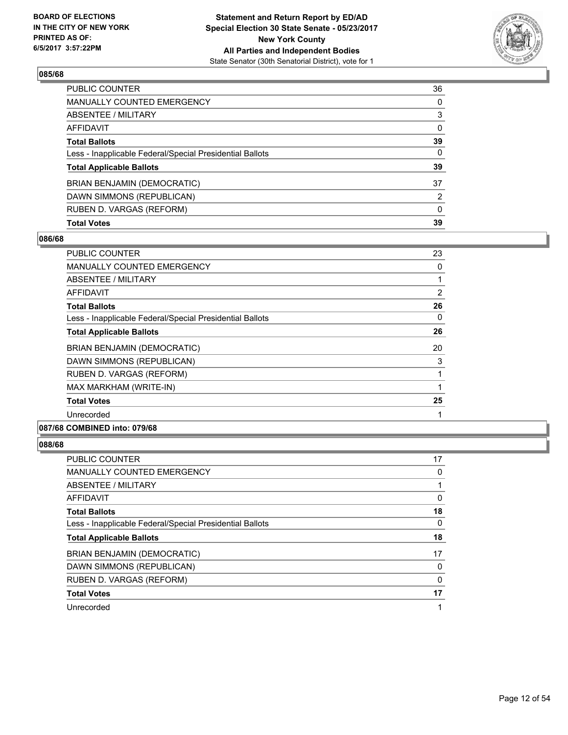**BOARD OF ELECTIONS IN THE CITY OF NEW YORK PRINTED AS OF: 6/5/2017 3:57:22PM**

**Statement and Return Report by ED/AD Special Election 30 State Senate - 05/23/2017 New York County All Parties and Independent Bodies**
State Senator (30th Senatorial District), vote for 1

### 085/68

| | |
|---|---|
| PUBLIC COUNTER | 36 |
| MANUALLY COUNTED EMERGENCY | 0 |
| ABSENTEE / MILITARY | 3 |
| AFFIDAVIT | 0 |
| **Total Ballots** | **39** |
| Less - Inapplicable Federal/Special Presidential Ballots | 0 |
| **Total Applicable Ballots** | **39** |
| BRIAN BENJAMIN (DEMOCRATIC) | 37 |
| DAWN SIMMONS (REPUBLICAN) | 2 |
| RUBEN D. VARGAS (REFORM) | 0 |
| **Total Votes** | **39** |

### 086/68

| | |
|---|---|
| PUBLIC COUNTER | 23 |
| MANUALLY COUNTED EMERGENCY | 0 |
| ABSENTEE / MILITARY | 1 |
| AFFIDAVIT | 2 |
| **Total Ballots** | **26** |
| Less - Inapplicable Federal/Special Presidential Ballots | 0 |
| **Total Applicable Ballots** | **26** |
| BRIAN BENJAMIN (DEMOCRATIC) | 20 |
| DAWN SIMMONS (REPUBLICAN) | 3 |
| RUBEN D. VARGAS (REFORM) | 1 |
| MAX MARKHAM (WRITE-IN) | 1 |
| **Total Votes** | **25** |
| Unrecorded | 1 |

### 087/68 COMBINED into: 079/68

### 088/68

| | |
|---|---|
| PUBLIC COUNTER | 17 |
| MANUALLY COUNTED EMERGENCY | 0 |
| ABSENTEE / MILITARY | 1 |
| AFFIDAVIT | 0 |
| **Total Ballots** | **18** |
| Less - Inapplicable Federal/Special Presidential Ballots | 0 |
| **Total Applicable Ballots** | **18** |
| BRIAN BENJAMIN (DEMOCRATIC) | 17 |
| DAWN SIMMONS (REPUBLICAN) | 0 |
| RUBEN D. VARGAS (REFORM) | 0 |
| **Total Votes** | **17** |
| Unrecorded | 1 |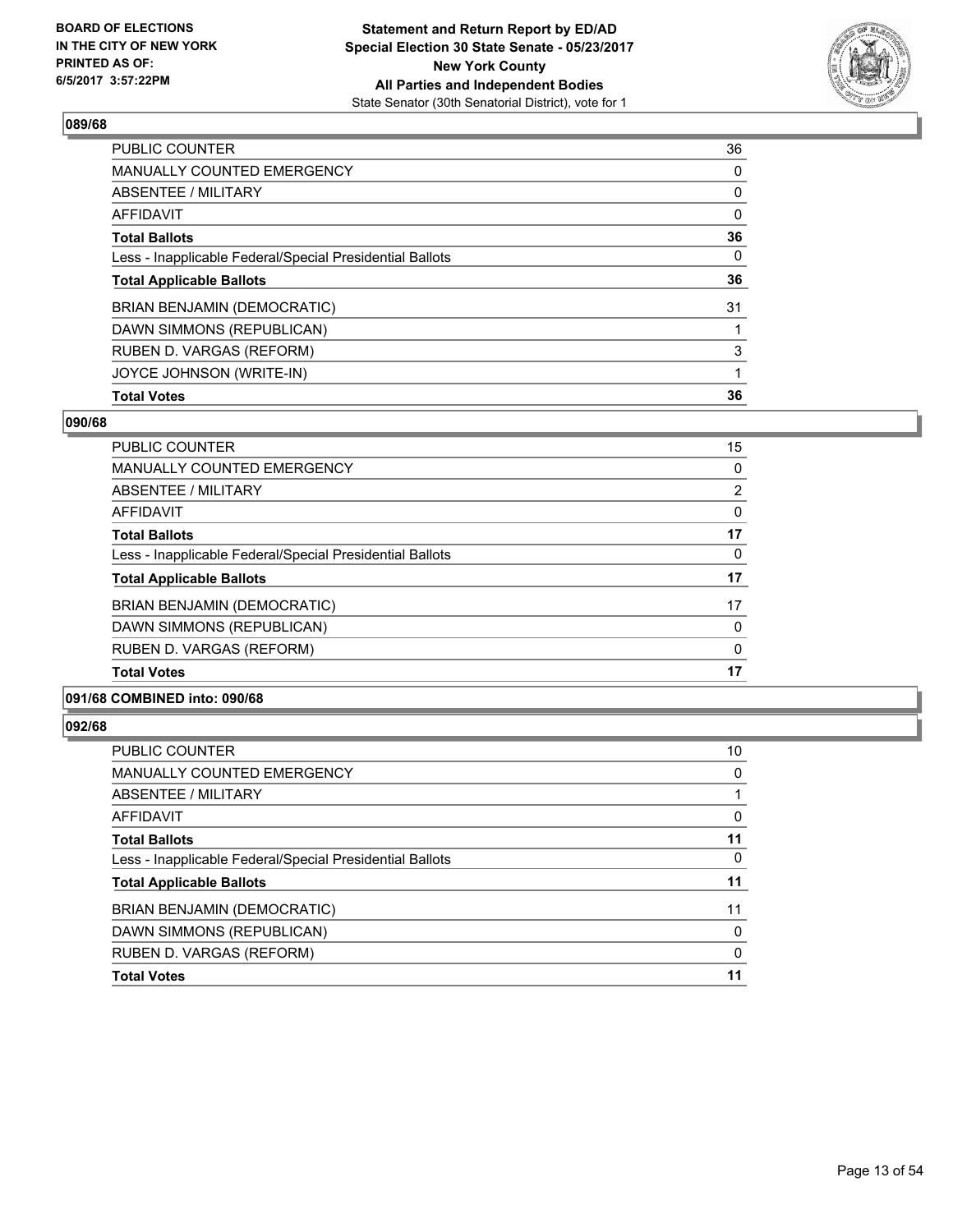**BOARD OF ELECTIONS IN THE CITY OF NEW YORK PRINTED AS OF: 6/5/2017 3:57:22PM**

**Statement and Return Report by ED/AD Special Election 30 State Senate - 05/23/2017 New York County All Parties and Independent Bodies**

State Senator (30th Senatorial District), vote for 1

### 089/68

| | |
|---|---|
| PUBLIC COUNTER | 36 |
| MANUALLY COUNTED EMERGENCY | 0 |
| ABSENTEE / MILITARY | 0 |
| AFFIDAVIT | 0 |
| **Total Ballots** | **36** |
| Less - Inapplicable Federal/Special Presidential Ballots | 0 |
| **Total Applicable Ballots** | **36** |
| BRIAN BENJAMIN (DEMOCRATIC) | 31 |
| DAWN SIMMONS (REPUBLICAN) | 1 |
| RUBEN D. VARGAS (REFORM) | 3 |
| JOYCE JOHNSON (WRITE-IN) | 1 |
| **Total Votes** | **36** |

### 090/68

| | |
|---|---|
| PUBLIC COUNTER | 15 |
| MANUALLY COUNTED EMERGENCY | 0 |
| ABSENTEE / MILITARY | 2 |
| AFFIDAVIT | 0 |
| **Total Ballots** | **17** |
| Less - Inapplicable Federal/Special Presidential Ballots | 0 |
| **Total Applicable Ballots** | **17** |
| BRIAN BENJAMIN (DEMOCRATIC) | 17 |
| DAWN SIMMONS (REPUBLICAN) | 0 |
| RUBEN D. VARGAS (REFORM) | 0 |
| **Total Votes** | **17** |

### 091/68 COMBINED into: 090/68

### 092/68

| | |
|---|---|
| PUBLIC COUNTER | 10 |
| MANUALLY COUNTED EMERGENCY | 0 |
| ABSENTEE / MILITARY | 1 |
| AFFIDAVIT | 0 |
| **Total Ballots** | **11** |
| Less - Inapplicable Federal/Special Presidential Ballots | 0 |
| **Total Applicable Ballots** | **11** |
| BRIAN BENJAMIN (DEMOCRATIC) | 11 |
| DAWN SIMMONS (REPUBLICAN) | 0 |
| RUBEN D. VARGAS (REFORM) | 0 |
| **Total Votes** | **11** |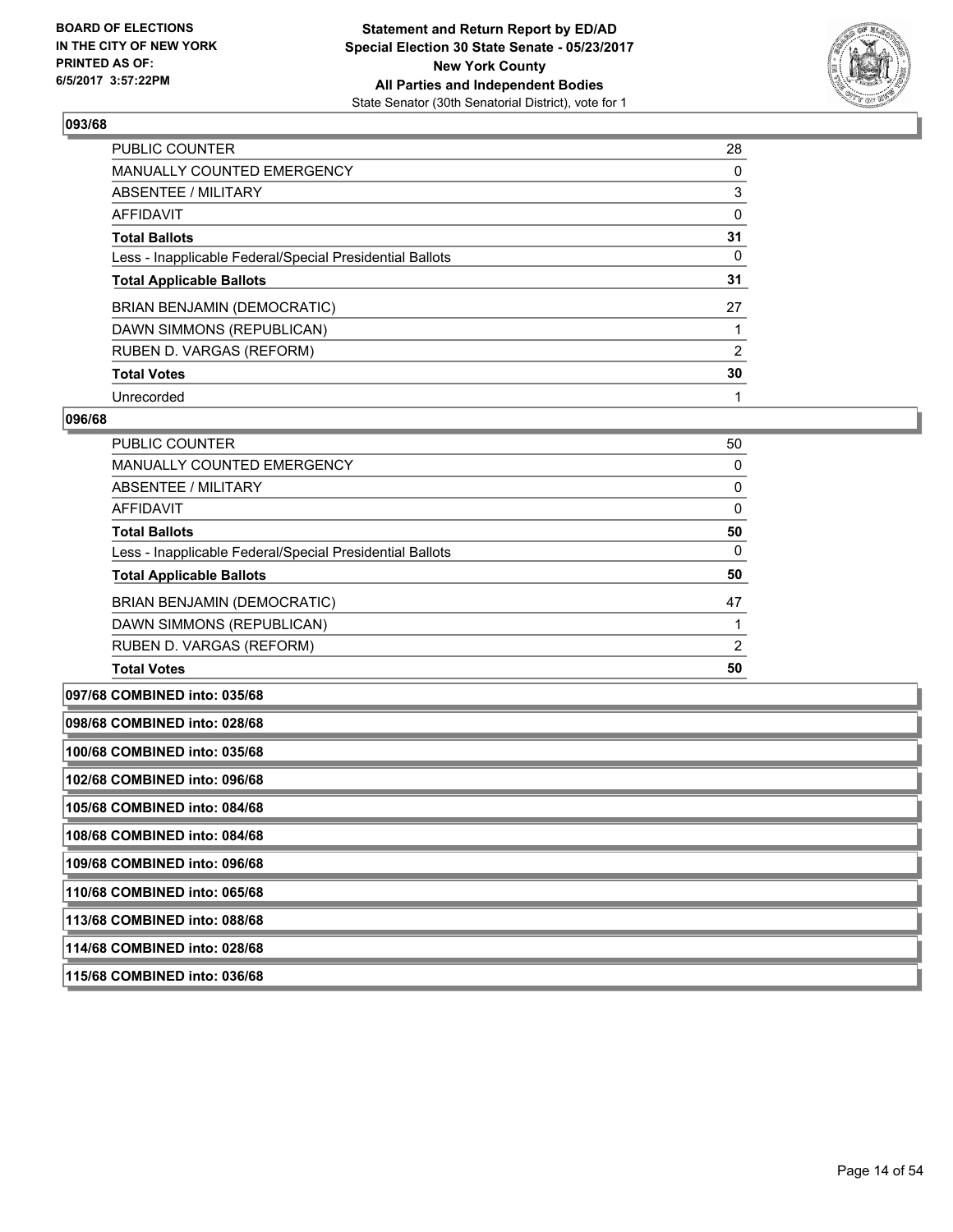### 093/68

| | |
|---|---|
| PUBLIC COUNTER | 28 |
| MANUALLY COUNTED EMERGENCY | 0 |
| ABSENTEE / MILITARY | 3 |
| AFFIDAVIT | 0 |
| **Total Ballots** | **31** |
| Less - Inapplicable Federal/Special Presidential Ballots | 0 |
| **Total Applicable Ballots** | **31** |
| BRIAN BENJAMIN (DEMOCRATIC) | 27 |
| DAWN SIMMONS (REPUBLICAN) | 1 |
| RUBEN D. VARGAS (REFORM) | 2 |
| **Total Votes** | **30** |
| Unrecorded | 1 |

### 096/68

| | |
|---|---|
| PUBLIC COUNTER | 50 |
| MANUALLY COUNTED EMERGENCY | 0 |
| ABSENTEE / MILITARY | 0 |
| AFFIDAVIT | 0 |
| **Total Ballots** | **50** |
| Less - Inapplicable Federal/Special Presidential Ballots | 0 |
| **Total Applicable Ballots** | **50** |
| BRIAN BENJAMIN (DEMOCRATIC) | 47 |
| DAWN SIMMONS (REPUBLICAN) | 1 |
| RUBEN D. VARGAS (REFORM) | 2 |
| **Total Votes** | **50** |

**097/68 COMBINED into: 035/68**

**098/68 COMBINED into: 028/68**

**100/68 COMBINED into: 035/68**

**102/68 COMBINED into: 096/68**

**105/68 COMBINED into: 084/68**

**108/68 COMBINED into: 084/68**

**109/68 COMBINED into: 096/68**

**110/68 COMBINED into: 065/68**

**113/68 COMBINED into: 088/68**

**114/68 COMBINED into: 028/68**

**115/68 COMBINED into: 036/68**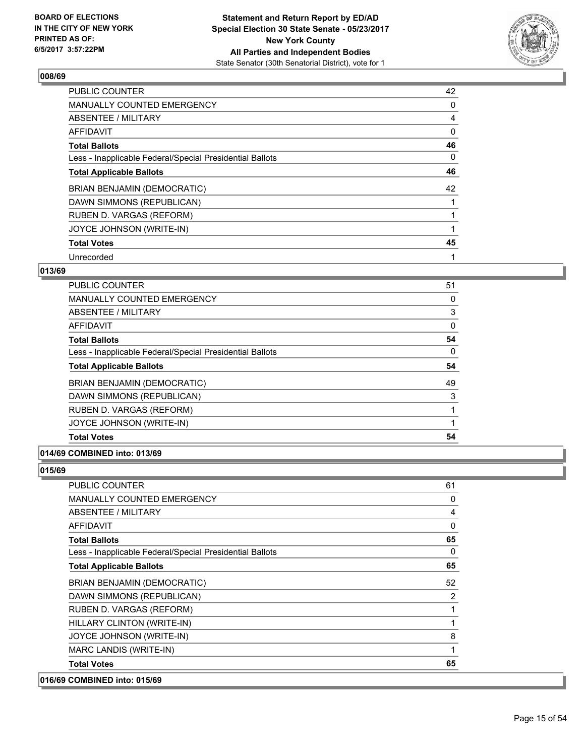**Statement and Return Report by ED/AD**
**Special Election 30 State Senate - 05/23/2017**
**New York County**
**All Parties and Independent Bodies**
State Senator (30th Senatorial District), vote for 1

BOARD OF ELECTIONS
IN THE CITY OF NEW YORK
PRINTED AS OF:
6/5/2017 3:57:22PM

## 008/69

| | |
|---|---|
| PUBLIC COUNTER | 42 |
| MANUALLY COUNTED EMERGENCY | 0 |
| ABSENTEE / MILITARY | 4 |
| AFFIDAVIT | 0 |
| **Total Ballots** | **46** |
| Less - Inapplicable Federal/Special Presidential Ballots | 0 |
| **Total Applicable Ballots** | **46** |
| BRIAN BENJAMIN (DEMOCRATIC) | 42 |
| DAWN SIMMONS (REPUBLICAN) | 1 |
| RUBEN D. VARGAS (REFORM) | 1 |
| JOYCE JOHNSON (WRITE-IN) | 1 |
| **Total Votes** | **45** |
| Unrecorded | 1 |

## 013/69

| | |
|---|---|
| PUBLIC COUNTER | 51 |
| MANUALLY COUNTED EMERGENCY | 0 |
| ABSENTEE / MILITARY | 3 |
| AFFIDAVIT | 0 |
| **Total Ballots** | **54** |
| Less - Inapplicable Federal/Special Presidential Ballots | 0 |
| **Total Applicable Ballots** | **54** |
| BRIAN BENJAMIN (DEMOCRATIC) | 49 |
| DAWN SIMMONS (REPUBLICAN) | 3 |
| RUBEN D. VARGAS (REFORM) | 1 |
| JOYCE JOHNSON (WRITE-IN) | 1 |
| **Total Votes** | **54** |

## 014/69 COMBINED into: 013/69

## 015/69

| | |
|---|---|
| PUBLIC COUNTER | 61 |
| MANUALLY COUNTED EMERGENCY | 0 |
| ABSENTEE / MILITARY | 4 |
| AFFIDAVIT | 0 |
| **Total Ballots** | **65** |
| Less - Inapplicable Federal/Special Presidential Ballots | 0 |
| **Total Applicable Ballots** | **65** |
| BRIAN BENJAMIN (DEMOCRATIC) | 52 |
| DAWN SIMMONS (REPUBLICAN) | 2 |
| RUBEN D. VARGAS (REFORM) | 1 |
| HILLARY CLINTON (WRITE-IN) | 1 |
| JOYCE JOHNSON (WRITE-IN) | 8 |
| MARC LANDIS (WRITE-IN) | 1 |
| **Total Votes** | **65** |

## 016/69 COMBINED into: 015/69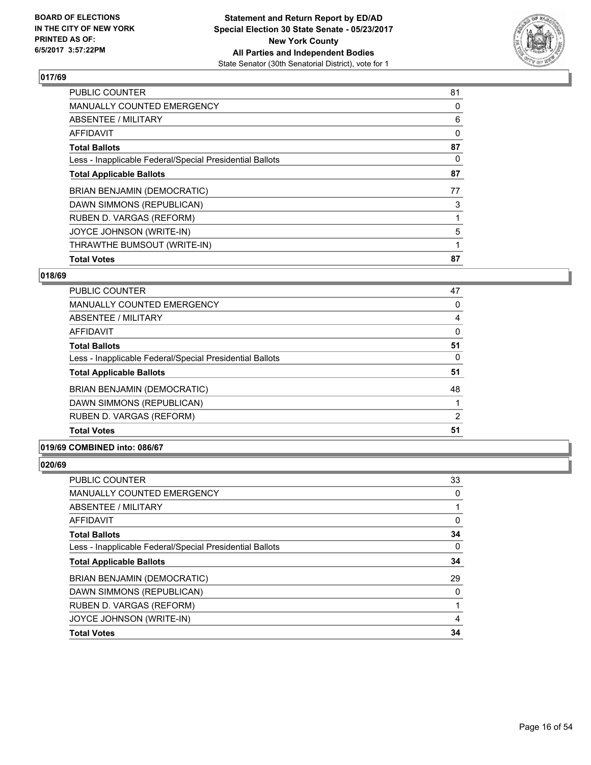### 017/69

| | |
|---|---|
| PUBLIC COUNTER | 81 |
| MANUALLY COUNTED EMERGENCY | 0 |
| ABSENTEE / MILITARY | 6 |
| AFFIDAVIT | 0 |
| **Total Ballots** | **87** |
| Less - Inapplicable Federal/Special Presidential Ballots | 0 |
| **Total Applicable Ballots** | **87** |
| BRIAN BENJAMIN (DEMOCRATIC) | 77 |
| DAWN SIMMONS (REPUBLICAN) | 3 |
| RUBEN D. VARGAS (REFORM) | 1 |
| JOYCE JOHNSON (WRITE-IN) | 5 |
| THRAWTHE BUMSOUT (WRITE-IN) | 1 |
| **Total Votes** | **87** |

### 018/69

| | |
|---|---|
| PUBLIC COUNTER | 47 |
| MANUALLY COUNTED EMERGENCY | 0 |
| ABSENTEE / MILITARY | 4 |
| AFFIDAVIT | 0 |
| **Total Ballots** | **51** |
| Less - Inapplicable Federal/Special Presidential Ballots | 0 |
| **Total Applicable Ballots** | **51** |
| BRIAN BENJAMIN (DEMOCRATIC) | 48 |
| DAWN SIMMONS (REPUBLICAN) | 1 |
| RUBEN D. VARGAS (REFORM) | 2 |
| **Total Votes** | **51** |

### 019/69 COMBINED into: 086/67

### 020/69

| | |
|---|---|
| PUBLIC COUNTER | 33 |
| MANUALLY COUNTED EMERGENCY | 0 |
| ABSENTEE / MILITARY | 1 |
| AFFIDAVIT | 0 |
| **Total Ballots** | **34** |
| Less - Inapplicable Federal/Special Presidential Ballots | 0 |
| **Total Applicable Ballots** | **34** |
| BRIAN BENJAMIN (DEMOCRATIC) | 29 |
| DAWN SIMMONS (REPUBLICAN) | 0 |
| RUBEN D. VARGAS (REFORM) | 1 |
| JOYCE JOHNSON (WRITE-IN) | 4 |
| **Total Votes** | **34** |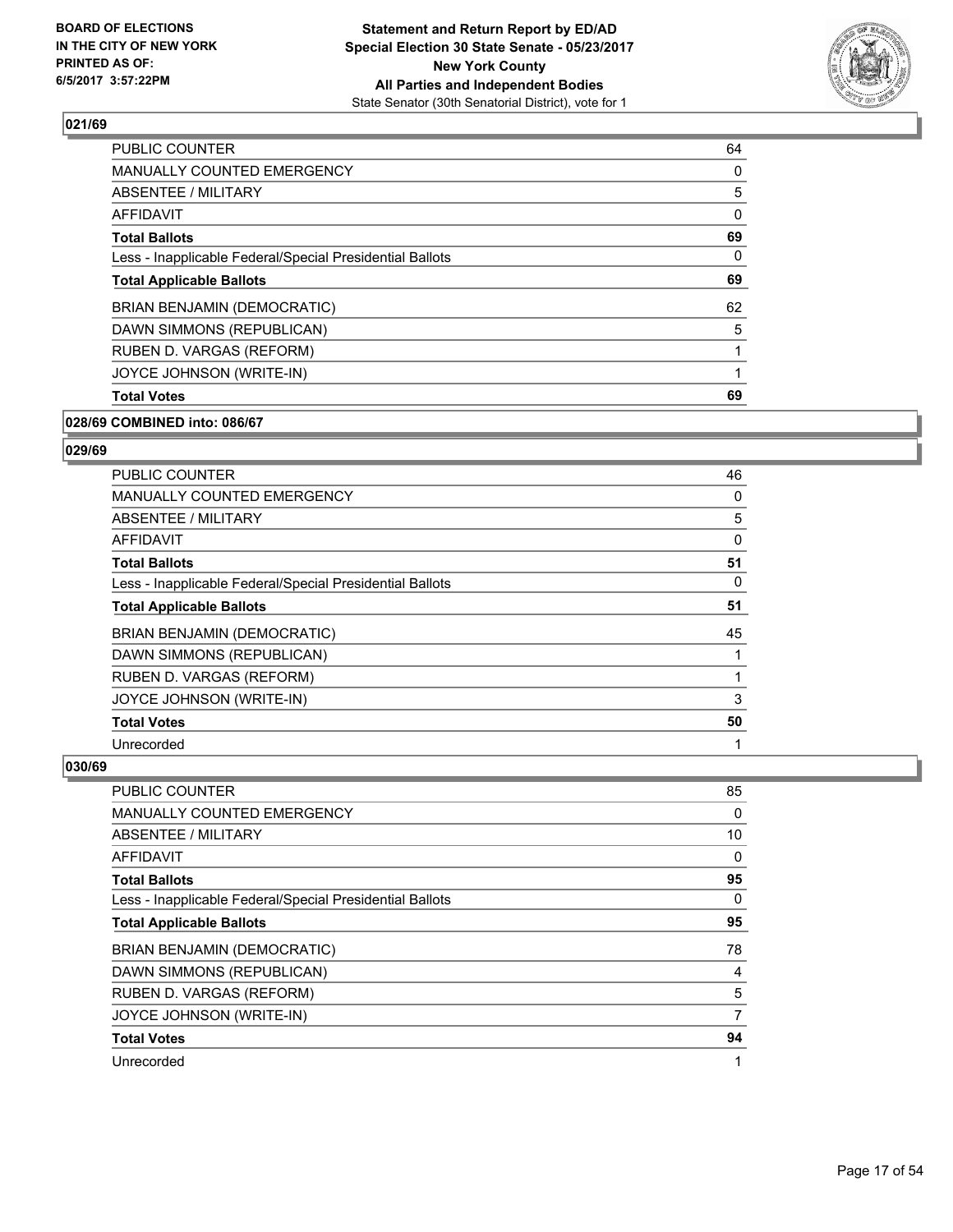### 021/69

| | |
|---|---|
| PUBLIC COUNTER | 64 |
| MANUALLY COUNTED EMERGENCY | 0 |
| ABSENTEE / MILITARY | 5 |
| AFFIDAVIT | 0 |
| **Total Ballots** | **69** |
| Less - Inapplicable Federal/Special Presidential Ballots | 0 |
| **Total Applicable Ballots** | **69** |
| BRIAN BENJAMIN (DEMOCRATIC) | 62 |
| DAWN SIMMONS (REPUBLICAN) | 5 |
| RUBEN D. VARGAS (REFORM) | 1 |
| JOYCE JOHNSON (WRITE-IN) | 1 |
| **Total Votes** | **69** |

### 028/69 COMBINED into: 086/67

### 029/69

| | |
|---|---|
| PUBLIC COUNTER | 46 |
| MANUALLY COUNTED EMERGENCY | 0 |
| ABSENTEE / MILITARY | 5 |
| AFFIDAVIT | 0 |
| **Total Ballots** | **51** |
| Less - Inapplicable Federal/Special Presidential Ballots | 0 |
| **Total Applicable Ballots** | **51** |
| BRIAN BENJAMIN (DEMOCRATIC) | 45 |
| DAWN SIMMONS (REPUBLICAN) | 1 |
| RUBEN D. VARGAS (REFORM) | 1 |
| JOYCE JOHNSON (WRITE-IN) | 3 |
| **Total Votes** | **50** |
| Unrecorded | 1 |

### 030/69

| | |
|---|---|
| PUBLIC COUNTER | 85 |
| MANUALLY COUNTED EMERGENCY | 0 |
| ABSENTEE / MILITARY | 10 |
| AFFIDAVIT | 0 |
| **Total Ballots** | **95** |
| Less - Inapplicable Federal/Special Presidential Ballots | 0 |
| **Total Applicable Ballots** | **95** |
| BRIAN BENJAMIN (DEMOCRATIC) | 78 |
| DAWN SIMMONS (REPUBLICAN) | 4 |
| RUBEN D. VARGAS (REFORM) | 5 |
| JOYCE JOHNSON (WRITE-IN) | 7 |
| **Total Votes** | **94** |
| Unrecorded | 1 |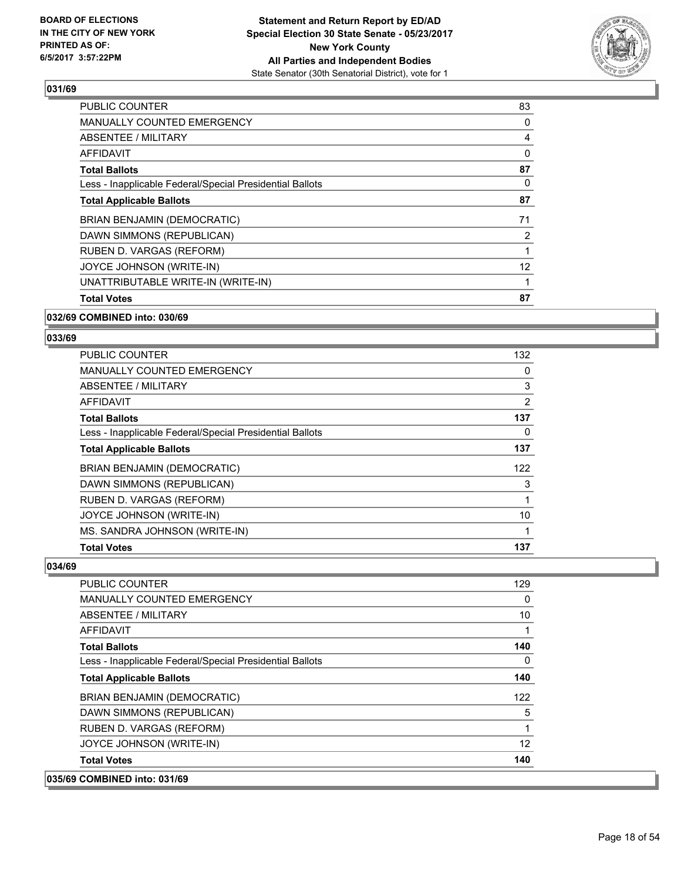## 031/69

| | |
|---|---|
| PUBLIC COUNTER | 83 |
| MANUALLY COUNTED EMERGENCY | 0 |
| ABSENTEE / MILITARY | 4 |
| AFFIDAVIT | 0 |
| **Total Ballots** | **87** |
| Less - Inapplicable Federal/Special Presidential Ballots | 0 |
| **Total Applicable Ballots** | **87** |
| BRIAN BENJAMIN (DEMOCRATIC) | 71 |
| DAWN SIMMONS (REPUBLICAN) | 2 |
| RUBEN D. VARGAS (REFORM) | 1 |
| JOYCE JOHNSON (WRITE-IN) | 12 |
| UNATTRIBUTABLE WRITE-IN (WRITE-IN) | 1 |
| **Total Votes** | **87** |

## 032/69 COMBINED into: 030/69

## 033/69

| | |
|---|---|
| PUBLIC COUNTER | 132 |
| MANUALLY COUNTED EMERGENCY | 0 |
| ABSENTEE / MILITARY | 3 |
| AFFIDAVIT | 2 |
| **Total Ballots** | **137** |
| Less - Inapplicable Federal/Special Presidential Ballots | 0 |
| **Total Applicable Ballots** | **137** |
| BRIAN BENJAMIN (DEMOCRATIC) | 122 |
| DAWN SIMMONS (REPUBLICAN) | 3 |
| RUBEN D. VARGAS (REFORM) | 1 |
| JOYCE JOHNSON (WRITE-IN) | 10 |
| MS. SANDRA JOHNSON (WRITE-IN) | 1 |
| **Total Votes** | **137** |

## 034/69

| | |
|---|---|
| PUBLIC COUNTER | 129 |
| MANUALLY COUNTED EMERGENCY | 0 |
| ABSENTEE / MILITARY | 10 |
| AFFIDAVIT | 1 |
| **Total Ballots** | **140** |
| Less - Inapplicable Federal/Special Presidential Ballots | 0 |
| **Total Applicable Ballots** | **140** |
| BRIAN BENJAMIN (DEMOCRATIC) | 122 |
| DAWN SIMMONS (REPUBLICAN) | 5 |
| RUBEN D. VARGAS (REFORM) | 1 |
| JOYCE JOHNSON (WRITE-IN) | 12 |
| **Total Votes** | **140** |

## 035/69 COMBINED into: 031/69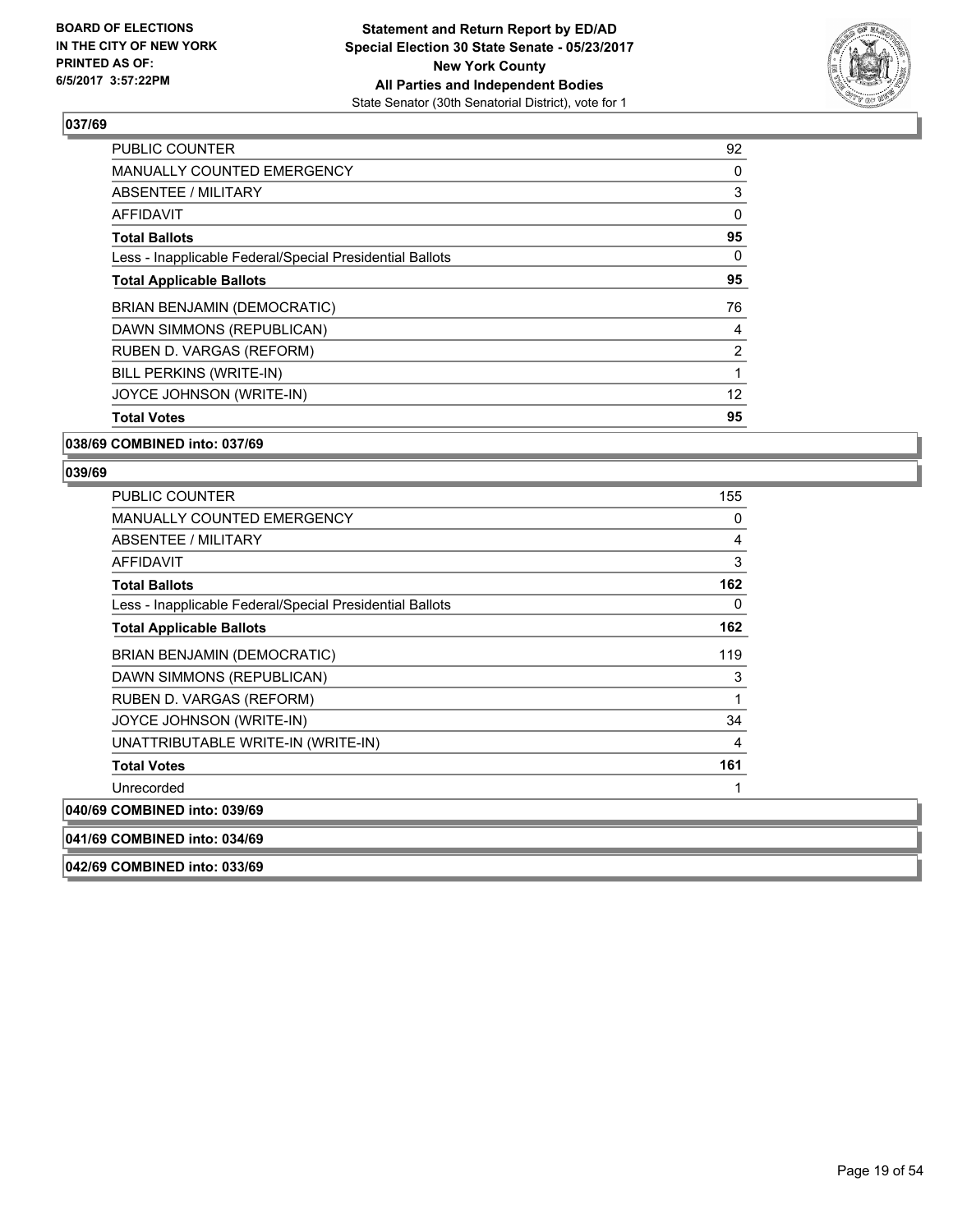### 037/69

| | |
|---|---|
| PUBLIC COUNTER | 92 |
| MANUALLY COUNTED EMERGENCY | 0 |
| ABSENTEE / MILITARY | 3 |
| AFFIDAVIT | 0 |
| **Total Ballots** | **95** |
| Less - Inapplicable Federal/Special Presidential Ballots | 0 |
| **Total Applicable Ballots** | **95** |
| BRIAN BENJAMIN (DEMOCRATIC) | 76 |
| DAWN SIMMONS (REPUBLICAN) | 4 |
| RUBEN D. VARGAS (REFORM) | 2 |
| BILL PERKINS (WRITE-IN) | 1 |
| JOYCE JOHNSON (WRITE-IN) | 12 |
| **Total Votes** | **95** |

### 038/69 COMBINED into: 037/69

### 039/69

| | |
|---|---|
| PUBLIC COUNTER | 155 |
| MANUALLY COUNTED EMERGENCY | 0 |
| ABSENTEE / MILITARY | 4 |
| AFFIDAVIT | 3 |
| **Total Ballots** | **162** |
| Less - Inapplicable Federal/Special Presidential Ballots | 0 |
| **Total Applicable Ballots** | **162** |
| BRIAN BENJAMIN (DEMOCRATIC) | 119 |
| DAWN SIMMONS (REPUBLICAN) | 3 |
| RUBEN D. VARGAS (REFORM) | 1 |
| JOYCE JOHNSON (WRITE-IN) | 34 |
| UNATTRIBUTABLE WRITE-IN (WRITE-IN) | 4 |
| **Total Votes** | **161** |
| Unrecorded | 1 |

### 040/69 COMBINED into: 039/69

### 041/69 COMBINED into: 034/69

### 042/69 COMBINED into: 033/69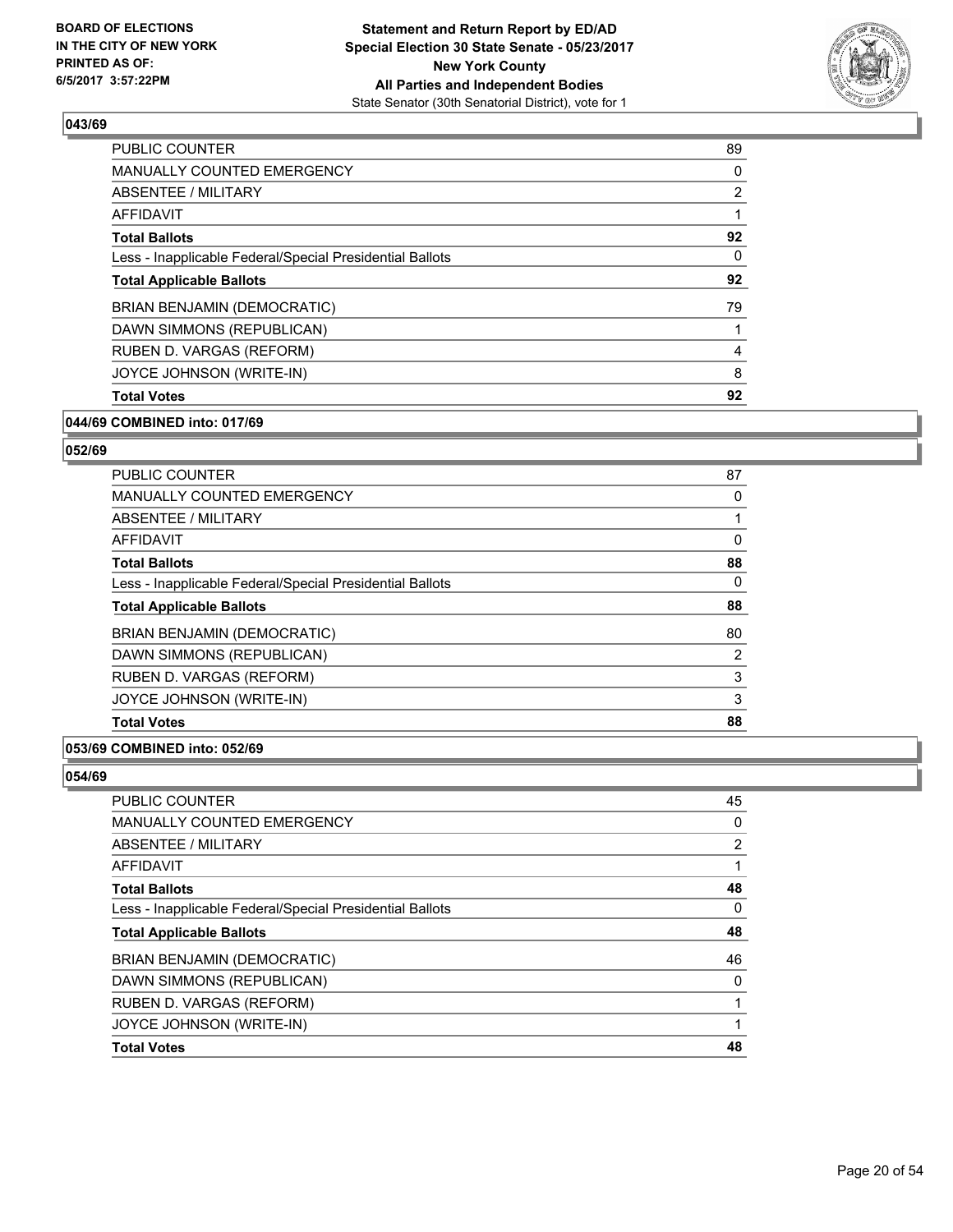### 043/69

| | |
|---|---|
| PUBLIC COUNTER | 89 |
| MANUALLY COUNTED EMERGENCY | 0 |
| ABSENTEE / MILITARY | 2 |
| AFFIDAVIT | 1 |
| **Total Ballots** | **92** |
| Less - Inapplicable Federal/Special Presidential Ballots | 0 |
| **Total Applicable Ballots** | **92** |
| BRIAN BENJAMIN (DEMOCRATIC) | 79 |
| DAWN SIMMONS (REPUBLICAN) | 1 |
| RUBEN D. VARGAS (REFORM) | 4 |
| JOYCE JOHNSON (WRITE-IN) | 8 |
| **Total Votes** | **92** |

### 044/69 COMBINED into: 017/69

### 052/69

| | |
|---|---|
| PUBLIC COUNTER | 87 |
| MANUALLY COUNTED EMERGENCY | 0 |
| ABSENTEE / MILITARY | 1 |
| AFFIDAVIT | 0 |
| **Total Ballots** | **88** |
| Less - Inapplicable Federal/Special Presidential Ballots | 0 |
| **Total Applicable Ballots** | **88** |
| BRIAN BENJAMIN (DEMOCRATIC) | 80 |
| DAWN SIMMONS (REPUBLICAN) | 2 |
| RUBEN D. VARGAS (REFORM) | 3 |
| JOYCE JOHNSON (WRITE-IN) | 3 |
| **Total Votes** | **88** |

### 053/69 COMBINED into: 052/69

### 054/69

| | |
|---|---|
| PUBLIC COUNTER | 45 |
| MANUALLY COUNTED EMERGENCY | 0 |
| ABSENTEE / MILITARY | 2 |
| AFFIDAVIT | 1 |
| **Total Ballots** | **48** |
| Less - Inapplicable Federal/Special Presidential Ballots | 0 |
| **Total Applicable Ballots** | **48** |
| BRIAN BENJAMIN (DEMOCRATIC) | 46 |
| DAWN SIMMONS (REPUBLICAN) | 0 |
| RUBEN D. VARGAS (REFORM) | 1 |
| JOYCE JOHNSON (WRITE-IN) | 1 |
| **Total Votes** | **48** |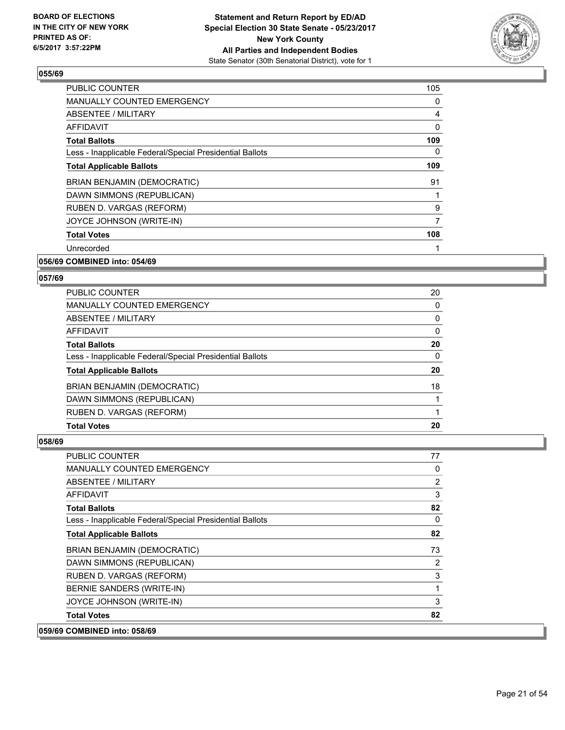### 055/69

| | |
|---|---|
| PUBLIC COUNTER | 105 |
| MANUALLY COUNTED EMERGENCY | 0 |
| ABSENTEE / MILITARY | 4 |
| AFFIDAVIT | 0 |
| **Total Ballots** | **109** |
| Less - Inapplicable Federal/Special Presidential Ballots | 0 |
| **Total Applicable Ballots** | **109** |
| BRIAN BENJAMIN (DEMOCRATIC) | 91 |
| DAWN SIMMONS (REPUBLICAN) | 1 |
| RUBEN D. VARGAS (REFORM) | 9 |
| JOYCE JOHNSON (WRITE-IN) | 7 |
| **Total Votes** | **108** |
| Unrecorded | 1 |

### 056/69 COMBINED into: 054/69

### 057/69

| | |
|---|---|
| PUBLIC COUNTER | 20 |
| MANUALLY COUNTED EMERGENCY | 0 |
| ABSENTEE / MILITARY | 0 |
| AFFIDAVIT | 0 |
| **Total Ballots** | **20** |
| Less - Inapplicable Federal/Special Presidential Ballots | 0 |
| **Total Applicable Ballots** | **20** |
| BRIAN BENJAMIN (DEMOCRATIC) | 18 |
| DAWN SIMMONS (REPUBLICAN) | 1 |
| RUBEN D. VARGAS (REFORM) | 1 |
| **Total Votes** | **20** |

### 058/69

| | |
|---|---|
| PUBLIC COUNTER | 77 |
| MANUALLY COUNTED EMERGENCY | 0 |
| ABSENTEE / MILITARY | 2 |
| AFFIDAVIT | 3 |
| **Total Ballots** | **82** |
| Less - Inapplicable Federal/Special Presidential Ballots | 0 |
| **Total Applicable Ballots** | **82** |
| BRIAN BENJAMIN (DEMOCRATIC) | 73 |
| DAWN SIMMONS (REPUBLICAN) | 2 |
| RUBEN D. VARGAS (REFORM) | 3 |
| BERNIE SANDERS (WRITE-IN) | 1 |
| JOYCE JOHNSON (WRITE-IN) | 3 |
| **Total Votes** | **82** |

### 059/69 COMBINED into: 058/69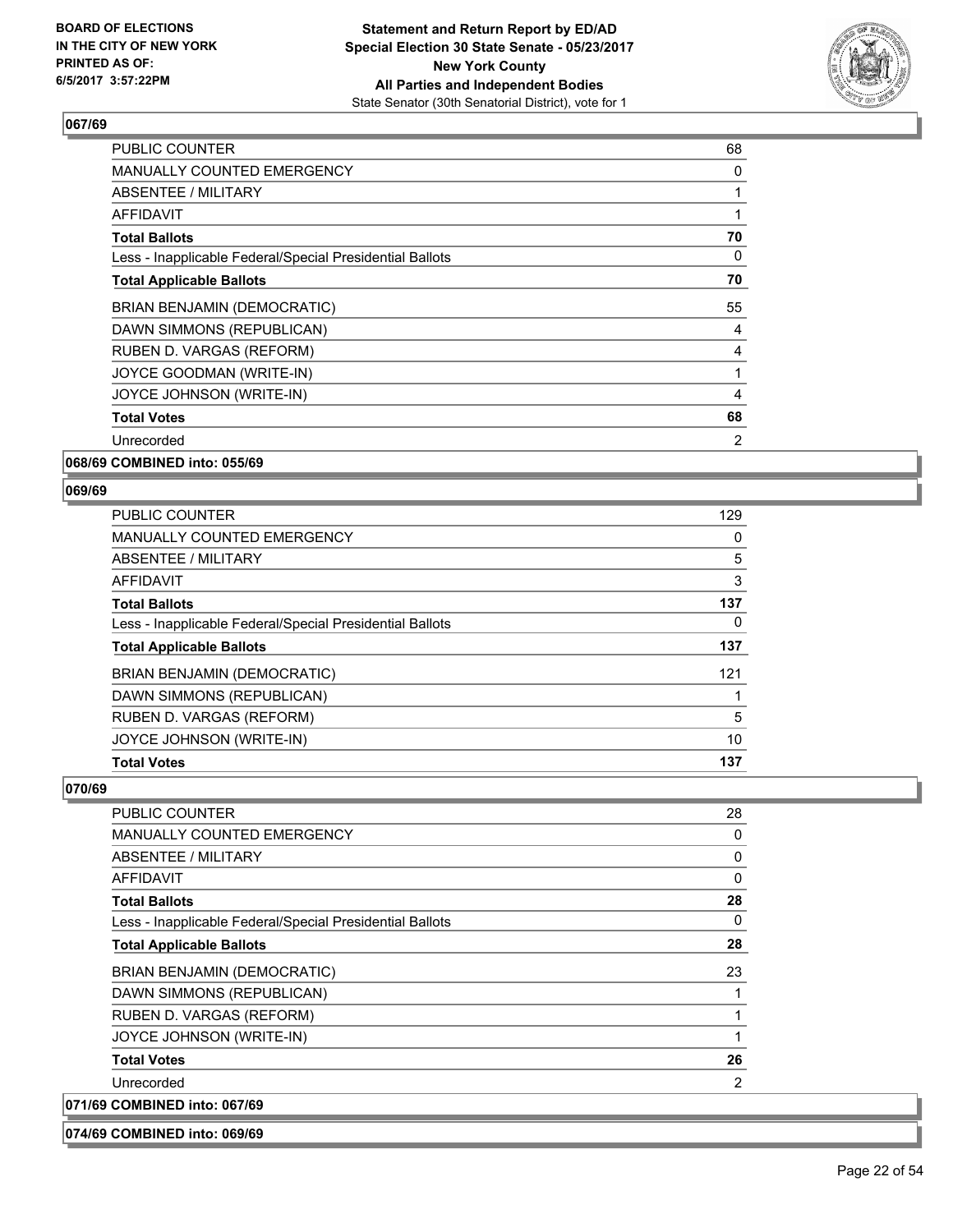### 067/69

| | |
|---|---|
| PUBLIC COUNTER | 68 |
| MANUALLY COUNTED EMERGENCY | 0 |
| ABSENTEE / MILITARY | 1 |
| AFFIDAVIT | 1 |
| **Total Ballots** | **70** |
| Less - Inapplicable Federal/Special Presidential Ballots | 0 |
| **Total Applicable Ballots** | **70** |
| BRIAN BENJAMIN (DEMOCRATIC) | 55 |
| DAWN SIMMONS (REPUBLICAN) | 4 |
| RUBEN D. VARGAS (REFORM) | 4 |
| JOYCE GOODMAN (WRITE-IN) | 1 |
| JOYCE JOHNSON (WRITE-IN) | 4 |
| **Total Votes** | **68** |
| Unrecorded | 2 |

### 068/69 COMBINED into: 055/69

### 069/69

| | |
|---|---|
| PUBLIC COUNTER | 129 |
| MANUALLY COUNTED EMERGENCY | 0 |
| ABSENTEE / MILITARY | 5 |
| AFFIDAVIT | 3 |
| **Total Ballots** | **137** |
| Less - Inapplicable Federal/Special Presidential Ballots | 0 |
| **Total Applicable Ballots** | **137** |
| BRIAN BENJAMIN (DEMOCRATIC) | 121 |
| DAWN SIMMONS (REPUBLICAN) | 1 |
| RUBEN D. VARGAS (REFORM) | 5 |
| JOYCE JOHNSON (WRITE-IN) | 10 |
| **Total Votes** | **137** |

### 070/69

| | |
|---|---|
| PUBLIC COUNTER | 28 |
| MANUALLY COUNTED EMERGENCY | 0 |
| ABSENTEE / MILITARY | 0 |
| AFFIDAVIT | 0 |
| **Total Ballots** | **28** |
| Less - Inapplicable Federal/Special Presidential Ballots | 0 |
| **Total Applicable Ballots** | **28** |
| BRIAN BENJAMIN (DEMOCRATIC) | 23 |
| DAWN SIMMONS (REPUBLICAN) | 1 |
| RUBEN D. VARGAS (REFORM) | 1 |
| JOYCE JOHNSON (WRITE-IN) | 1 |
| **Total Votes** | **26** |
| Unrecorded | 2 |

### 071/69 COMBINED into: 067/69

### 074/69 COMBINED into: 069/69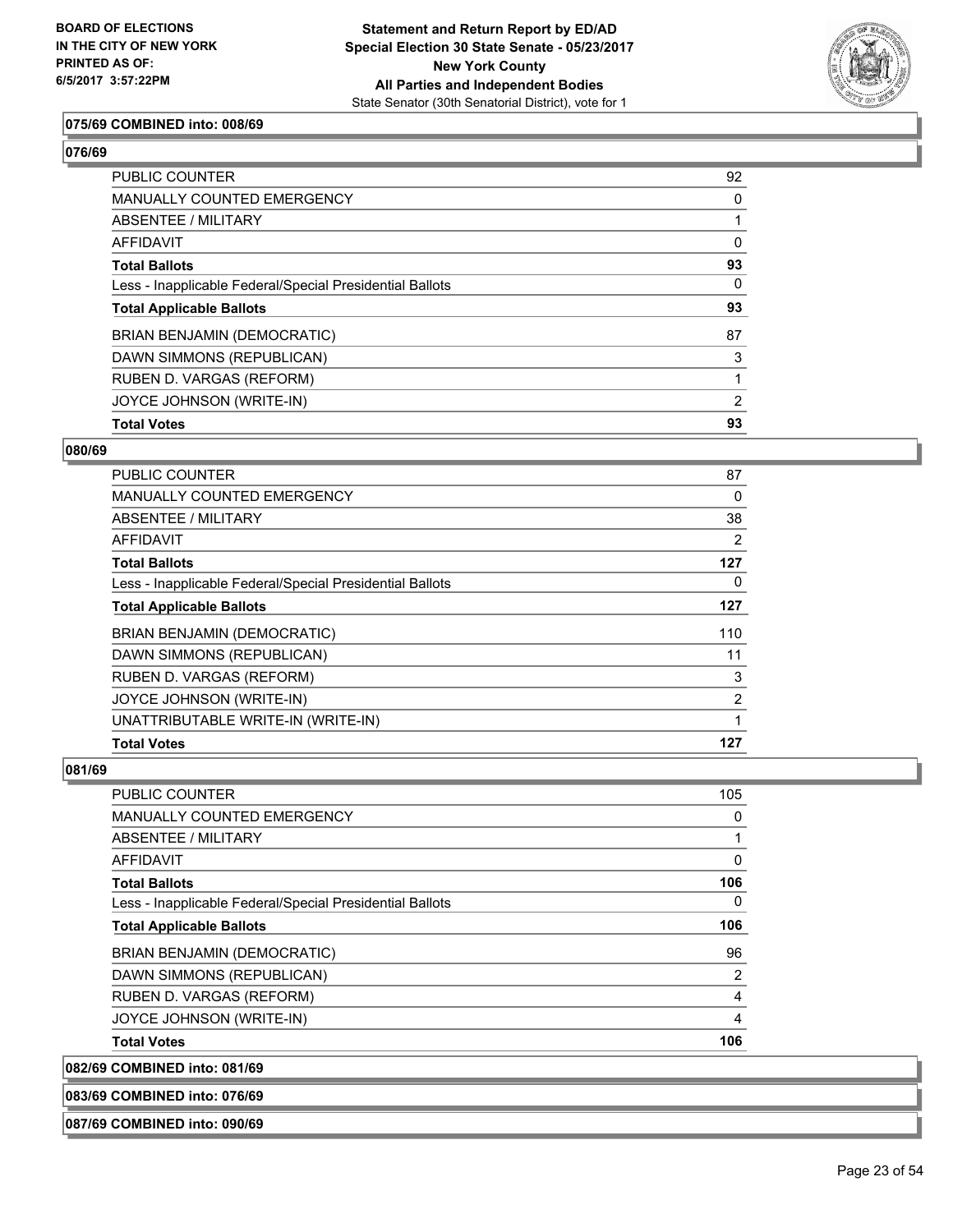**075/69 COMBINED into: 008/69**

**076/69**

| | |
|---|---|
| PUBLIC COUNTER | 92 |
| MANUALLY COUNTED EMERGENCY | 0 |
| ABSENTEE / MILITARY | 1 |
| AFFIDAVIT | 0 |
| **Total Ballots** | **93** |
| Less - Inapplicable Federal/Special Presidential Ballots | 0 |
| **Total Applicable Ballots** | **93** |
| BRIAN BENJAMIN (DEMOCRATIC) | 87 |
| DAWN SIMMONS (REPUBLICAN) | 3 |
| RUBEN D. VARGAS (REFORM) | 1 |
| JOYCE JOHNSON (WRITE-IN) | 2 |
| **Total Votes** | **93** |

**080/69**

| | |
|---|---|
| PUBLIC COUNTER | 87 |
| MANUALLY COUNTED EMERGENCY | 0 |
| ABSENTEE / MILITARY | 38 |
| AFFIDAVIT | 2 |
| **Total Ballots** | **127** |
| Less - Inapplicable Federal/Special Presidential Ballots | 0 |
| **Total Applicable Ballots** | **127** |
| BRIAN BENJAMIN (DEMOCRATIC) | 110 |
| DAWN SIMMONS (REPUBLICAN) | 11 |
| RUBEN D. VARGAS (REFORM) | 3 |
| JOYCE JOHNSON (WRITE-IN) | 2 |
| UNATTRIBUTABLE WRITE-IN (WRITE-IN) | 1 |
| **Total Votes** | **127** |

**081/69**

| | |
|---|---|
| PUBLIC COUNTER | 105 |
| MANUALLY COUNTED EMERGENCY | 0 |
| ABSENTEE / MILITARY | 1 |
| AFFIDAVIT | 0 |
| **Total Ballots** | **106** |
| Less - Inapplicable Federal/Special Presidential Ballots | 0 |
| **Total Applicable Ballots** | **106** |
| BRIAN BENJAMIN (DEMOCRATIC) | 96 |
| DAWN SIMMONS (REPUBLICAN) | 2 |
| RUBEN D. VARGAS (REFORM) | 4 |
| JOYCE JOHNSON (WRITE-IN) | 4 |
| **Total Votes** | **106** |

**082/69 COMBINED into: 081/69**

**083/69 COMBINED into: 076/69**

**087/69 COMBINED into: 090/69**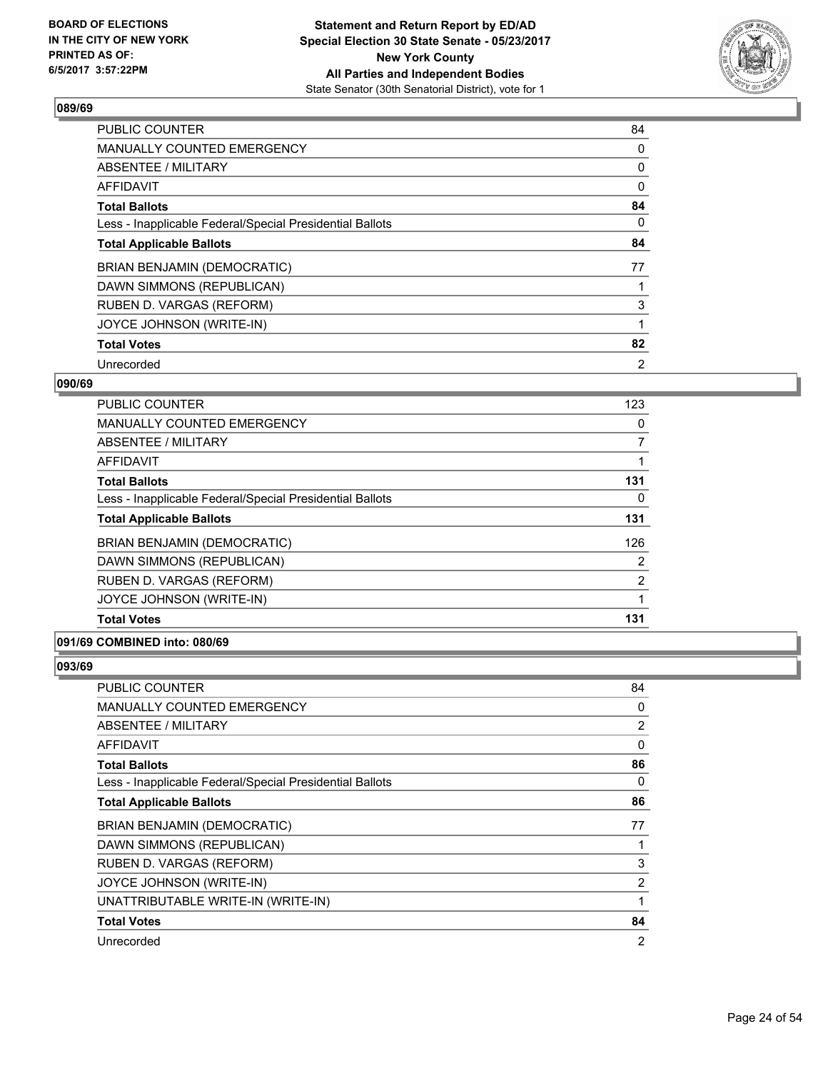## 089/69

| | |
|---|---|
| PUBLIC COUNTER | 84 |
| MANUALLY COUNTED EMERGENCY | 0 |
| ABSENTEE / MILITARY | 0 |
| AFFIDAVIT | 0 |
| **Total Ballots** | **84** |
| Less - Inapplicable Federal/Special Presidential Ballots | 0 |
| **Total Applicable Ballots** | **84** |
| BRIAN BENJAMIN (DEMOCRATIC) | 77 |
| DAWN SIMMONS (REPUBLICAN) | 1 |
| RUBEN D. VARGAS (REFORM) | 3 |
| JOYCE JOHNSON (WRITE-IN) | 1 |
| **Total Votes** | **82** |
| Unrecorded | 2 |

## 090/69

| | |
|---|---|
| PUBLIC COUNTER | 123 |
| MANUALLY COUNTED EMERGENCY | 0 |
| ABSENTEE / MILITARY | 7 |
| AFFIDAVIT | 1 |
| **Total Ballots** | **131** |
| Less - Inapplicable Federal/Special Presidential Ballots | 0 |
| **Total Applicable Ballots** | **131** |
| BRIAN BENJAMIN (DEMOCRATIC) | 126 |
| DAWN SIMMONS (REPUBLICAN) | 2 |
| RUBEN D. VARGAS (REFORM) | 2 |
| JOYCE JOHNSON (WRITE-IN) | 1 |
| **Total Votes** | **131** |

## 091/69 COMBINED into: 080/69

## 093/69

| | |
|---|---|
| PUBLIC COUNTER | 84 |
| MANUALLY COUNTED EMERGENCY | 0 |
| ABSENTEE / MILITARY | 2 |
| AFFIDAVIT | 0 |
| **Total Ballots** | **86** |
| Less - Inapplicable Federal/Special Presidential Ballots | 0 |
| **Total Applicable Ballots** | **86** |
| BRIAN BENJAMIN (DEMOCRATIC) | 77 |
| DAWN SIMMONS (REPUBLICAN) | 1 |
| RUBEN D. VARGAS (REFORM) | 3 |
| JOYCE JOHNSON (WRITE-IN) | 2 |
| UNATTRIBUTABLE WRITE-IN (WRITE-IN) | 1 |
| **Total Votes** | **84** |
| Unrecorded | 2 |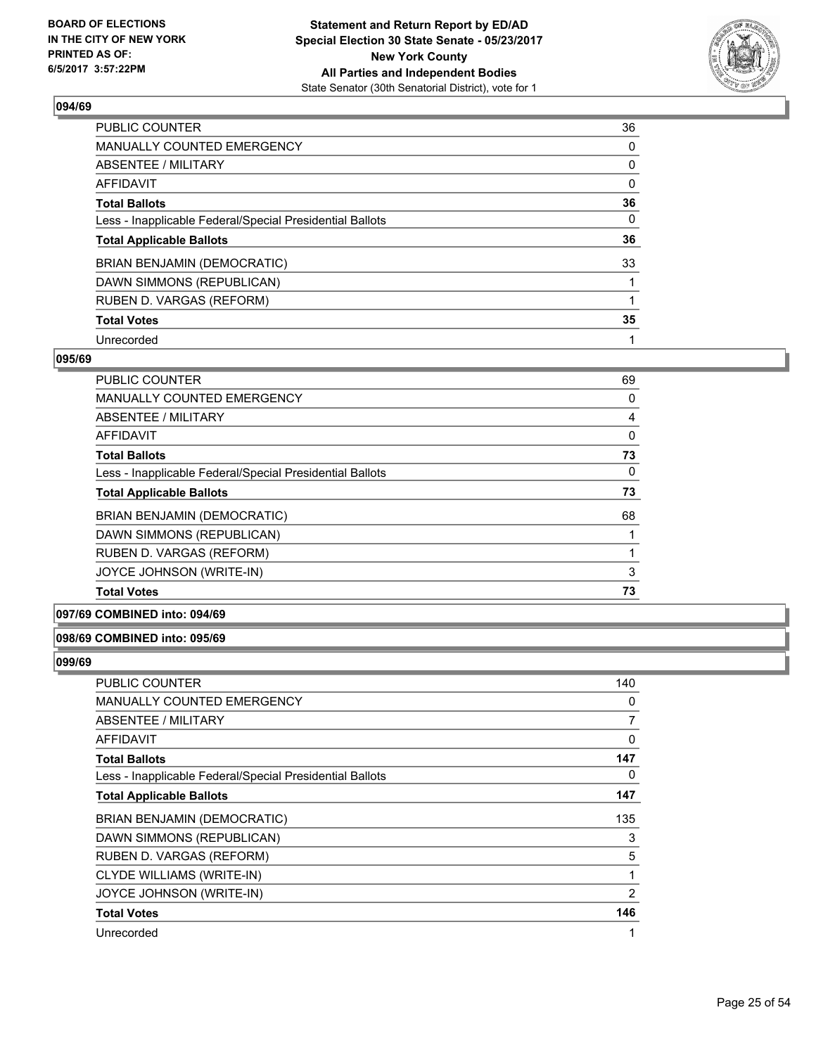### 094/69

| | |
|---|---|
| PUBLIC COUNTER | 36 |
| MANUALLY COUNTED EMERGENCY | 0 |
| ABSENTEE / MILITARY | 0 |
| AFFIDAVIT | 0 |
| **Total Ballots** | **36** |
| Less - Inapplicable Federal/Special Presidential Ballots | 0 |
| **Total Applicable Ballots** | **36** |
| BRIAN BENJAMIN (DEMOCRATIC) | 33 |
| DAWN SIMMONS (REPUBLICAN) | 1 |
| RUBEN D. VARGAS (REFORM) | 1 |
| **Total Votes** | **35** |
| Unrecorded | 1 |

### 095/69

| | |
|---|---|
| PUBLIC COUNTER | 69 |
| MANUALLY COUNTED EMERGENCY | 0 |
| ABSENTEE / MILITARY | 4 |
| AFFIDAVIT | 0 |
| **Total Ballots** | **73** |
| Less - Inapplicable Federal/Special Presidential Ballots | 0 |
| **Total Applicable Ballots** | **73** |
| BRIAN BENJAMIN (DEMOCRATIC) | 68 |
| DAWN SIMMONS (REPUBLICAN) | 1 |
| RUBEN D. VARGAS (REFORM) | 1 |
| JOYCE JOHNSON (WRITE-IN) | 3 |
| **Total Votes** | **73** |

### 097/69 COMBINED into: 094/69

### 098/69 COMBINED into: 095/69

### 099/69

| | |
|---|---|
| PUBLIC COUNTER | 140 |
| MANUALLY COUNTED EMERGENCY | 0 |
| ABSENTEE / MILITARY | 7 |
| AFFIDAVIT | 0 |
| **Total Ballots** | **147** |
| Less - Inapplicable Federal/Special Presidential Ballots | 0 |
| **Total Applicable Ballots** | **147** |
| BRIAN BENJAMIN (DEMOCRATIC) | 135 |
| DAWN SIMMONS (REPUBLICAN) | 3 |
| RUBEN D. VARGAS (REFORM) | 5 |
| CLYDE WILLIAMS (WRITE-IN) | 1 |
| JOYCE JOHNSON (WRITE-IN) | 2 |
| **Total Votes** | **146** |
| Unrecorded | 1 |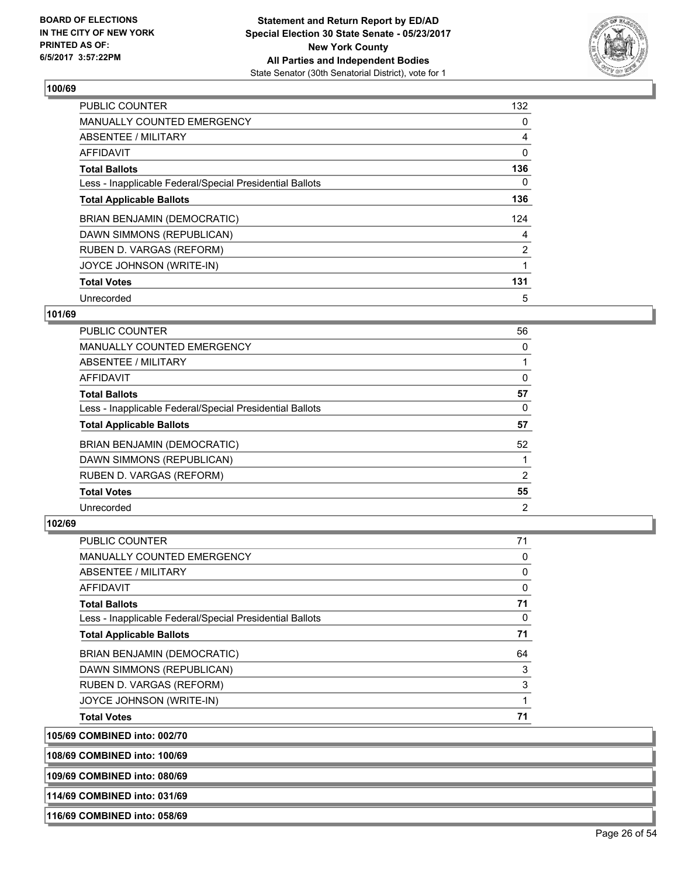**BOARD OF ELECTIONS IN THE CITY OF NEW YORK PRINTED AS OF: 6/5/2017 3:57:22PM**

**Statement and Return Report by ED/AD Special Election 30 State Senate - 05/23/2017 New York County All Parties and Independent Bodies**
State Senator (30th Senatorial District), vote for 1

### 100/69

| | |
|---|---|
| PUBLIC COUNTER | 132 |
| MANUALLY COUNTED EMERGENCY | 0 |
| ABSENTEE / MILITARY | 4 |
| AFFIDAVIT | 0 |
| **Total Ballots** | **136** |
| Less - Inapplicable Federal/Special Presidential Ballots | 0 |
| **Total Applicable Ballots** | **136** |
| BRIAN BENJAMIN (DEMOCRATIC) | 124 |
| DAWN SIMMONS (REPUBLICAN) | 4 |
| RUBEN D. VARGAS (REFORM) | 2 |
| JOYCE JOHNSON (WRITE-IN) | 1 |
| **Total Votes** | **131** |
| Unrecorded | 5 |

### 101/69

| | |
|---|---|
| PUBLIC COUNTER | 56 |
| MANUALLY COUNTED EMERGENCY | 0 |
| ABSENTEE / MILITARY | 1 |
| AFFIDAVIT | 0 |
| **Total Ballots** | **57** |
| Less - Inapplicable Federal/Special Presidential Ballots | 0 |
| **Total Applicable Ballots** | **57** |
| BRIAN BENJAMIN (DEMOCRATIC) | 52 |
| DAWN SIMMONS (REPUBLICAN) | 1 |
| RUBEN D. VARGAS (REFORM) | 2 |
| **Total Votes** | **55** |
| Unrecorded | 2 |

### 102/69

| | |
|---|---|
| PUBLIC COUNTER | 71 |
| MANUALLY COUNTED EMERGENCY | 0 |
| ABSENTEE / MILITARY | 0 |
| AFFIDAVIT | 0 |
| **Total Ballots** | **71** |
| Less - Inapplicable Federal/Special Presidential Ballots | 0 |
| **Total Applicable Ballots** | **71** |
| BRIAN BENJAMIN (DEMOCRATIC) | 64 |
| DAWN SIMMONS (REPUBLICAN) | 3 |
| RUBEN D. VARGAS (REFORM) | 3 |
| JOYCE JOHNSON (WRITE-IN) | 1 |
| **Total Votes** | **71** |

**105/69 COMBINED into: 002/70**

**108/69 COMBINED into: 100/69**

**109/69 COMBINED into: 080/69**

**114/69 COMBINED into: 031/69**

**116/69 COMBINED into: 058/69**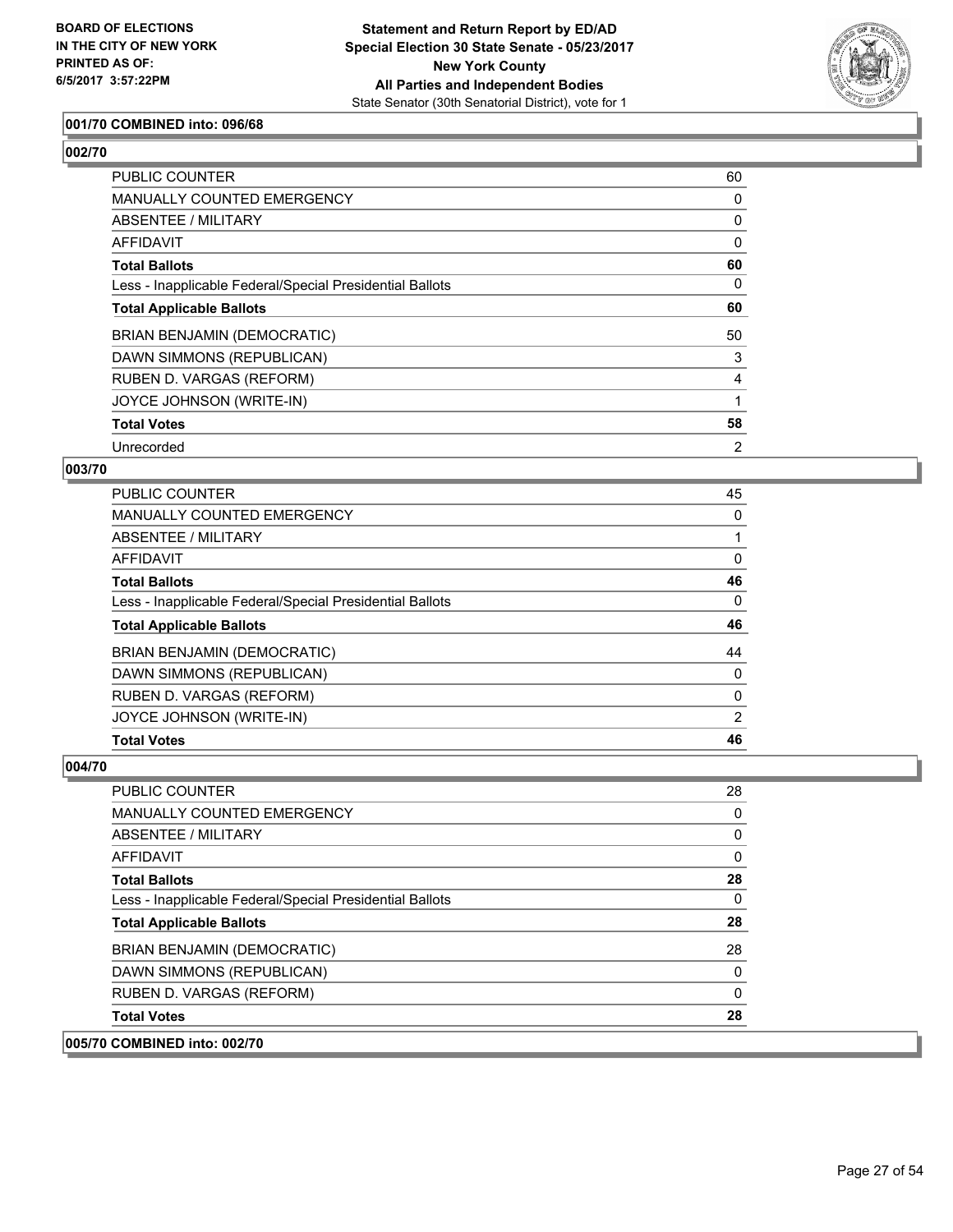**Statement and Return Report by ED/AD**
**Special Election 30 State Senate - 05/23/2017**
**New York County**
**All Parties and Independent Bodies**
State Senator (30th Senatorial District), vote for 1

BOARD OF ELECTIONS
IN THE CITY OF NEW YORK
PRINTED AS OF:
6/5/2017 3:57:22PM

### 001/70 COMBINED into: 096/68

### 002/70

| | |
|---|---|
| PUBLIC COUNTER | 60 |
| MANUALLY COUNTED EMERGENCY | 0 |
| ABSENTEE / MILITARY | 0 |
| AFFIDAVIT | 0 |
| **Total Ballots** | **60** |
| Less - Inapplicable Federal/Special Presidential Ballots | 0 |
| **Total Applicable Ballots** | **60** |
| BRIAN BENJAMIN (DEMOCRATIC) | 50 |
| DAWN SIMMONS (REPUBLICAN) | 3 |
| RUBEN D. VARGAS (REFORM) | 4 |
| JOYCE JOHNSON (WRITE-IN) | 1 |
| **Total Votes** | **58** |
| Unrecorded | 2 |

### 003/70

| | |
|---|---|
| PUBLIC COUNTER | 45 |
| MANUALLY COUNTED EMERGENCY | 0 |
| ABSENTEE / MILITARY | 1 |
| AFFIDAVIT | 0 |
| **Total Ballots** | **46** |
| Less - Inapplicable Federal/Special Presidential Ballots | 0 |
| **Total Applicable Ballots** | **46** |
| BRIAN BENJAMIN (DEMOCRATIC) | 44 |
| DAWN SIMMONS (REPUBLICAN) | 0 |
| RUBEN D. VARGAS (REFORM) | 0 |
| JOYCE JOHNSON (WRITE-IN) | 2 |
| **Total Votes** | **46** |

### 004/70

| | |
|---|---|
| PUBLIC COUNTER | 28 |
| MANUALLY COUNTED EMERGENCY | 0 |
| ABSENTEE / MILITARY | 0 |
| AFFIDAVIT | 0 |
| **Total Ballots** | **28** |
| Less - Inapplicable Federal/Special Presidential Ballots | 0 |
| **Total Applicable Ballots** | **28** |
| BRIAN BENJAMIN (DEMOCRATIC) | 28 |
| DAWN SIMMONS (REPUBLICAN) | 0 |
| RUBEN D. VARGAS (REFORM) | 0 |
| **Total Votes** | **28** |

### 005/70 COMBINED into: 002/70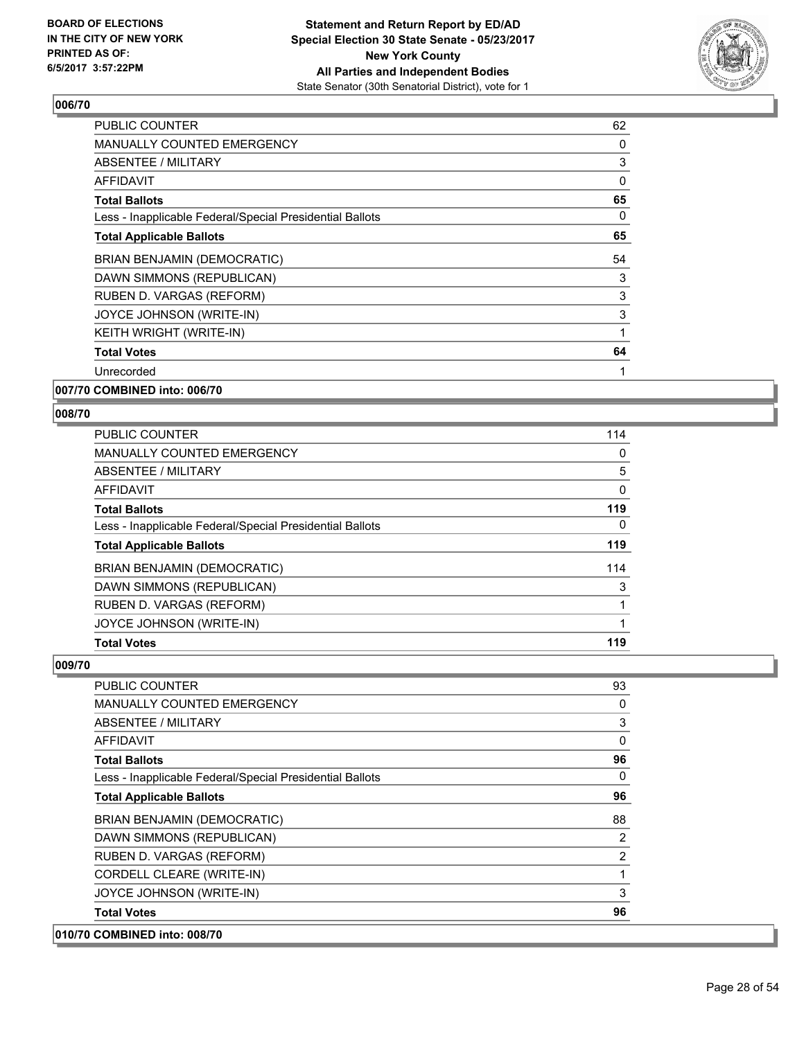**Statement and Return Report by ED/AD**
**Special Election 30 State Senate - 05/23/2017**
**New York County**
**All Parties and Independent Bodies**
State Senator (30th Senatorial District), vote for 1

**BOARD OF ELECTIONS IN THE CITY OF NEW YORK PRINTED AS OF: 6/5/2017 3:57:22PM**

### 006/70

| | |
|---|---|
| PUBLIC COUNTER | 62 |
| MANUALLY COUNTED EMERGENCY | 0 |
| ABSENTEE / MILITARY | 3 |
| AFFIDAVIT | 0 |
| **Total Ballots** | **65** |
| Less - Inapplicable Federal/Special Presidential Ballots | 0 |
| **Total Applicable Ballots** | **65** |
| BRIAN BENJAMIN (DEMOCRATIC) | 54 |
| DAWN SIMMONS (REPUBLICAN) | 3 |
| RUBEN D. VARGAS (REFORM) | 3 |
| JOYCE JOHNSON (WRITE-IN) | 3 |
| KEITH WRIGHT (WRITE-IN) | 1 |
| **Total Votes** | **64** |
| Unrecorded | 1 |

### 007/70 COMBINED into: 006/70

### 008/70

| | |
|---|---|
| PUBLIC COUNTER | 114 |
| MANUALLY COUNTED EMERGENCY | 0 |
| ABSENTEE / MILITARY | 5 |
| AFFIDAVIT | 0 |
| **Total Ballots** | **119** |
| Less - Inapplicable Federal/Special Presidential Ballots | 0 |
| **Total Applicable Ballots** | **119** |
| BRIAN BENJAMIN (DEMOCRATIC) | 114 |
| DAWN SIMMONS (REPUBLICAN) | 3 |
| RUBEN D. VARGAS (REFORM) | 1 |
| JOYCE JOHNSON (WRITE-IN) | 1 |
| **Total Votes** | **119** |

### 009/70

| | |
|---|---|
| PUBLIC COUNTER | 93 |
| MANUALLY COUNTED EMERGENCY | 0 |
| ABSENTEE / MILITARY | 3 |
| AFFIDAVIT | 0 |
| **Total Ballots** | **96** |
| Less - Inapplicable Federal/Special Presidential Ballots | 0 |
| **Total Applicable Ballots** | **96** |
| BRIAN BENJAMIN (DEMOCRATIC) | 88 |
| DAWN SIMMONS (REPUBLICAN) | 2 |
| RUBEN D. VARGAS (REFORM) | 2 |
| CORDELL CLEARE (WRITE-IN) | 1 |
| JOYCE JOHNSON (WRITE-IN) | 3 |
| **Total Votes** | **96** |

### 010/70 COMBINED into: 008/70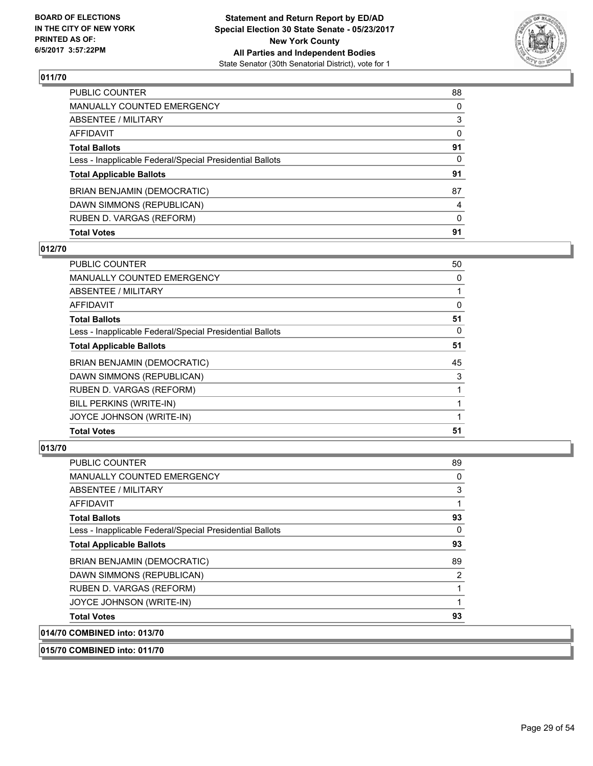**BOARD OF ELECTIONS IN THE CITY OF NEW YORK PRINTED AS OF: 6/5/2017 3:57:22PM**

**Statement and Return Report by ED/AD Special Election 30 State Senate - 05/23/2017 New York County All Parties and Independent Bodies**
State Senator (30th Senatorial District), vote for 1

## 011/70

| | |
|---|---|
| PUBLIC COUNTER | 88 |
| MANUALLY COUNTED EMERGENCY | 0 |
| ABSENTEE / MILITARY | 3 |
| AFFIDAVIT | 0 |
| **Total Ballots** | **91** |
| Less - Inapplicable Federal/Special Presidential Ballots | 0 |
| **Total Applicable Ballots** | **91** |
| BRIAN BENJAMIN (DEMOCRATIC) | 87 |
| DAWN SIMMONS (REPUBLICAN) | 4 |
| RUBEN D. VARGAS (REFORM) | 0 |
| **Total Votes** | **91** |

## 012/70

| | |
|---|---|
| PUBLIC COUNTER | 50 |
| MANUALLY COUNTED EMERGENCY | 0 |
| ABSENTEE / MILITARY | 1 |
| AFFIDAVIT | 0 |
| **Total Ballots** | **51** |
| Less - Inapplicable Federal/Special Presidential Ballots | 0 |
| **Total Applicable Ballots** | **51** |
| BRIAN BENJAMIN (DEMOCRATIC) | 45 |
| DAWN SIMMONS (REPUBLICAN) | 3 |
| RUBEN D. VARGAS (REFORM) | 1 |
| BILL PERKINS (WRITE-IN) | 1 |
| JOYCE JOHNSON (WRITE-IN) | 1 |
| **Total Votes** | **51** |

## 013/70

| | |
|---|---|
| PUBLIC COUNTER | 89 |
| MANUALLY COUNTED EMERGENCY | 0 |
| ABSENTEE / MILITARY | 3 |
| AFFIDAVIT | 1 |
| **Total Ballots** | **93** |
| Less - Inapplicable Federal/Special Presidential Ballots | 0 |
| **Total Applicable Ballots** | **93** |
| BRIAN BENJAMIN (DEMOCRATIC) | 89 |
| DAWN SIMMONS (REPUBLICAN) | 2 |
| RUBEN D. VARGAS (REFORM) | 1 |
| JOYCE JOHNSON (WRITE-IN) | 1 |
| **Total Votes** | **93** |

## 014/70 COMBINED into: 013/70

## 015/70 COMBINED into: 011/70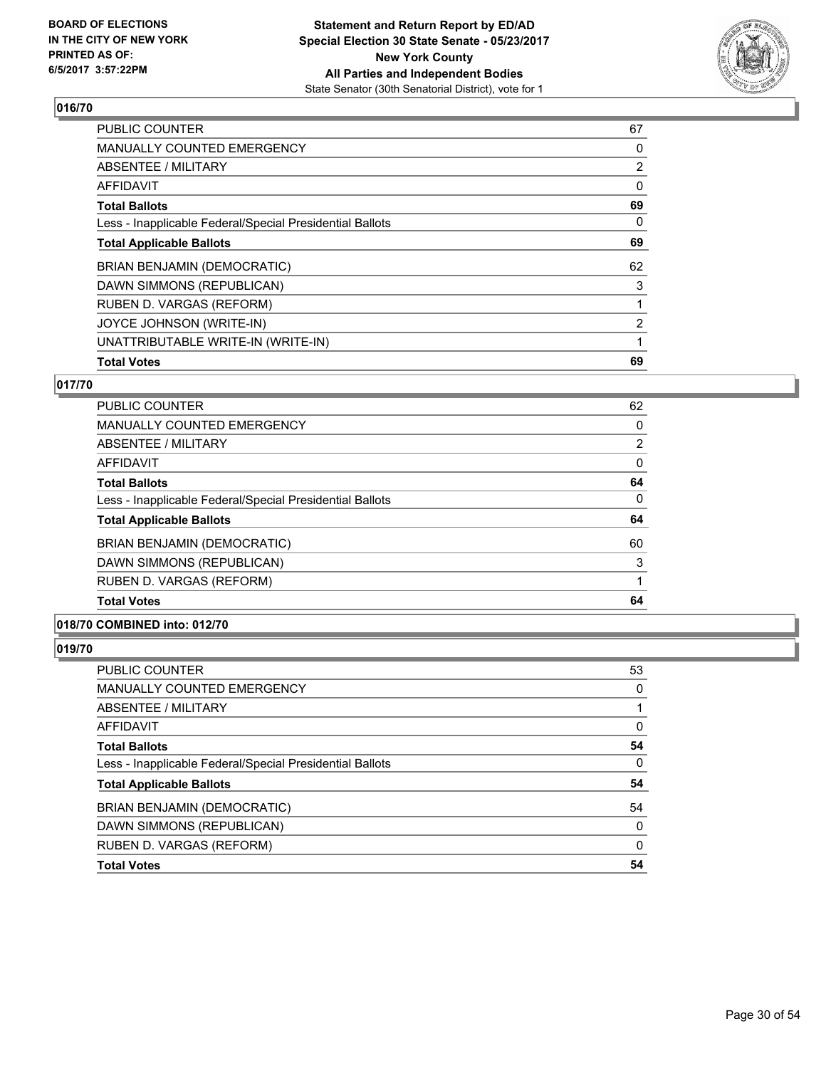**BOARD OF ELECTIONS IN THE CITY OF NEW YORK PRINTED AS OF: 6/5/2017 3:57:22PM**

**Statement and Return Report by ED/AD Special Election 30 State Senate - 05/23/2017 New York County All Parties and Independent Bodies**
State Senator (30th Senatorial District), vote for 1

## 016/70

| | |
|---|---|
| PUBLIC COUNTER | 67 |
| MANUALLY COUNTED EMERGENCY | 0 |
| ABSENTEE / MILITARY | 2 |
| AFFIDAVIT | 0 |
| **Total Ballots** | **69** |
| Less - Inapplicable Federal/Special Presidential Ballots | 0 |
| **Total Applicable Ballots** | **69** |
| BRIAN BENJAMIN (DEMOCRATIC) | 62 |
| DAWN SIMMONS (REPUBLICAN) | 3 |
| RUBEN D. VARGAS (REFORM) | 1 |
| JOYCE JOHNSON (WRITE-IN) | 2 |
| UNATTRIBUTABLE WRITE-IN (WRITE-IN) | 1 |
| **Total Votes** | **69** |

## 017/70

| | |
|---|---|
| PUBLIC COUNTER | 62 |
| MANUALLY COUNTED EMERGENCY | 0 |
| ABSENTEE / MILITARY | 2 |
| AFFIDAVIT | 0 |
| **Total Ballots** | **64** |
| Less - Inapplicable Federal/Special Presidential Ballots | 0 |
| **Total Applicable Ballots** | **64** |
| BRIAN BENJAMIN (DEMOCRATIC) | 60 |
| DAWN SIMMONS (REPUBLICAN) | 3 |
| RUBEN D. VARGAS (REFORM) | 1 |
| **Total Votes** | **64** |

## 018/70 COMBINED into: 012/70

## 019/70

| | |
|---|---|
| PUBLIC COUNTER | 53 |
| MANUALLY COUNTED EMERGENCY | 0 |
| ABSENTEE / MILITARY | 1 |
| AFFIDAVIT | 0 |
| **Total Ballots** | **54** |
| Less - Inapplicable Federal/Special Presidential Ballots | 0 |
| **Total Applicable Ballots** | **54** |
| BRIAN BENJAMIN (DEMOCRATIC) | 54 |
| DAWN SIMMONS (REPUBLICAN) | 0 |
| RUBEN D. VARGAS (REFORM) | 0 |
| **Total Votes** | **54** |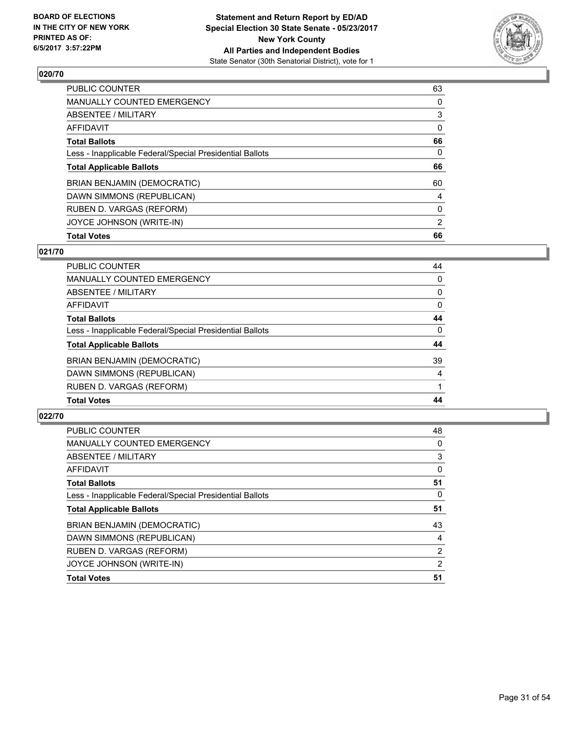**BOARD OF ELECTIONS IN THE CITY OF NEW YORK PRINTED AS OF: 6/5/2017 3:57:22PM**

**Statement and Return Report by ED/AD Special Election 30 State Senate - 05/23/2017 New York County All Parties and Independent Bodies**
State Senator (30th Senatorial District), vote for 1

### 020/70

| | |
|---|---|
| PUBLIC COUNTER | 63 |
| MANUALLY COUNTED EMERGENCY | 0 |
| ABSENTEE / MILITARY | 3 |
| AFFIDAVIT | 0 |
| **Total Ballots** | **66** |
| Less - Inapplicable Federal/Special Presidential Ballots | 0 |
| **Total Applicable Ballots** | **66** |
| BRIAN BENJAMIN (DEMOCRATIC) | 60 |
| DAWN SIMMONS (REPUBLICAN) | 4 |
| RUBEN D. VARGAS (REFORM) | 0 |
| JOYCE JOHNSON (WRITE-IN) | 2 |
| **Total Votes** | **66** |

### 021/70

| | |
|---|---|
| PUBLIC COUNTER | 44 |
| MANUALLY COUNTED EMERGENCY | 0 |
| ABSENTEE / MILITARY | 0 |
| AFFIDAVIT | 0 |
| **Total Ballots** | **44** |
| Less - Inapplicable Federal/Special Presidential Ballots | 0 |
| **Total Applicable Ballots** | **44** |
| BRIAN BENJAMIN (DEMOCRATIC) | 39 |
| DAWN SIMMONS (REPUBLICAN) | 4 |
| RUBEN D. VARGAS (REFORM) | 1 |
| **Total Votes** | **44** |

### 022/70

| | |
|---|---|
| PUBLIC COUNTER | 48 |
| MANUALLY COUNTED EMERGENCY | 0 |
| ABSENTEE / MILITARY | 3 |
| AFFIDAVIT | 0 |
| **Total Ballots** | **51** |
| Less - Inapplicable Federal/Special Presidential Ballots | 0 |
| **Total Applicable Ballots** | **51** |
| BRIAN BENJAMIN (DEMOCRATIC) | 43 |
| DAWN SIMMONS (REPUBLICAN) | 4 |
| RUBEN D. VARGAS (REFORM) | 2 |
| JOYCE JOHNSON (WRITE-IN) | 2 |
| **Total Votes** | **51** |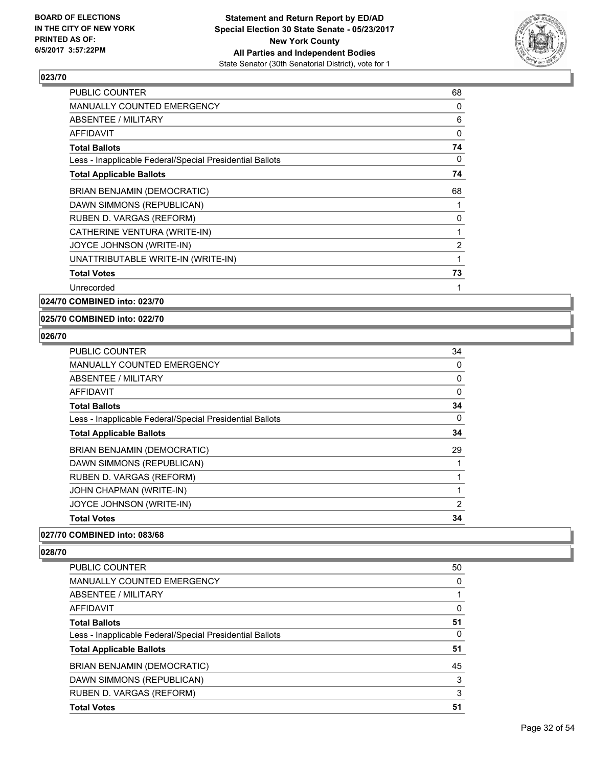### 023/70

| | |
|---|---|
| PUBLIC COUNTER | 68 |
| MANUALLY COUNTED EMERGENCY | 0 |
| ABSENTEE / MILITARY | 6 |
| AFFIDAVIT | 0 |
| **Total Ballots** | **74** |
| Less - Inapplicable Federal/Special Presidential Ballots | 0 |
| **Total Applicable Ballots** | **74** |
| BRIAN BENJAMIN (DEMOCRATIC) | 68 |
| DAWN SIMMONS (REPUBLICAN) | 1 |
| RUBEN D. VARGAS (REFORM) | 0 |
| CATHERINE VENTURA (WRITE-IN) | 1 |
| JOYCE JOHNSON (WRITE-IN) | 2 |
| UNATTRIBUTABLE WRITE-IN (WRITE-IN) | 1 |
| **Total Votes** | **73** |
| Unrecorded | 1 |

### 024/70 COMBINED into: 023/70

### 025/70 COMBINED into: 022/70

### 026/70

| | |
|---|---|
| PUBLIC COUNTER | 34 |
| MANUALLY COUNTED EMERGENCY | 0 |
| ABSENTEE / MILITARY | 0 |
| AFFIDAVIT | 0 |
| **Total Ballots** | **34** |
| Less - Inapplicable Federal/Special Presidential Ballots | 0 |
| **Total Applicable Ballots** | **34** |
| BRIAN BENJAMIN (DEMOCRATIC) | 29 |
| DAWN SIMMONS (REPUBLICAN) | 1 |
| RUBEN D. VARGAS (REFORM) | 1 |
| JOHN CHAPMAN (WRITE-IN) | 1 |
| JOYCE JOHNSON (WRITE-IN) | 2 |
| **Total Votes** | **34** |

### 027/70 COMBINED into: 083/68

### 028/70

| | |
|---|---|
| PUBLIC COUNTER | 50 |
| MANUALLY COUNTED EMERGENCY | 0 |
| ABSENTEE / MILITARY | 1 |
| AFFIDAVIT | 0 |
| **Total Ballots** | **51** |
| Less - Inapplicable Federal/Special Presidential Ballots | 0 |
| **Total Applicable Ballots** | **51** |
| BRIAN BENJAMIN (DEMOCRATIC) | 45 |
| DAWN SIMMONS (REPUBLICAN) | 3 |
| RUBEN D. VARGAS (REFORM) | 3 |
| **Total Votes** | **51** |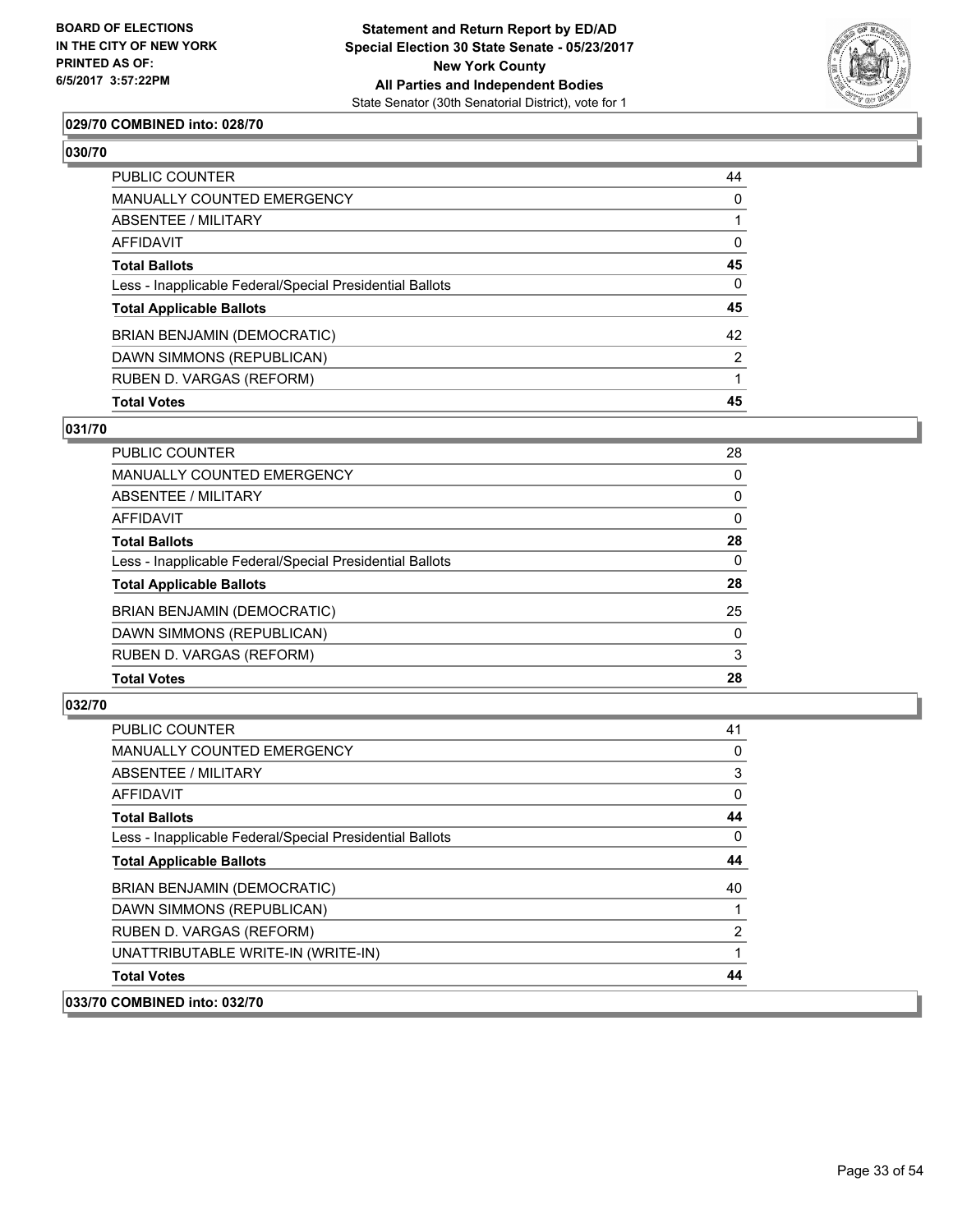**029/70 COMBINED into: 028/70**

**030/70**

| | |
|---|---|
| PUBLIC COUNTER | 44 |
| MANUALLY COUNTED EMERGENCY | 0 |
| ABSENTEE / MILITARY | 1 |
| AFFIDAVIT | 0 |
| **Total Ballots** | **45** |
| Less - Inapplicable Federal/Special Presidential Ballots | 0 |
| **Total Applicable Ballots** | **45** |
| BRIAN BENJAMIN (DEMOCRATIC) | 42 |
| DAWN SIMMONS (REPUBLICAN) | 2 |
| RUBEN D. VARGAS (REFORM) | 1 |
| **Total Votes** | **45** |

**031/70**

| | |
|---|---|
| PUBLIC COUNTER | 28 |
| MANUALLY COUNTED EMERGENCY | 0 |
| ABSENTEE / MILITARY | 0 |
| AFFIDAVIT | 0 |
| **Total Ballots** | **28** |
| Less - Inapplicable Federal/Special Presidential Ballots | 0 |
| **Total Applicable Ballots** | **28** |
| BRIAN BENJAMIN (DEMOCRATIC) | 25 |
| DAWN SIMMONS (REPUBLICAN) | 0 |
| RUBEN D. VARGAS (REFORM) | 3 |
| **Total Votes** | **28** |

**032/70**

| | |
|---|---|
| PUBLIC COUNTER | 41 |
| MANUALLY COUNTED EMERGENCY | 0 |
| ABSENTEE / MILITARY | 3 |
| AFFIDAVIT | 0 |
| **Total Ballots** | **44** |
| Less - Inapplicable Federal/Special Presidential Ballots | 0 |
| **Total Applicable Ballots** | **44** |
| BRIAN BENJAMIN (DEMOCRATIC) | 40 |
| DAWN SIMMONS (REPUBLICAN) | 1 |
| RUBEN D. VARGAS (REFORM) | 2 |
| UNATTRIBUTABLE WRITE-IN (WRITE-IN) | 1 |
| **Total Votes** | **44** |

**033/70 COMBINED into: 032/70**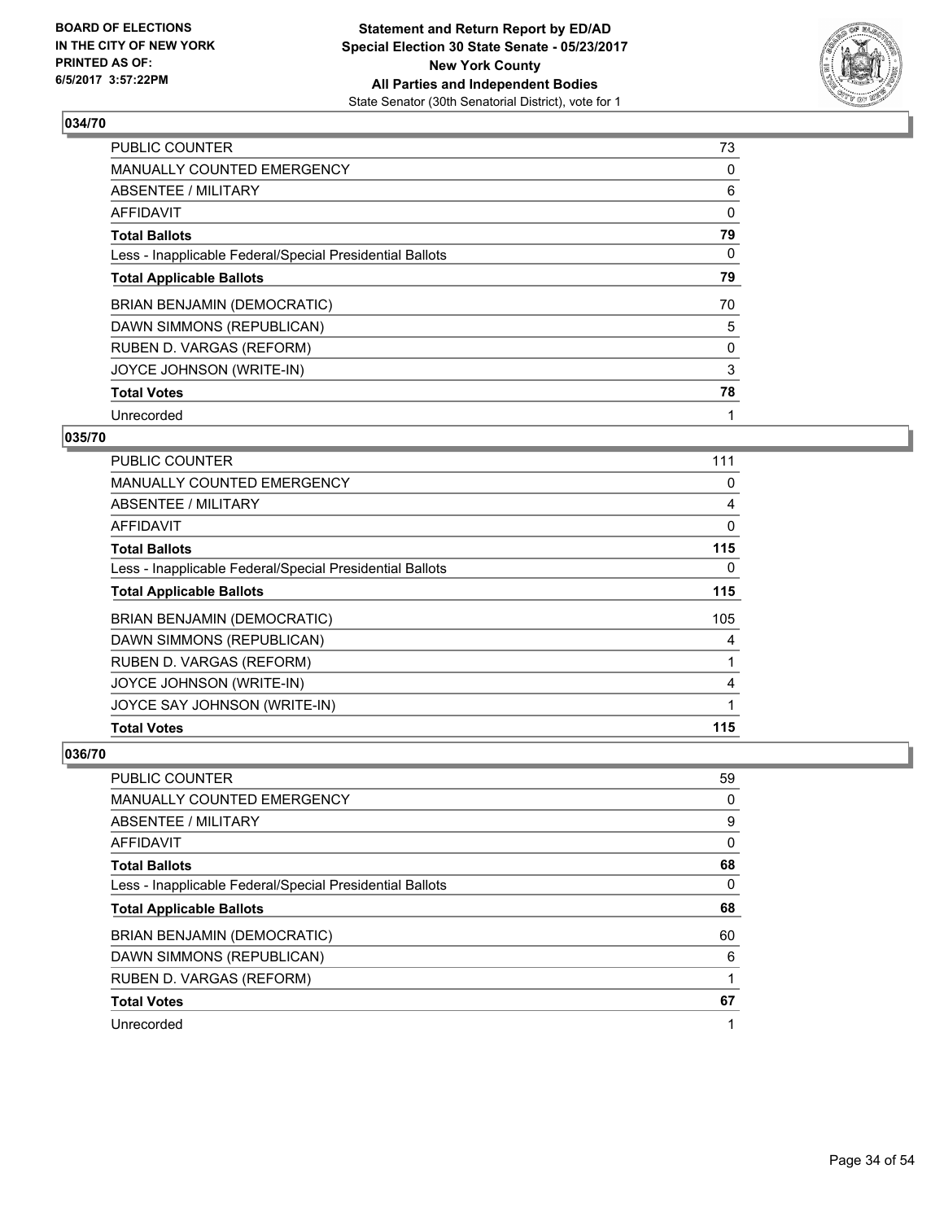**BOARD OF ELECTIONS IN THE CITY OF NEW YORK PRINTED AS OF: 6/5/2017 3:57:22PM**

**Statement and Return Report by ED/AD Special Election 30 State Senate - 05/23/2017 New York County All Parties and Independent Bodies**
State Senator (30th Senatorial District), vote for 1

### 034/70

| | |
|---|---|
| PUBLIC COUNTER | 73 |
| MANUALLY COUNTED EMERGENCY | 0 |
| ABSENTEE / MILITARY | 6 |
| AFFIDAVIT | 0 |
| **Total Ballots** | **79** |
| Less - Inapplicable Federal/Special Presidential Ballots | 0 |
| **Total Applicable Ballots** | **79** |
| BRIAN BENJAMIN (DEMOCRATIC) | 70 |
| DAWN SIMMONS (REPUBLICAN) | 5 |
| RUBEN D. VARGAS (REFORM) | 0 |
| JOYCE JOHNSON (WRITE-IN) | 3 |
| **Total Votes** | **78** |
| Unrecorded | 1 |

### 035/70

| | |
|---|---|
| PUBLIC COUNTER | 111 |
| MANUALLY COUNTED EMERGENCY | 0 |
| ABSENTEE / MILITARY | 4 |
| AFFIDAVIT | 0 |
| **Total Ballots** | **115** |
| Less - Inapplicable Federal/Special Presidential Ballots | 0 |
| **Total Applicable Ballots** | **115** |
| BRIAN BENJAMIN (DEMOCRATIC) | 105 |
| DAWN SIMMONS (REPUBLICAN) | 4 |
| RUBEN D. VARGAS (REFORM) | 1 |
| JOYCE JOHNSON (WRITE-IN) | 4 |
| JOYCE SAY JOHNSON (WRITE-IN) | 1 |
| **Total Votes** | **115** |

### 036/70

| | |
|---|---|
| PUBLIC COUNTER | 59 |
| MANUALLY COUNTED EMERGENCY | 0 |
| ABSENTEE / MILITARY | 9 |
| AFFIDAVIT | 0 |
| **Total Ballots** | **68** |
| Less - Inapplicable Federal/Special Presidential Ballots | 0 |
| **Total Applicable Ballots** | **68** |
| BRIAN BENJAMIN (DEMOCRATIC) | 60 |
| DAWN SIMMONS (REPUBLICAN) | 6 |
| RUBEN D. VARGAS (REFORM) | 1 |
| **Total Votes** | **67** |
| Unrecorded | 1 |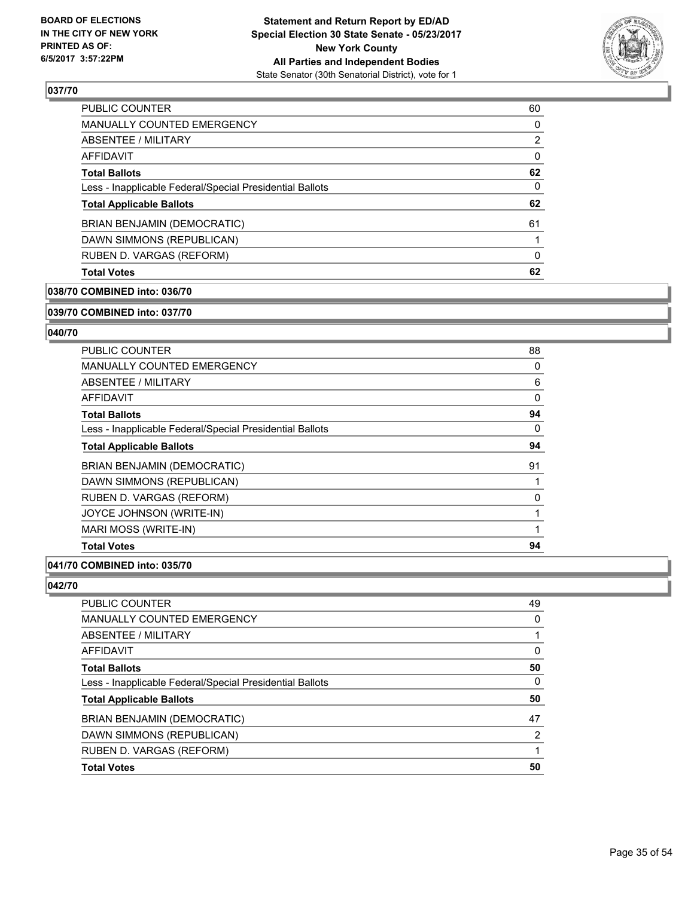**BOARD OF ELECTIONS IN THE CITY OF NEW YORK PRINTED AS OF: 6/5/2017 3:57:22PM**

**Statement and Return Report by ED/AD Special Election 30 State Senate - 05/23/2017 New York County All Parties and Independent Bodies**
State Senator (30th Senatorial District), vote for 1

### 037/70

| | |
|---|---|
| PUBLIC COUNTER | 60 |
| MANUALLY COUNTED EMERGENCY | 0 |
| ABSENTEE / MILITARY | 2 |
| AFFIDAVIT | 0 |
| **Total Ballots** | **62** |
| Less - Inapplicable Federal/Special Presidential Ballots | 0 |
| **Total Applicable Ballots** | **62** |
| BRIAN BENJAMIN (DEMOCRATIC) | 61 |
| DAWN SIMMONS (REPUBLICAN) | 1 |
| RUBEN D. VARGAS (REFORM) | 0 |
| **Total Votes** | **62** |

### 038/70 COMBINED into: 036/70

### 039/70 COMBINED into: 037/70

### 040/70

| | |
|---|---|
| PUBLIC COUNTER | 88 |
| MANUALLY COUNTED EMERGENCY | 0 |
| ABSENTEE / MILITARY | 6 |
| AFFIDAVIT | 0 |
| **Total Ballots** | **94** |
| Less - Inapplicable Federal/Special Presidential Ballots | 0 |
| **Total Applicable Ballots** | **94** |
| BRIAN BENJAMIN (DEMOCRATIC) | 91 |
| DAWN SIMMONS (REPUBLICAN) | 1 |
| RUBEN D. VARGAS (REFORM) | 0 |
| JOYCE JOHNSON (WRITE-IN) | 1 |
| MARI MOSS (WRITE-IN) | 1 |
| **Total Votes** | **94** |

### 041/70 COMBINED into: 035/70

### 042/70

| | |
|---|---|
| PUBLIC COUNTER | 49 |
| MANUALLY COUNTED EMERGENCY | 0 |
| ABSENTEE / MILITARY | 1 |
| AFFIDAVIT | 0 |
| **Total Ballots** | **50** |
| Less - Inapplicable Federal/Special Presidential Ballots | 0 |
| **Total Applicable Ballots** | **50** |
| BRIAN BENJAMIN (DEMOCRATIC) | 47 |
| DAWN SIMMONS (REPUBLICAN) | 2 |
| RUBEN D. VARGAS (REFORM) | 1 |
| **Total Votes** | **50** |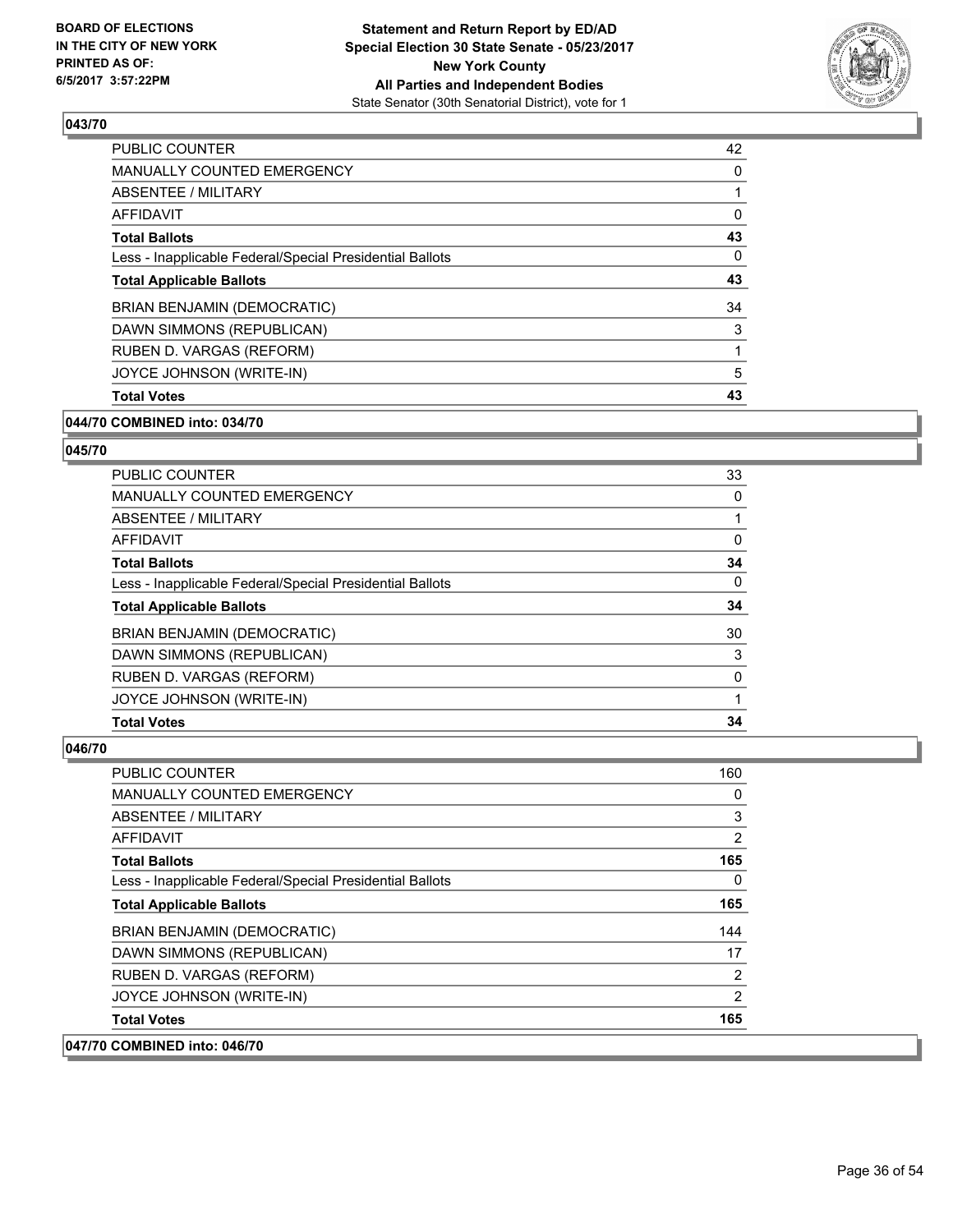### 043/70

| | |
|---|---|
| PUBLIC COUNTER | 42 |
| MANUALLY COUNTED EMERGENCY | 0 |
| ABSENTEE / MILITARY | 1 |
| AFFIDAVIT | 0 |
| **Total Ballots** | **43** |
| Less - Inapplicable Federal/Special Presidential Ballots | 0 |
| **Total Applicable Ballots** | **43** |
| BRIAN BENJAMIN (DEMOCRATIC) | 34 |
| DAWN SIMMONS (REPUBLICAN) | 3 |
| RUBEN D. VARGAS (REFORM) | 1 |
| JOYCE JOHNSON (WRITE-IN) | 5 |
| **Total Votes** | **43** |

### 044/70 COMBINED into: 034/70

### 045/70

| | |
|---|---|
| PUBLIC COUNTER | 33 |
| MANUALLY COUNTED EMERGENCY | 0 |
| ABSENTEE / MILITARY | 1 |
| AFFIDAVIT | 0 |
| **Total Ballots** | **34** |
| Less - Inapplicable Federal/Special Presidential Ballots | 0 |
| **Total Applicable Ballots** | **34** |
| BRIAN BENJAMIN (DEMOCRATIC) | 30 |
| DAWN SIMMONS (REPUBLICAN) | 3 |
| RUBEN D. VARGAS (REFORM) | 0 |
| JOYCE JOHNSON (WRITE-IN) | 1 |
| **Total Votes** | **34** |

### 046/70

| | |
|---|---|
| PUBLIC COUNTER | 160 |
| MANUALLY COUNTED EMERGENCY | 0 |
| ABSENTEE / MILITARY | 3 |
| AFFIDAVIT | 2 |
| **Total Ballots** | **165** |
| Less - Inapplicable Federal/Special Presidential Ballots | 0 |
| **Total Applicable Ballots** | **165** |
| BRIAN BENJAMIN (DEMOCRATIC) | 144 |
| DAWN SIMMONS (REPUBLICAN) | 17 |
| RUBEN D. VARGAS (REFORM) | 2 |
| JOYCE JOHNSON (WRITE-IN) | 2 |
| **Total Votes** | **165** |

### 047/70 COMBINED into: 046/70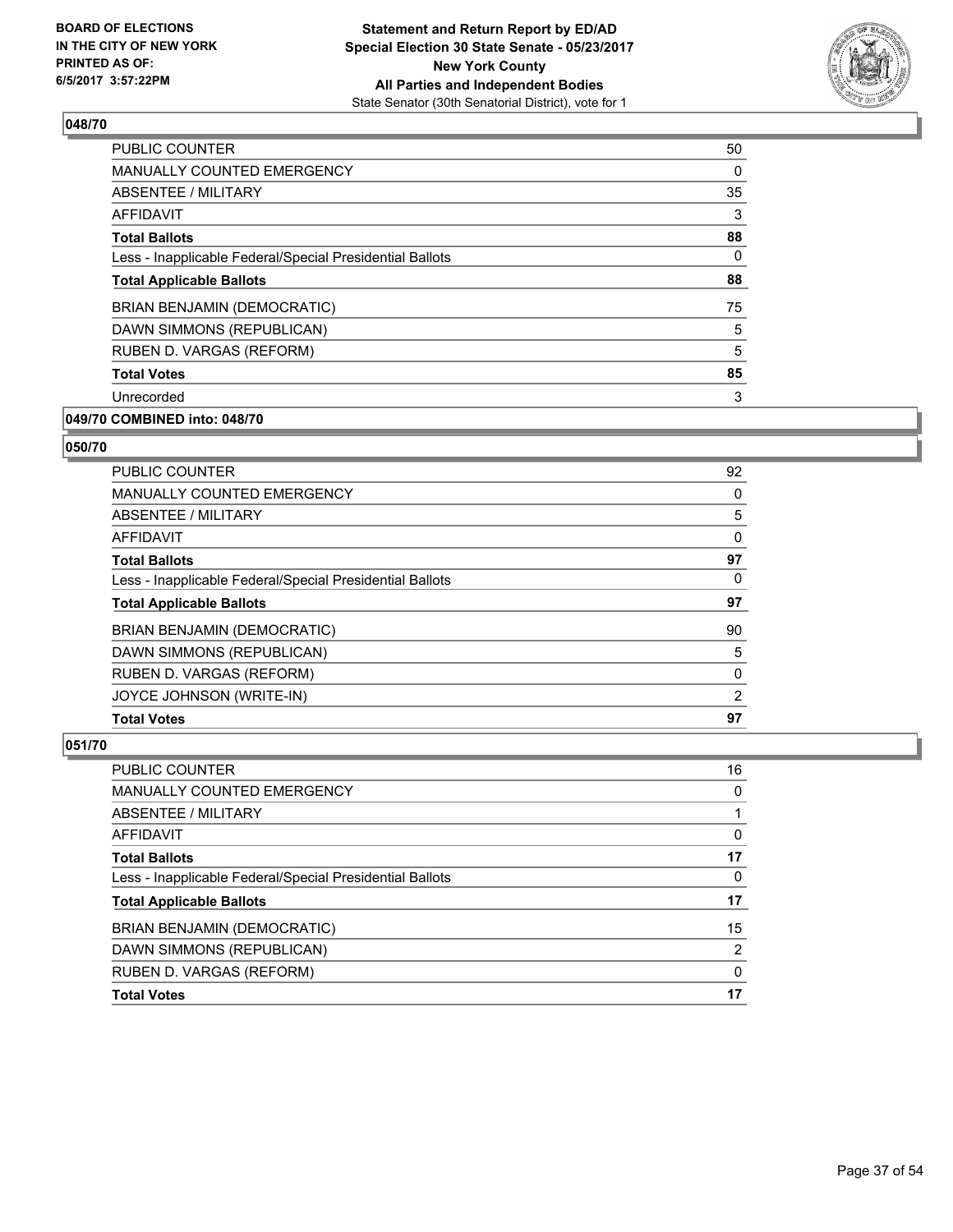**BOARD OF ELECTIONS IN THE CITY OF NEW YORK PRINTED AS OF: 6/5/2017 3:57:22PM**

**Statement and Return Report by ED/AD Special Election 30 State Senate - 05/23/2017 New York County All Parties and Independent Bodies**
State Senator (30th Senatorial District), vote for 1

### 048/70

| | |
|---|---|
| PUBLIC COUNTER | 50 |
| MANUALLY COUNTED EMERGENCY | 0 |
| ABSENTEE / MILITARY | 35 |
| AFFIDAVIT | 3 |
| **Total Ballots** | **88** |
| Less - Inapplicable Federal/Special Presidential Ballots | 0 |
| **Total Applicable Ballots** | **88** |
| BRIAN BENJAMIN (DEMOCRATIC) | 75 |
| DAWN SIMMONS (REPUBLICAN) | 5 |
| RUBEN D. VARGAS (REFORM) | 5 |
| **Total Votes** | **85** |
| Unrecorded | 3 |

### 049/70 COMBINED into: 048/70

### 050/70

| | |
|---|---|
| PUBLIC COUNTER | 92 |
| MANUALLY COUNTED EMERGENCY | 0 |
| ABSENTEE / MILITARY | 5 |
| AFFIDAVIT | 0 |
| **Total Ballots** | **97** |
| Less - Inapplicable Federal/Special Presidential Ballots | 0 |
| **Total Applicable Ballots** | **97** |
| BRIAN BENJAMIN (DEMOCRATIC) | 90 |
| DAWN SIMMONS (REPUBLICAN) | 5 |
| RUBEN D. VARGAS (REFORM) | 0 |
| JOYCE JOHNSON (WRITE-IN) | 2 |
| **Total Votes** | **97** |

### 051/70

| | |
|---|---|
| PUBLIC COUNTER | 16 |
| MANUALLY COUNTED EMERGENCY | 0 |
| ABSENTEE / MILITARY | 1 |
| AFFIDAVIT | 0 |
| **Total Ballots** | **17** |
| Less - Inapplicable Federal/Special Presidential Ballots | 0 |
| **Total Applicable Ballots** | **17** |
| BRIAN BENJAMIN (DEMOCRATIC) | 15 |
| DAWN SIMMONS (REPUBLICAN) | 2 |
| RUBEN D. VARGAS (REFORM) | 0 |
| **Total Votes** | **17** |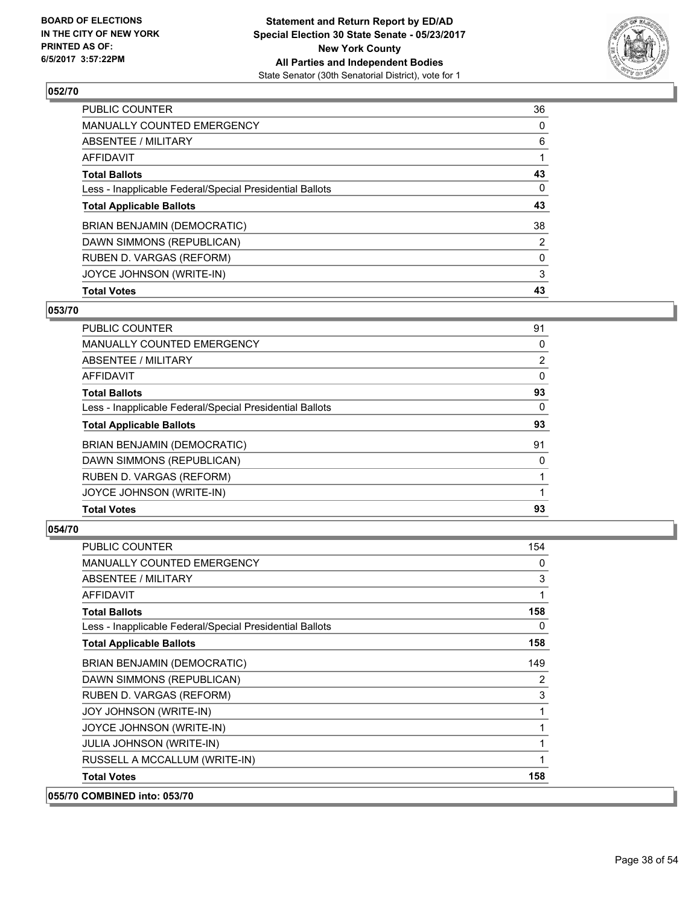**BOARD OF ELECTIONS IN THE CITY OF NEW YORK PRINTED AS OF: 6/5/2017 3:57:22PM**

**Statement and Return Report by ED/AD Special Election 30 State Senate - 05/23/2017 New York County All Parties and Independent Bodies**
State Senator (30th Senatorial District), vote for 1

### 052/70

| | |
|---|---|
| PUBLIC COUNTER | 36 |
| MANUALLY COUNTED EMERGENCY | 0 |
| ABSENTEE / MILITARY | 6 |
| AFFIDAVIT | 1 |
| **Total Ballots** | **43** |
| Less - Inapplicable Federal/Special Presidential Ballots | 0 |
| **Total Applicable Ballots** | **43** |
| BRIAN BENJAMIN (DEMOCRATIC) | 38 |
| DAWN SIMMONS (REPUBLICAN) | 2 |
| RUBEN D. VARGAS (REFORM) | 0 |
| JOYCE JOHNSON (WRITE-IN) | 3 |
| **Total Votes** | **43** |

### 053/70

| | |
|---|---|
| PUBLIC COUNTER | 91 |
| MANUALLY COUNTED EMERGENCY | 0 |
| ABSENTEE / MILITARY | 2 |
| AFFIDAVIT | 0 |
| **Total Ballots** | **93** |
| Less - Inapplicable Federal/Special Presidential Ballots | 0 |
| **Total Applicable Ballots** | **93** |
| BRIAN BENJAMIN (DEMOCRATIC) | 91 |
| DAWN SIMMONS (REPUBLICAN) | 0 |
| RUBEN D. VARGAS (REFORM) | 1 |
| JOYCE JOHNSON (WRITE-IN) | 1 |
| **Total Votes** | **93** |

### 054/70

| | |
|---|---|
| PUBLIC COUNTER | 154 |
| MANUALLY COUNTED EMERGENCY | 0 |
| ABSENTEE / MILITARY | 3 |
| AFFIDAVIT | 1 |
| **Total Ballots** | **158** |
| Less - Inapplicable Federal/Special Presidential Ballots | 0 |
| **Total Applicable Ballots** | **158** |
| BRIAN BENJAMIN (DEMOCRATIC) | 149 |
| DAWN SIMMONS (REPUBLICAN) | 2 |
| RUBEN D. VARGAS (REFORM) | 3 |
| JOY JOHNSON (WRITE-IN) | 1 |
| JOYCE JOHNSON (WRITE-IN) | 1 |
| JULIA JOHNSON (WRITE-IN) | 1 |
| RUSSELL A MCCALLUM (WRITE-IN) | 1 |
| **Total Votes** | **158** |

### 055/70 COMBINED into: 053/70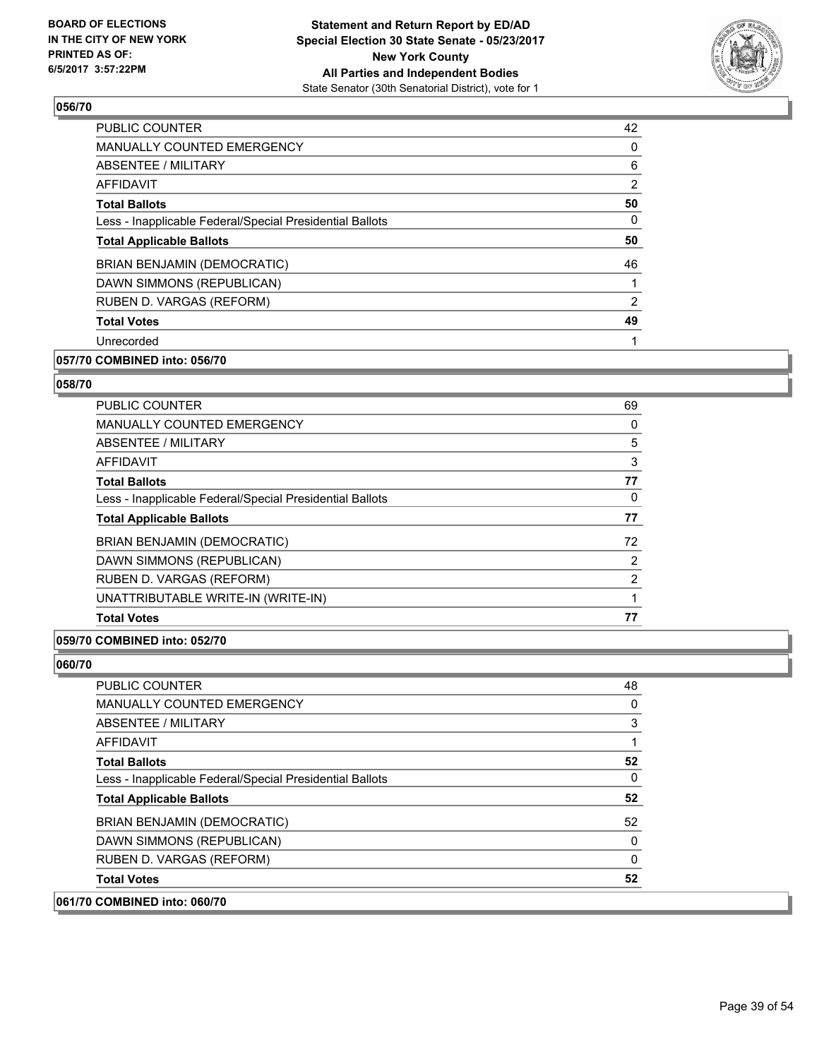## 056/70

| | |
|---|---|
| PUBLIC COUNTER | 42 |
| MANUALLY COUNTED EMERGENCY | 0 |
| ABSENTEE / MILITARY | 6 |
| AFFIDAVIT | 2 |
| **Total Ballots** | **50** |
| Less - Inapplicable Federal/Special Presidential Ballots | 0 |
| **Total Applicable Ballots** | **50** |
| BRIAN BENJAMIN (DEMOCRATIC) | 46 |
| DAWN SIMMONS (REPUBLICAN) | 1 |
| RUBEN D. VARGAS (REFORM) | 2 |
| **Total Votes** | **49** |
| Unrecorded | 1 |

**057/70 COMBINED into: 056/70**

## 058/70

| | |
|---|---|
| PUBLIC COUNTER | 69 |
| MANUALLY COUNTED EMERGENCY | 0 |
| ABSENTEE / MILITARY | 5 |
| AFFIDAVIT | 3 |
| **Total Ballots** | **77** |
| Less - Inapplicable Federal/Special Presidential Ballots | 0 |
| **Total Applicable Ballots** | **77** |
| BRIAN BENJAMIN (DEMOCRATIC) | 72 |
| DAWN SIMMONS (REPUBLICAN) | 2 |
| RUBEN D. VARGAS (REFORM) | 2 |
| UNATTRIBUTABLE WRITE-IN (WRITE-IN) | 1 |
| **Total Votes** | **77** |

**059/70 COMBINED into: 052/70**

## 060/70

| | |
|---|---|
| PUBLIC COUNTER | 48 |
| MANUALLY COUNTED EMERGENCY | 0 |
| ABSENTEE / MILITARY | 3 |
| AFFIDAVIT | 1 |
| **Total Ballots** | **52** |
| Less - Inapplicable Federal/Special Presidential Ballots | 0 |
| **Total Applicable Ballots** | **52** |
| BRIAN BENJAMIN (DEMOCRATIC) | 52 |
| DAWN SIMMONS (REPUBLICAN) | 0 |
| RUBEN D. VARGAS (REFORM) | 0 |
| **Total Votes** | **52** |

**061/70 COMBINED into: 060/70**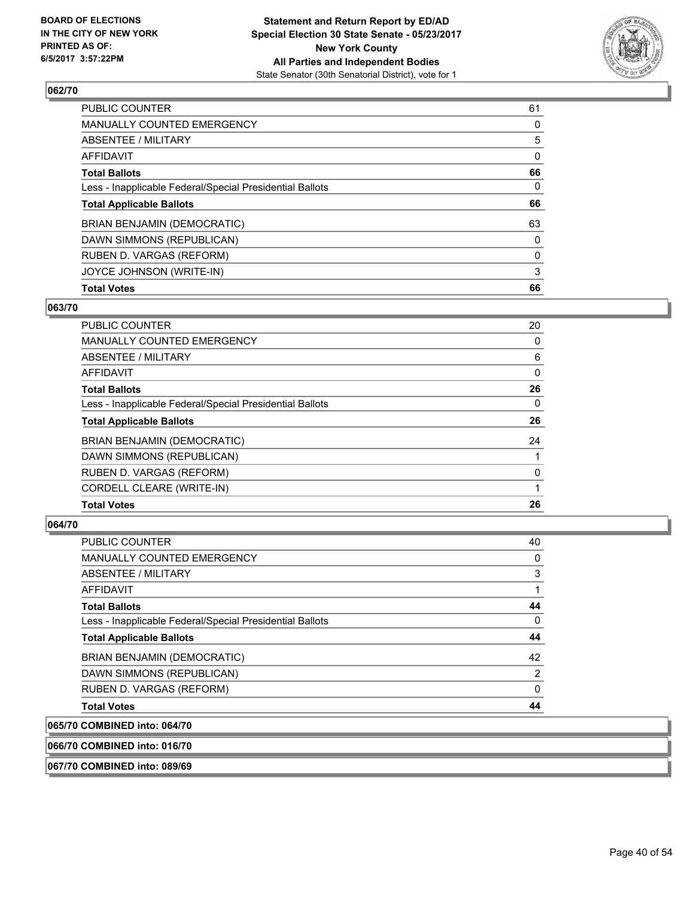**BOARD OF ELECTIONS IN THE CITY OF NEW YORK PRINTED AS OF: 6/5/2017 3:57:22PM**

**Statement and Return Report by ED/AD Special Election 30 State Senate - 05/23/2017 New York County All Parties and Independent Bodies**
State Senator (30th Senatorial District), vote for 1

### 062/70

| | |
|---|---|
| PUBLIC COUNTER | 61 |
| MANUALLY COUNTED EMERGENCY | 0 |
| ABSENTEE / MILITARY | 5 |
| AFFIDAVIT | 0 |
| **Total Ballots** | **66** |
| Less - Inapplicable Federal/Special Presidential Ballots | 0 |
| **Total Applicable Ballots** | **66** |
| BRIAN BENJAMIN (DEMOCRATIC) | 63 |
| DAWN SIMMONS (REPUBLICAN) | 0 |
| RUBEN D. VARGAS (REFORM) | 0 |
| JOYCE JOHNSON (WRITE-IN) | 3 |
| **Total Votes** | **66** |

### 063/70

| | |
|---|---|
| PUBLIC COUNTER | 20 |
| MANUALLY COUNTED EMERGENCY | 0 |
| ABSENTEE / MILITARY | 6 |
| AFFIDAVIT | 0 |
| **Total Ballots** | **26** |
| Less - Inapplicable Federal/Special Presidential Ballots | 0 |
| **Total Applicable Ballots** | **26** |
| BRIAN BENJAMIN (DEMOCRATIC) | 24 |
| DAWN SIMMONS (REPUBLICAN) | 1 |
| RUBEN D. VARGAS (REFORM) | 0 |
| CORDELL CLEARE (WRITE-IN) | 1 |
| **Total Votes** | **26** |

### 064/70

| | |
|---|---|
| PUBLIC COUNTER | 40 |
| MANUALLY COUNTED EMERGENCY | 0 |
| ABSENTEE / MILITARY | 3 |
| AFFIDAVIT | 1 |
| **Total Ballots** | **44** |
| Less - Inapplicable Federal/Special Presidential Ballots | 0 |
| **Total Applicable Ballots** | **44** |
| BRIAN BENJAMIN (DEMOCRATIC) | 42 |
| DAWN SIMMONS (REPUBLICAN) | 2 |
| RUBEN D. VARGAS (REFORM) | 0 |
| **Total Votes** | **44** |

**065/70 COMBINED into: 064/70**

**066/70 COMBINED into: 016/70**

**067/70 COMBINED into: 089/69**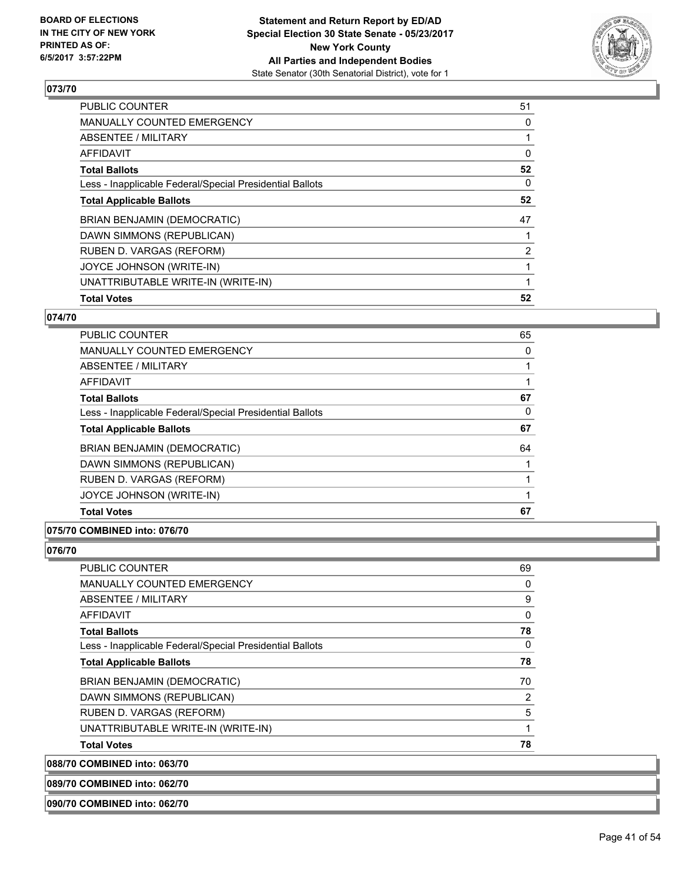**BOARD OF ELECTIONS IN THE CITY OF NEW YORK PRINTED AS OF: 6/5/2017 3:57:22PM**

# Statement and Return Report by ED/AD Special Election 30 State Senate - 05/23/2017 New York County All Parties and Independent Bodies

State Senator (30th Senatorial District), vote for 1

## 073/70

| | |
|---|---|
| PUBLIC COUNTER | 51 |
| MANUALLY COUNTED EMERGENCY | 0 |
| ABSENTEE / MILITARY | 1 |
| AFFIDAVIT | 0 |
| **Total Ballots** | **52** |
| Less - Inapplicable Federal/Special Presidential Ballots | 0 |
| **Total Applicable Ballots** | **52** |
| BRIAN BENJAMIN (DEMOCRATIC) | 47 |
| DAWN SIMMONS (REPUBLICAN) | 1 |
| RUBEN D. VARGAS (REFORM) | 2 |
| JOYCE JOHNSON (WRITE-IN) | 1 |
| UNATTRIBUTABLE WRITE-IN (WRITE-IN) | 1 |
| **Total Votes** | **52** |

## 074/70

| | |
|---|---|
| PUBLIC COUNTER | 65 |
| MANUALLY COUNTED EMERGENCY | 0 |
| ABSENTEE / MILITARY | 1 |
| AFFIDAVIT | 1 |
| **Total Ballots** | **67** |
| Less - Inapplicable Federal/Special Presidential Ballots | 0 |
| **Total Applicable Ballots** | **67** |
| BRIAN BENJAMIN (DEMOCRATIC) | 64 |
| DAWN SIMMONS (REPUBLICAN) | 1 |
| RUBEN D. VARGAS (REFORM) | 1 |
| JOYCE JOHNSON (WRITE-IN) | 1 |
| **Total Votes** | **67** |

## 075/70 COMBINED into: 076/70

## 076/70

| | |
|---|---|
| PUBLIC COUNTER | 69 |
| MANUALLY COUNTED EMERGENCY | 0 |
| ABSENTEE / MILITARY | 9 |
| AFFIDAVIT | 0 |
| **Total Ballots** | **78** |
| Less - Inapplicable Federal/Special Presidential Ballots | 0 |
| **Total Applicable Ballots** | **78** |
| BRIAN BENJAMIN (DEMOCRATIC) | 70 |
| DAWN SIMMONS (REPUBLICAN) | 2 |
| RUBEN D. VARGAS (REFORM) | 5 |
| UNATTRIBUTABLE WRITE-IN (WRITE-IN) | 1 |
| **Total Votes** | **78** |

## 088/70 COMBINED into: 063/70

## 089/70 COMBINED into: 062/70

## 090/70 COMBINED into: 062/70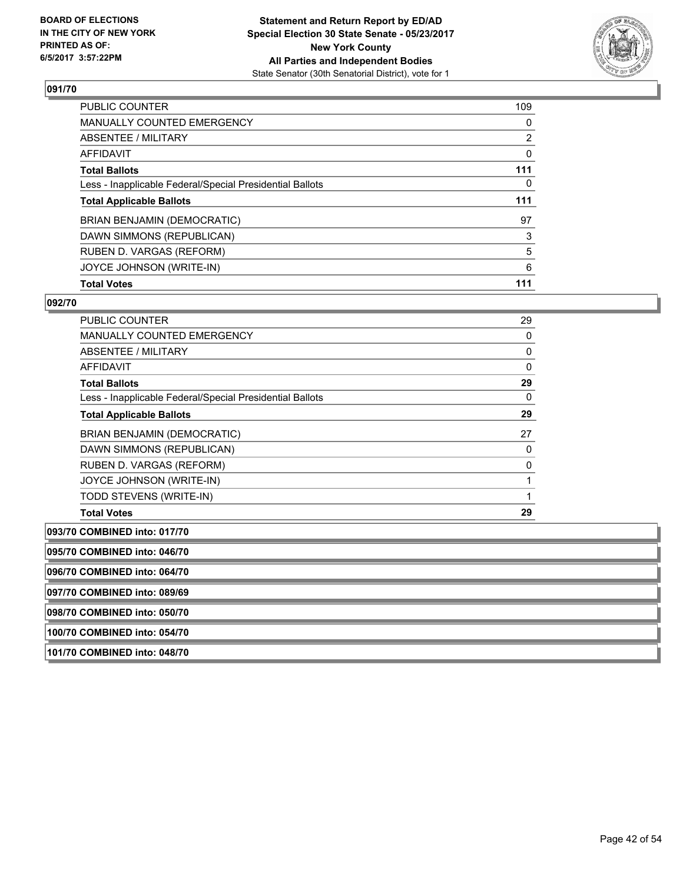**BOARD OF ELECTIONS IN THE CITY OF NEW YORK PRINTED AS OF: 6/5/2017 3:57:22PM**

**Statement and Return Report by ED/AD**
**Special Election 30 State Senate - 05/23/2017**
**New York County**
**All Parties and Independent Bodies**
State Senator (30th Senatorial District), vote for 1

### 091/70

| | |
|---|---|
| PUBLIC COUNTER | 109 |
| MANUALLY COUNTED EMERGENCY | 0 |
| ABSENTEE / MILITARY | 2 |
| AFFIDAVIT | 0 |
| **Total Ballots** | **111** |
| Less - Inapplicable Federal/Special Presidential Ballots | 0 |
| **Total Applicable Ballots** | **111** |
| BRIAN BENJAMIN (DEMOCRATIC) | 97 |
| DAWN SIMMONS (REPUBLICAN) | 3 |
| RUBEN D. VARGAS (REFORM) | 5 |
| JOYCE JOHNSON (WRITE-IN) | 6 |
| **Total Votes** | **111** |

### 092/70

| | |
|---|---|
| PUBLIC COUNTER | 29 |
| MANUALLY COUNTED EMERGENCY | 0 |
| ABSENTEE / MILITARY | 0 |
| AFFIDAVIT | 0 |
| **Total Ballots** | **29** |
| Less - Inapplicable Federal/Special Presidential Ballots | 0 |
| **Total Applicable Ballots** | **29** |
| BRIAN BENJAMIN (DEMOCRATIC) | 27 |
| DAWN SIMMONS (REPUBLICAN) | 0 |
| RUBEN D. VARGAS (REFORM) | 0 |
| JOYCE JOHNSON (WRITE-IN) | 1 |
| TODD STEVENS (WRITE-IN) | 1 |
| **Total Votes** | **29** |

**093/70 COMBINED into: 017/70**

**095/70 COMBINED into: 046/70**

**096/70 COMBINED into: 064/70**

**097/70 COMBINED into: 089/69**

**098/70 COMBINED into: 050/70**

**100/70 COMBINED into: 054/70**

**101/70 COMBINED into: 048/70**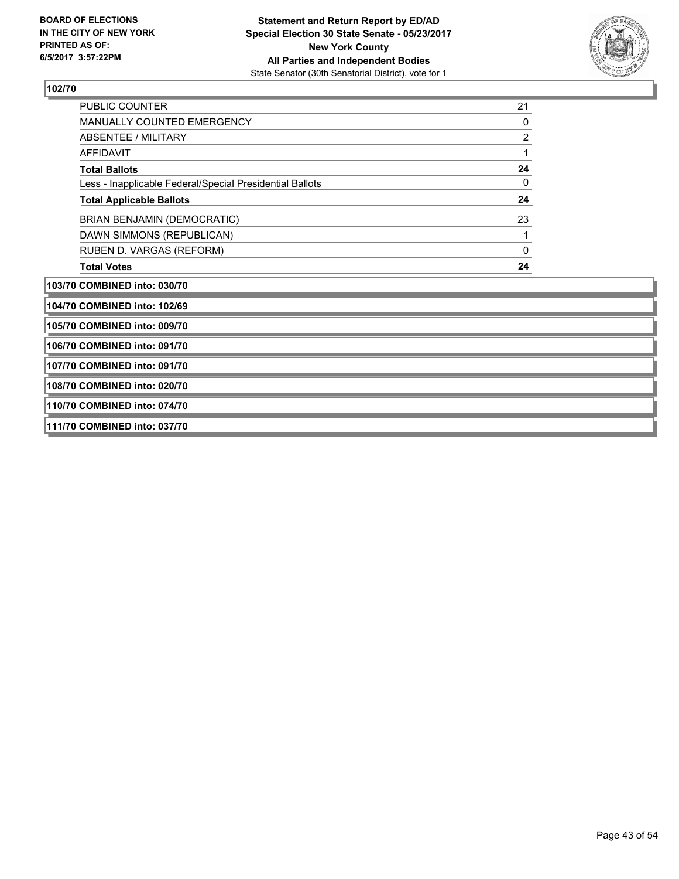**BOARD OF ELECTIONS IN THE CITY OF NEW YORK PRINTED AS OF: 6/5/2017 3:57:22PM**

**Statement and Return Report by ED/AD**
**Special Election 30 State Senate - 05/23/2017**
**New York County**
**All Parties and Independent Bodies**
State Senator (30th Senatorial District), vote for 1

**102/70**

| | |
|---|---|
| PUBLIC COUNTER | 21 |
| MANUALLY COUNTED EMERGENCY | 0 |
| ABSENTEE / MILITARY | 2 |
| AFFIDAVIT | 1 |
| **Total Ballots** | **24** |
| Less - Inapplicable Federal/Special Presidential Ballots | 0 |
| **Total Applicable Ballots** | **24** |
| BRIAN BENJAMIN (DEMOCRATIC) | 23 |
| DAWN SIMMONS (REPUBLICAN) | 1 |
| RUBEN D. VARGAS (REFORM) | 0 |
| **Total Votes** | **24** |

**103/70 COMBINED into: 030/70**

**104/70 COMBINED into: 102/69**

**105/70 COMBINED into: 009/70**

**106/70 COMBINED into: 091/70**

**107/70 COMBINED into: 091/70**

**108/70 COMBINED into: 020/70**

**110/70 COMBINED into: 074/70**

**111/70 COMBINED into: 037/70**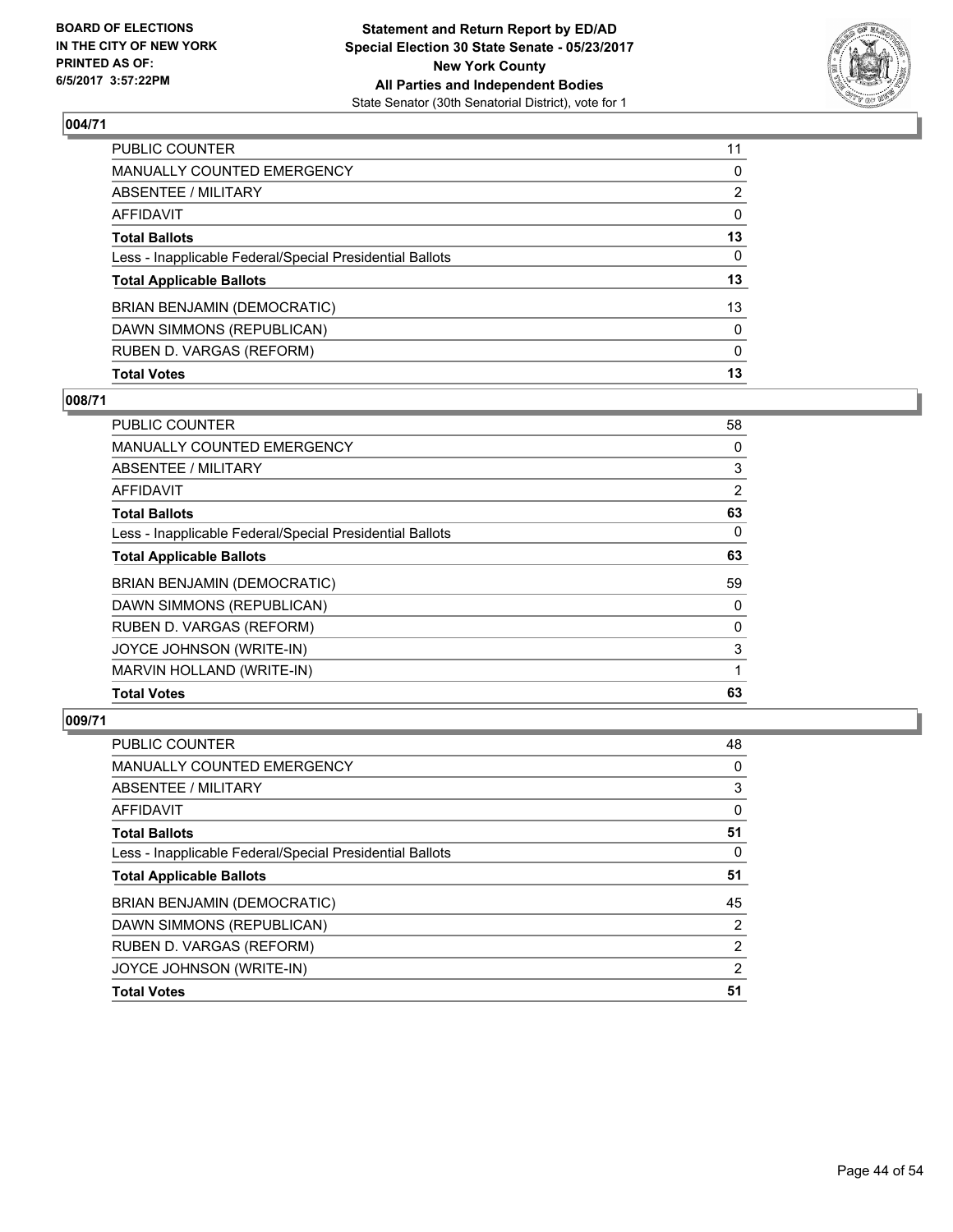**Statement and Return Report by ED/AD**
**Special Election 30 State Senate - 05/23/2017**
**New York County**
**All Parties and Independent Bodies**
State Senator (30th Senatorial District), vote for 1

BOARD OF ELECTIONS
IN THE CITY OF NEW YORK
PRINTED AS OF:
6/5/2017 3:57:22PM

## 004/71

| | |
|---|---|
| PUBLIC COUNTER | 11 |
| MANUALLY COUNTED EMERGENCY | 0 |
| ABSENTEE / MILITARY | 2 |
| AFFIDAVIT | 0 |
| **Total Ballots** | **13** |
| Less - Inapplicable Federal/Special Presidential Ballots | 0 |
| **Total Applicable Ballots** | **13** |
| BRIAN BENJAMIN (DEMOCRATIC) | 13 |
| DAWN SIMMONS (REPUBLICAN) | 0 |
| RUBEN D. VARGAS (REFORM) | 0 |
| **Total Votes** | **13** |

## 008/71

| | |
|---|---|
| PUBLIC COUNTER | 58 |
| MANUALLY COUNTED EMERGENCY | 0 |
| ABSENTEE / MILITARY | 3 |
| AFFIDAVIT | 2 |
| **Total Ballots** | **63** |
| Less - Inapplicable Federal/Special Presidential Ballots | 0 |
| **Total Applicable Ballots** | **63** |
| BRIAN BENJAMIN (DEMOCRATIC) | 59 |
| DAWN SIMMONS (REPUBLICAN) | 0 |
| RUBEN D. VARGAS (REFORM) | 0 |
| JOYCE JOHNSON (WRITE-IN) | 3 |
| MARVIN HOLLAND (WRITE-IN) | 1 |
| **Total Votes** | **63** |

## 009/71

| | |
|---|---|
| PUBLIC COUNTER | 48 |
| MANUALLY COUNTED EMERGENCY | 0 |
| ABSENTEE / MILITARY | 3 |
| AFFIDAVIT | 0 |
| **Total Ballots** | **51** |
| Less - Inapplicable Federal/Special Presidential Ballots | 0 |
| **Total Applicable Ballots** | **51** |
| BRIAN BENJAMIN (DEMOCRATIC) | 45 |
| DAWN SIMMONS (REPUBLICAN) | 2 |
| RUBEN D. VARGAS (REFORM) | 2 |
| JOYCE JOHNSON (WRITE-IN) | 2 |
| **Total Votes** | **51** |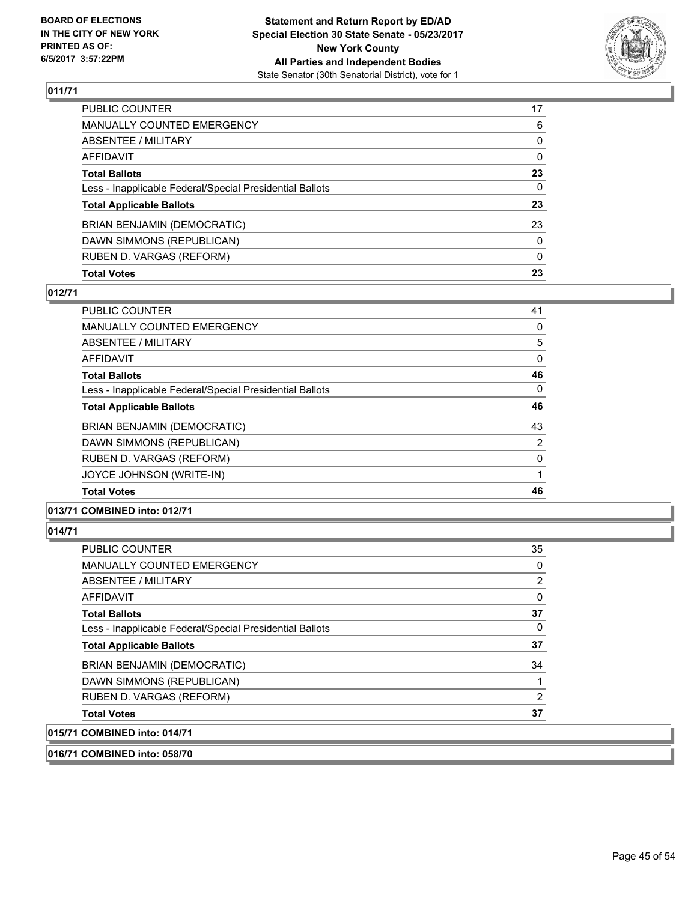**BOARD OF ELECTIONS IN THE CITY OF NEW YORK PRINTED AS OF: 6/5/2017 3:57:22PM**

**Statement and Return Report by ED/AD Special Election 30 State Senate - 05/23/2017 New York County All Parties and Independent Bodies**
State Senator (30th Senatorial District), vote for 1

## 011/71

| | |
|---|---|
| PUBLIC COUNTER | 17 |
| MANUALLY COUNTED EMERGENCY | 6 |
| ABSENTEE / MILITARY | 0 |
| AFFIDAVIT | 0 |
| **Total Ballots** | **23** |
| Less - Inapplicable Federal/Special Presidential Ballots | 0 |
| **Total Applicable Ballots** | **23** |
| BRIAN BENJAMIN (DEMOCRATIC) | 23 |
| DAWN SIMMONS (REPUBLICAN) | 0 |
| RUBEN D. VARGAS (REFORM) | 0 |
| **Total Votes** | **23** |

## 012/71

| | |
|---|---|
| PUBLIC COUNTER | 41 |
| MANUALLY COUNTED EMERGENCY | 0 |
| ABSENTEE / MILITARY | 5 |
| AFFIDAVIT | 0 |
| **Total Ballots** | **46** |
| Less - Inapplicable Federal/Special Presidential Ballots | 0 |
| **Total Applicable Ballots** | **46** |
| BRIAN BENJAMIN (DEMOCRATIC) | 43 |
| DAWN SIMMONS (REPUBLICAN) | 2 |
| RUBEN D. VARGAS (REFORM) | 0 |
| JOYCE JOHNSON (WRITE-IN) | 1 |
| **Total Votes** | **46** |

## 013/71 COMBINED into: 012/71

## 014/71

| | |
|---|---|
| PUBLIC COUNTER | 35 |
| MANUALLY COUNTED EMERGENCY | 0 |
| ABSENTEE / MILITARY | 2 |
| AFFIDAVIT | 0 |
| **Total Ballots** | **37** |
| Less - Inapplicable Federal/Special Presidential Ballots | 0 |
| **Total Applicable Ballots** | **37** |
| BRIAN BENJAMIN (DEMOCRATIC) | 34 |
| DAWN SIMMONS (REPUBLICAN) | 1 |
| RUBEN D. VARGAS (REFORM) | 2 |
| **Total Votes** | **37** |

## 015/71 COMBINED into: 014/71

## 016/71 COMBINED into: 058/70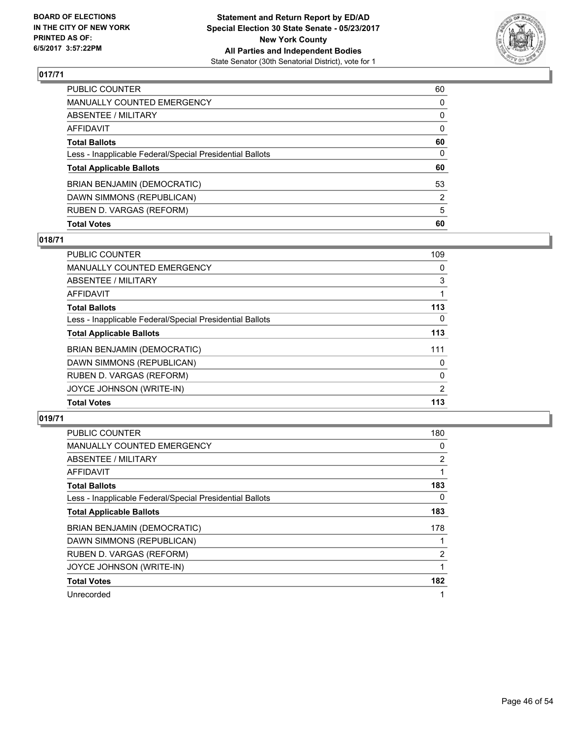**BOARD OF ELECTIONS IN THE CITY OF NEW YORK PRINTED AS OF: 6/5/2017 3:57:22PM**

**Statement and Return Report by ED/AD Special Election 30 State Senate - 05/23/2017 New York County All Parties and Independent Bodies**
State Senator (30th Senatorial District), vote for 1

## 017/71

| | |
|---|---|
| PUBLIC COUNTER | 60 |
| MANUALLY COUNTED EMERGENCY | 0 |
| ABSENTEE / MILITARY | 0 |
| AFFIDAVIT | 0 |
| **Total Ballots** | **60** |
| Less - Inapplicable Federal/Special Presidential Ballots | 0 |
| **Total Applicable Ballots** | **60** |
| BRIAN BENJAMIN (DEMOCRATIC) | 53 |
| DAWN SIMMONS (REPUBLICAN) | 2 |
| RUBEN D. VARGAS (REFORM) | 5 |
| **Total Votes** | **60** |

## 018/71

| | |
|---|---|
| PUBLIC COUNTER | 109 |
| MANUALLY COUNTED EMERGENCY | 0 |
| ABSENTEE / MILITARY | 3 |
| AFFIDAVIT | 1 |
| **Total Ballots** | **113** |
| Less - Inapplicable Federal/Special Presidential Ballots | 0 |
| **Total Applicable Ballots** | **113** |
| BRIAN BENJAMIN (DEMOCRATIC) | 111 |
| DAWN SIMMONS (REPUBLICAN) | 0 |
| RUBEN D. VARGAS (REFORM) | 0 |
| JOYCE JOHNSON (WRITE-IN) | 2 |
| **Total Votes** | **113** |

## 019/71

| | |
|---|---|
| PUBLIC COUNTER | 180 |
| MANUALLY COUNTED EMERGENCY | 0 |
| ABSENTEE / MILITARY | 2 |
| AFFIDAVIT | 1 |
| **Total Ballots** | **183** |
| Less - Inapplicable Federal/Special Presidential Ballots | 0 |
| **Total Applicable Ballots** | **183** |
| BRIAN BENJAMIN (DEMOCRATIC) | 178 |
| DAWN SIMMONS (REPUBLICAN) | 1 |
| RUBEN D. VARGAS (REFORM) | 2 |
| JOYCE JOHNSON (WRITE-IN) | 1 |
| **Total Votes** | **182** |
| Unrecorded | 1 |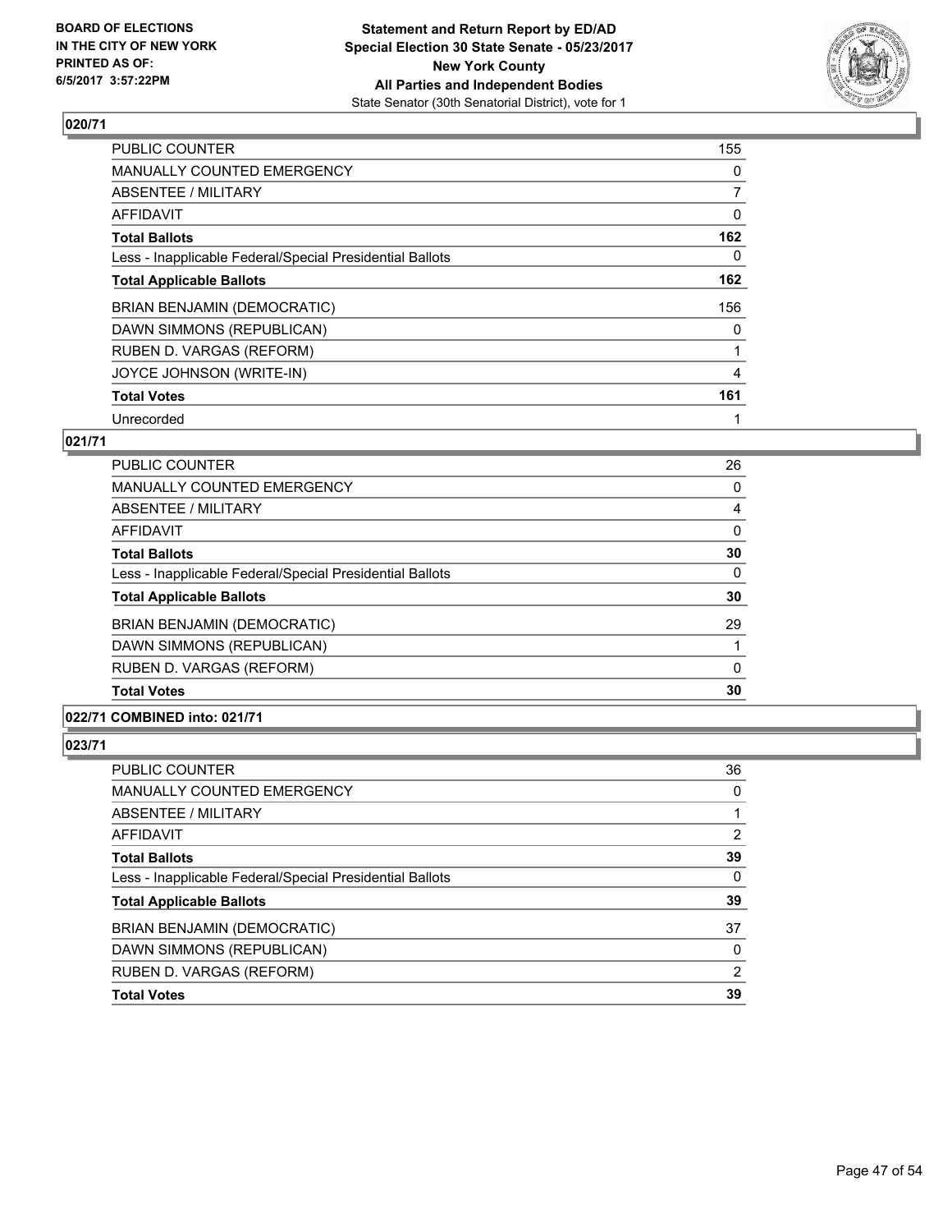**Statement and Return Report by ED/AD**
**Special Election 30 State Senate - 05/23/2017**
**New York County**
**All Parties and Independent Bodies**
State Senator (30th Senatorial District), vote for 1

BOARD OF ELECTIONS
IN THE CITY OF NEW YORK
PRINTED AS OF:
6/5/2017 3:57:22PM

### 020/71

| | |
|---|---|
| PUBLIC COUNTER | 155 |
| MANUALLY COUNTED EMERGENCY | 0 |
| ABSENTEE / MILITARY | 7 |
| AFFIDAVIT | 0 |
| **Total Ballots** | **162** |
| Less - Inapplicable Federal/Special Presidential Ballots | 0 |
| **Total Applicable Ballots** | **162** |
| BRIAN BENJAMIN (DEMOCRATIC) | 156 |
| DAWN SIMMONS (REPUBLICAN) | 0 |
| RUBEN D. VARGAS (REFORM) | 1 |
| JOYCE JOHNSON (WRITE-IN) | 4 |
| **Total Votes** | **161** |
| Unrecorded | 1 |

### 021/71

| | |
|---|---|
| PUBLIC COUNTER | 26 |
| MANUALLY COUNTED EMERGENCY | 0 |
| ABSENTEE / MILITARY | 4 |
| AFFIDAVIT | 0 |
| **Total Ballots** | **30** |
| Less - Inapplicable Federal/Special Presidential Ballots | 0 |
| **Total Applicable Ballots** | **30** |
| BRIAN BENJAMIN (DEMOCRATIC) | 29 |
| DAWN SIMMONS (REPUBLICAN) | 1 |
| RUBEN D. VARGAS (REFORM) | 0 |
| **Total Votes** | **30** |

### 022/71 COMBINED into: 021/71

### 023/71

| | |
|---|---|
| PUBLIC COUNTER | 36 |
| MANUALLY COUNTED EMERGENCY | 0 |
| ABSENTEE / MILITARY | 1 |
| AFFIDAVIT | 2 |
| **Total Ballots** | **39** |
| Less - Inapplicable Federal/Special Presidential Ballots | 0 |
| **Total Applicable Ballots** | **39** |
| BRIAN BENJAMIN (DEMOCRATIC) | 37 |
| DAWN SIMMONS (REPUBLICAN) | 0 |
| RUBEN D. VARGAS (REFORM) | 2 |
| **Total Votes** | **39** |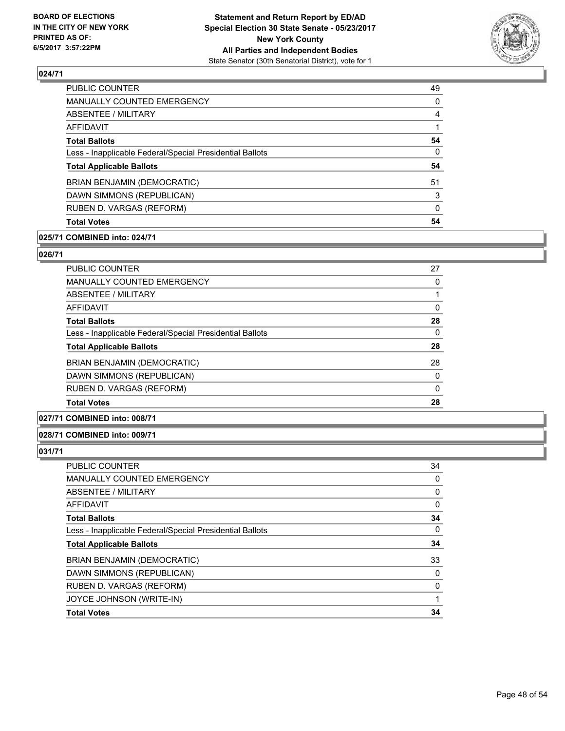### 024/71

| | |
|---|---|
| PUBLIC COUNTER | 49 |
| MANUALLY COUNTED EMERGENCY | 0 |
| ABSENTEE / MILITARY | 4 |
| AFFIDAVIT | 1 |
| **Total Ballots** | **54** |
| Less - Inapplicable Federal/Special Presidential Ballots | 0 |
| **Total Applicable Ballots** | **54** |
| BRIAN BENJAMIN (DEMOCRATIC) | 51 |
| DAWN SIMMONS (REPUBLICAN) | 3 |
| RUBEN D. VARGAS (REFORM) | 0 |
| **Total Votes** | **54** |

### 025/71 COMBINED into: 024/71

### 026/71

| | |
|---|---|
| PUBLIC COUNTER | 27 |
| MANUALLY COUNTED EMERGENCY | 0 |
| ABSENTEE / MILITARY | 1 |
| AFFIDAVIT | 0 |
| **Total Ballots** | **28** |
| Less - Inapplicable Federal/Special Presidential Ballots | 0 |
| **Total Applicable Ballots** | **28** |
| BRIAN BENJAMIN (DEMOCRATIC) | 28 |
| DAWN SIMMONS (REPUBLICAN) | 0 |
| RUBEN D. VARGAS (REFORM) | 0 |
| **Total Votes** | **28** |

### 027/71 COMBINED into: 008/71

### 028/71 COMBINED into: 009/71

### 031/71

| | |
|---|---|
| PUBLIC COUNTER | 34 |
| MANUALLY COUNTED EMERGENCY | 0 |
| ABSENTEE / MILITARY | 0 |
| AFFIDAVIT | 0 |
| **Total Ballots** | **34** |
| Less - Inapplicable Federal/Special Presidential Ballots | 0 |
| **Total Applicable Ballots** | **34** |
| BRIAN BENJAMIN (DEMOCRATIC) | 33 |
| DAWN SIMMONS (REPUBLICAN) | 0 |
| RUBEN D. VARGAS (REFORM) | 0 |
| JOYCE JOHNSON (WRITE-IN) | 1 |
| **Total Votes** | **34** |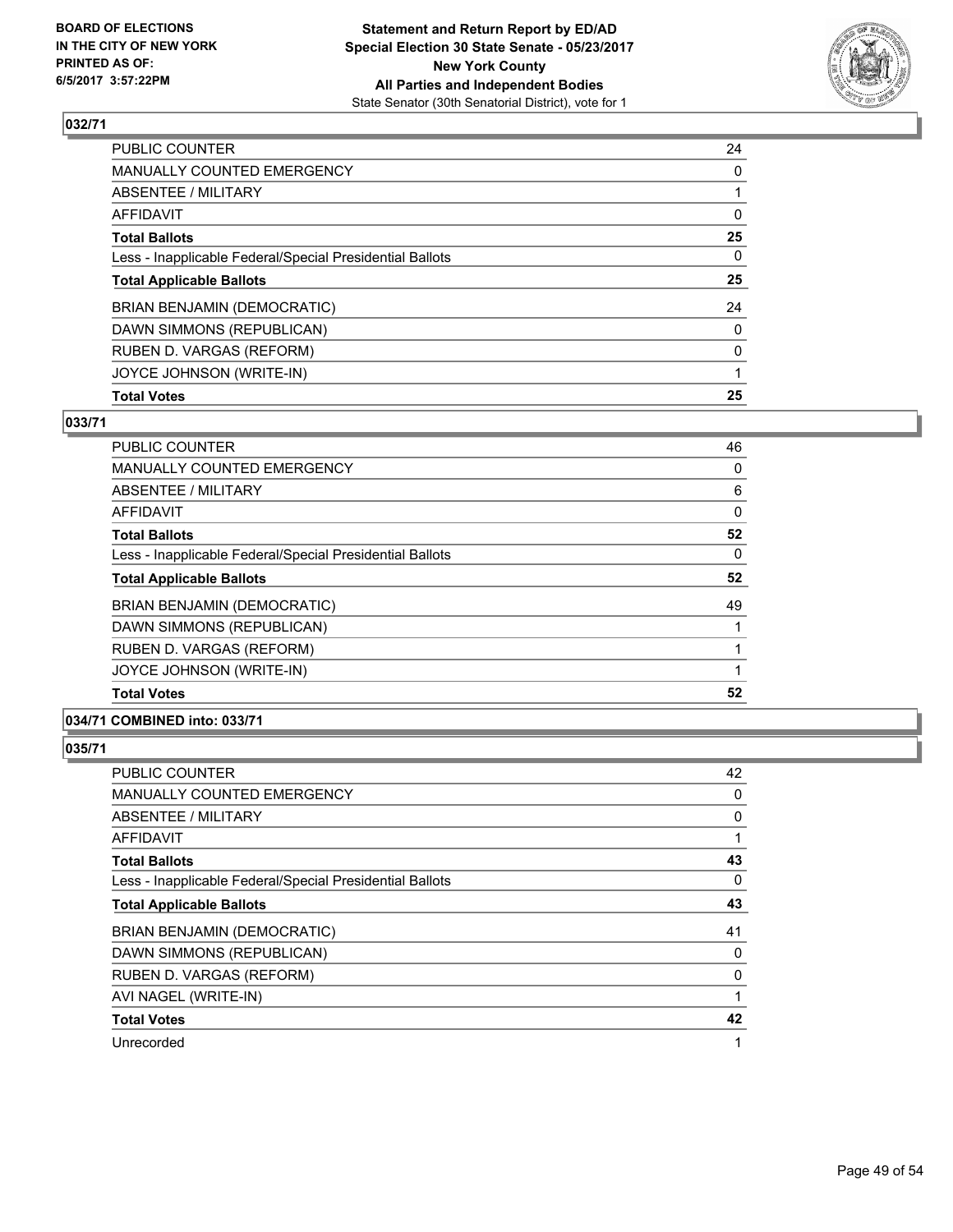**BOARD OF ELECTIONS IN THE CITY OF NEW YORK PRINTED AS OF: 6/5/2017 3:57:22PM**

**Statement and Return Report by ED/AD Special Election 30 State Senate - 05/23/2017 New York County All Parties and Independent Bodies**
State Senator (30th Senatorial District), vote for 1

### 032/71

| | |
|---|---|
| PUBLIC COUNTER | 24 |
| MANUALLY COUNTED EMERGENCY | 0 |
| ABSENTEE / MILITARY | 1 |
| AFFIDAVIT | 0 |
| **Total Ballots** | **25** |
| Less - Inapplicable Federal/Special Presidential Ballots | 0 |
| **Total Applicable Ballots** | **25** |
| BRIAN BENJAMIN (DEMOCRATIC) | 24 |
| DAWN SIMMONS (REPUBLICAN) | 0 |
| RUBEN D. VARGAS (REFORM) | 0 |
| JOYCE JOHNSON (WRITE-IN) | 1 |
| **Total Votes** | **25** |

### 033/71

| | |
|---|---|
| PUBLIC COUNTER | 46 |
| MANUALLY COUNTED EMERGENCY | 0 |
| ABSENTEE / MILITARY | 6 |
| AFFIDAVIT | 0 |
| **Total Ballots** | **52** |
| Less - Inapplicable Federal/Special Presidential Ballots | 0 |
| **Total Applicable Ballots** | **52** |
| BRIAN BENJAMIN (DEMOCRATIC) | 49 |
| DAWN SIMMONS (REPUBLICAN) | 1 |
| RUBEN D. VARGAS (REFORM) | 1 |
| JOYCE JOHNSON (WRITE-IN) | 1 |
| **Total Votes** | **52** |

### 034/71 COMBINED into: 033/71

### 035/71

| | |
|---|---|
| PUBLIC COUNTER | 42 |
| MANUALLY COUNTED EMERGENCY | 0 |
| ABSENTEE / MILITARY | 0 |
| AFFIDAVIT | 1 |
| **Total Ballots** | **43** |
| Less - Inapplicable Federal/Special Presidential Ballots | 0 |
| **Total Applicable Ballots** | **43** |
| BRIAN BENJAMIN (DEMOCRATIC) | 41 |
| DAWN SIMMONS (REPUBLICAN) | 0 |
| RUBEN D. VARGAS (REFORM) | 0 |
| AVI NAGEL (WRITE-IN) | 1 |
| **Total Votes** | **42** |
| Unrecorded | 1 |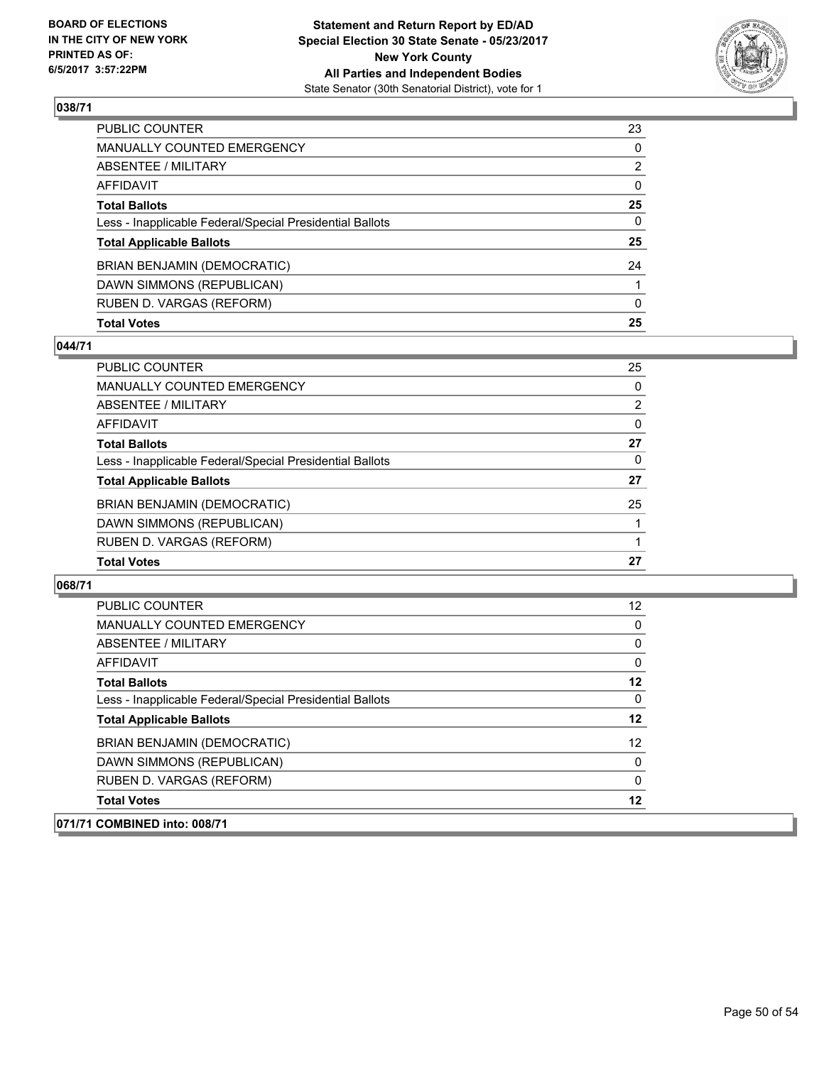**Statement and Return Report by ED/AD**
**Special Election 30 State Senate - 05/23/2017**
**New York County**
**All Parties and Independent Bodies**
State Senator (30th Senatorial District), vote for 1

BOARD OF ELECTIONS IN THE CITY OF NEW YORK PRINTED AS OF: 6/5/2017 3:57:22PM

### 038/71

| | |
|---|---|
| PUBLIC COUNTER | 23 |
| MANUALLY COUNTED EMERGENCY | 0 |
| ABSENTEE / MILITARY | 2 |
| AFFIDAVIT | 0 |
| **Total Ballots** | **25** |
| Less - Inapplicable Federal/Special Presidential Ballots | 0 |
| **Total Applicable Ballots** | **25** |
| BRIAN BENJAMIN (DEMOCRATIC) | 24 |
| DAWN SIMMONS (REPUBLICAN) | 1 |
| RUBEN D. VARGAS (REFORM) | 0 |
| **Total Votes** | **25** |

### 044/71

| | |
|---|---|
| PUBLIC COUNTER | 25 |
| MANUALLY COUNTED EMERGENCY | 0 |
| ABSENTEE / MILITARY | 2 |
| AFFIDAVIT | 0 |
| **Total Ballots** | **27** |
| Less - Inapplicable Federal/Special Presidential Ballots | 0 |
| **Total Applicable Ballots** | **27** |
| BRIAN BENJAMIN (DEMOCRATIC) | 25 |
| DAWN SIMMONS (REPUBLICAN) | 1 |
| RUBEN D. VARGAS (REFORM) | 1 |
| **Total Votes** | **27** |

### 068/71

| | |
|---|---|
| PUBLIC COUNTER | 12 |
| MANUALLY COUNTED EMERGENCY | 0 |
| ABSENTEE / MILITARY | 0 |
| AFFIDAVIT | 0 |
| **Total Ballots** | **12** |
| Less - Inapplicable Federal/Special Presidential Ballots | 0 |
| **Total Applicable Ballots** | **12** |
| BRIAN BENJAMIN (DEMOCRATIC) | 12 |
| DAWN SIMMONS (REPUBLICAN) | 0 |
| RUBEN D. VARGAS (REFORM) | 0 |
| **Total Votes** | **12** |

### 071/71 COMBINED into: 008/71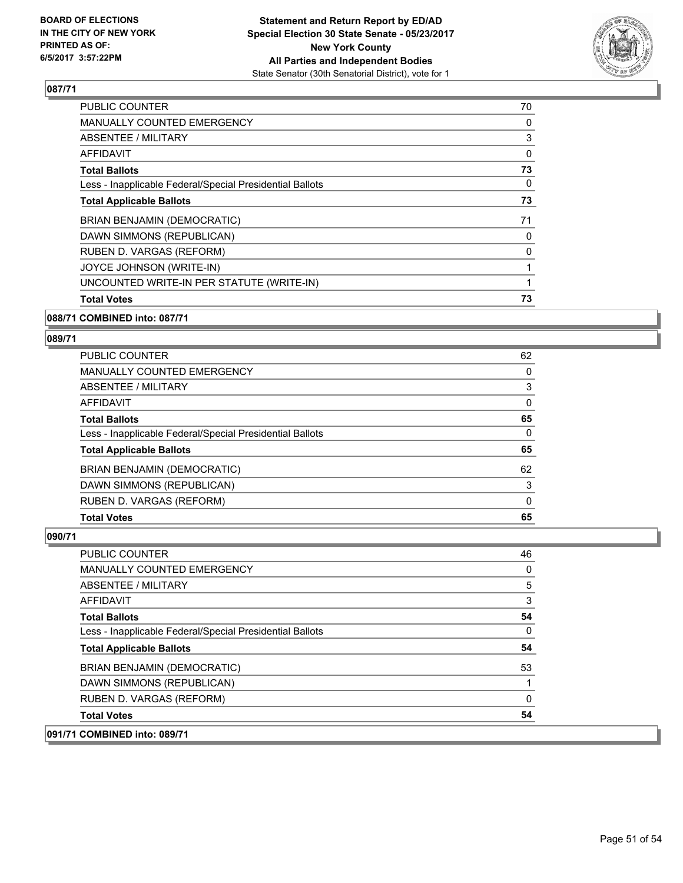**Statement and Return Report by ED/AD**
**Special Election 30 State Senate - 05/23/2017**
**New York County**
**All Parties and Independent Bodies**
State Senator (30th Senatorial District), vote for 1

BOARD OF ELECTIONS IN THE CITY OF NEW YORK
PRINTED AS OF: 6/5/2017 3:57:22PM

### 087/71

| | |
|---|---|
| PUBLIC COUNTER | 70 |
| MANUALLY COUNTED EMERGENCY | 0 |
| ABSENTEE / MILITARY | 3 |
| AFFIDAVIT | 0 |
| **Total Ballots** | **73** |
| Less - Inapplicable Federal/Special Presidential Ballots | 0 |
| **Total Applicable Ballots** | **73** |
| BRIAN BENJAMIN (DEMOCRATIC) | 71 |
| DAWN SIMMONS (REPUBLICAN) | 0 |
| RUBEN D. VARGAS (REFORM) | 0 |
| JOYCE JOHNSON (WRITE-IN) | 1 |
| UNCOUNTED WRITE-IN PER STATUTE (WRITE-IN) | 1 |
| **Total Votes** | **73** |

### 088/71 COMBINED into: 087/71

### 089/71

| | |
|---|---|
| PUBLIC COUNTER | 62 |
| MANUALLY COUNTED EMERGENCY | 0 |
| ABSENTEE / MILITARY | 3 |
| AFFIDAVIT | 0 |
| **Total Ballots** | **65** |
| Less - Inapplicable Federal/Special Presidential Ballots | 0 |
| **Total Applicable Ballots** | **65** |
| BRIAN BENJAMIN (DEMOCRATIC) | 62 |
| DAWN SIMMONS (REPUBLICAN) | 3 |
| RUBEN D. VARGAS (REFORM) | 0 |
| **Total Votes** | **65** |

### 090/71

| | |
|---|---|
| PUBLIC COUNTER | 46 |
| MANUALLY COUNTED EMERGENCY | 0 |
| ABSENTEE / MILITARY | 5 |
| AFFIDAVIT | 3 |
| **Total Ballots** | **54** |
| Less - Inapplicable Federal/Special Presidential Ballots | 0 |
| **Total Applicable Ballots** | **54** |
| BRIAN BENJAMIN (DEMOCRATIC) | 53 |
| DAWN SIMMONS (REPUBLICAN) | 1 |
| RUBEN D. VARGAS (REFORM) | 0 |
| **Total Votes** | **54** |

### 091/71 COMBINED into: 089/71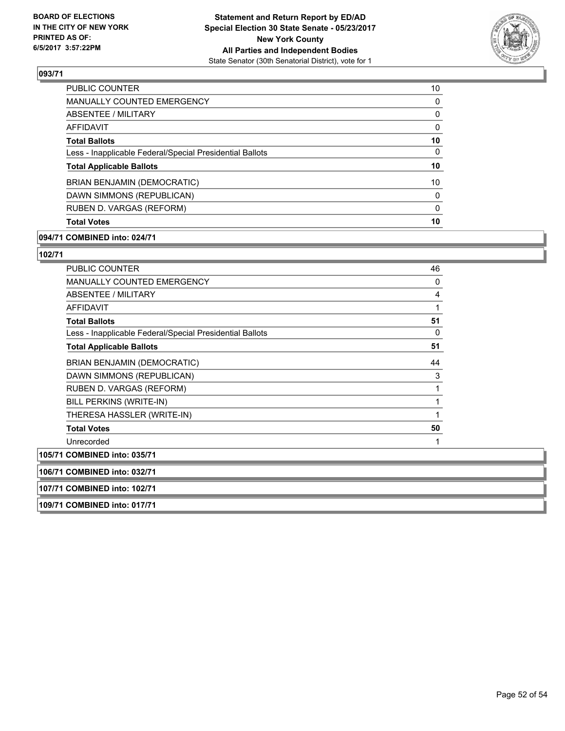### 093/71

| | |
|---|---|
| PUBLIC COUNTER | 10 |
| MANUALLY COUNTED EMERGENCY | 0 |
| ABSENTEE / MILITARY | 0 |
| AFFIDAVIT | 0 |
| **Total Ballots** | **10** |
| Less - Inapplicable Federal/Special Presidential Ballots | 0 |
| **Total Applicable Ballots** | **10** |
| BRIAN BENJAMIN (DEMOCRATIC) | 10 |
| DAWN SIMMONS (REPUBLICAN) | 0 |
| RUBEN D. VARGAS (REFORM) | 0 |
| **Total Votes** | **10** |

### 094/71 COMBINED into: 024/71

### 102/71

| | |
|---|---|
| PUBLIC COUNTER | 46 |
| MANUALLY COUNTED EMERGENCY | 0 |
| ABSENTEE / MILITARY | 4 |
| AFFIDAVIT | 1 |
| **Total Ballots** | **51** |
| Less - Inapplicable Federal/Special Presidential Ballots | 0 |
| **Total Applicable Ballots** | **51** |
| BRIAN BENJAMIN (DEMOCRATIC) | 44 |
| DAWN SIMMONS (REPUBLICAN) | 3 |
| RUBEN D. VARGAS (REFORM) | 1 |
| BILL PERKINS (WRITE-IN) | 1 |
| THERESA HASSLER (WRITE-IN) | 1 |
| **Total Votes** | **50** |
| Unrecorded | 1 |

### 105/71 COMBINED into: 035/71

### 106/71 COMBINED into: 032/71

### 107/71 COMBINED into: 102/71

### 109/71 COMBINED into: 017/71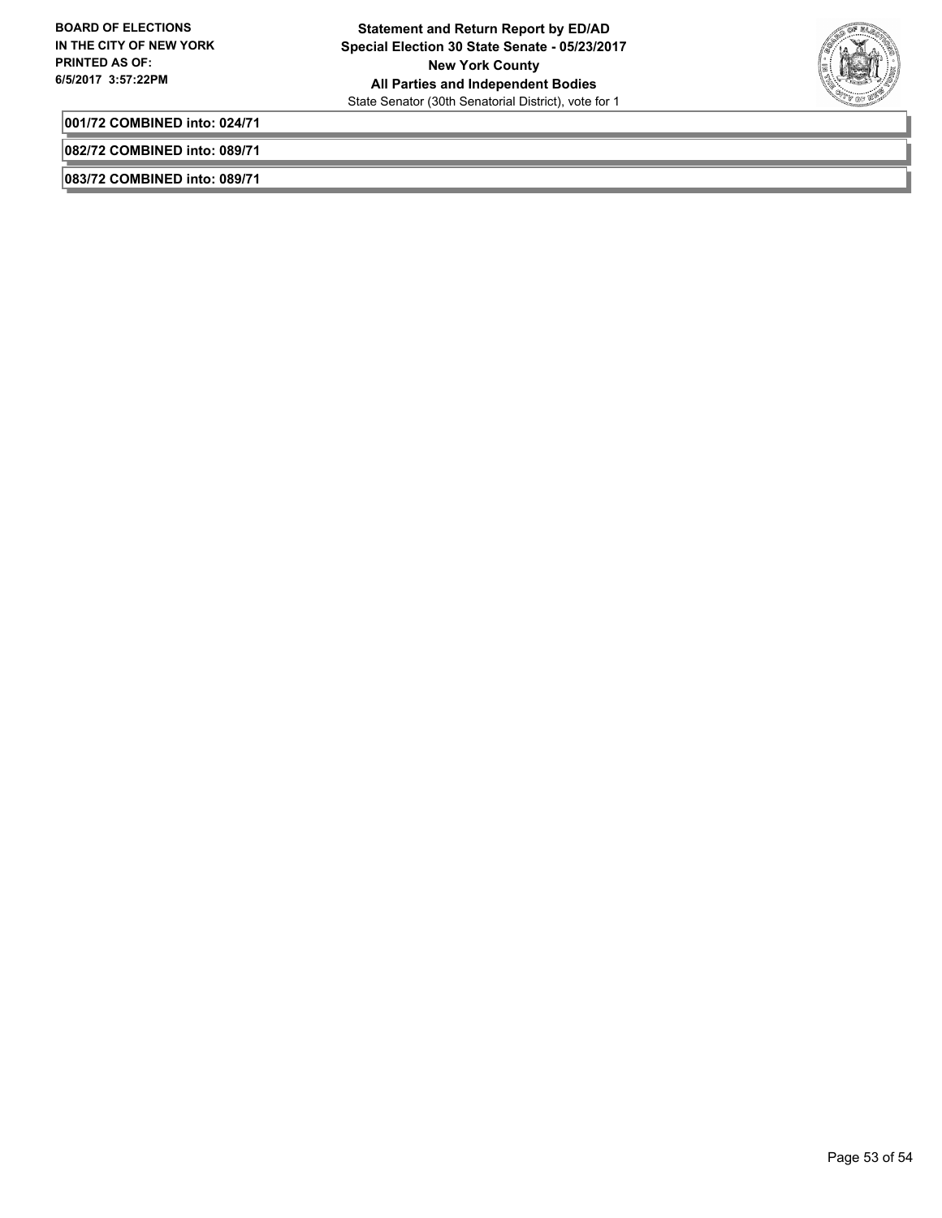**001/72 COMBINED into: 024/71**

**082/72 COMBINED into: 089/71**

**083/72 COMBINED into: 089/71**